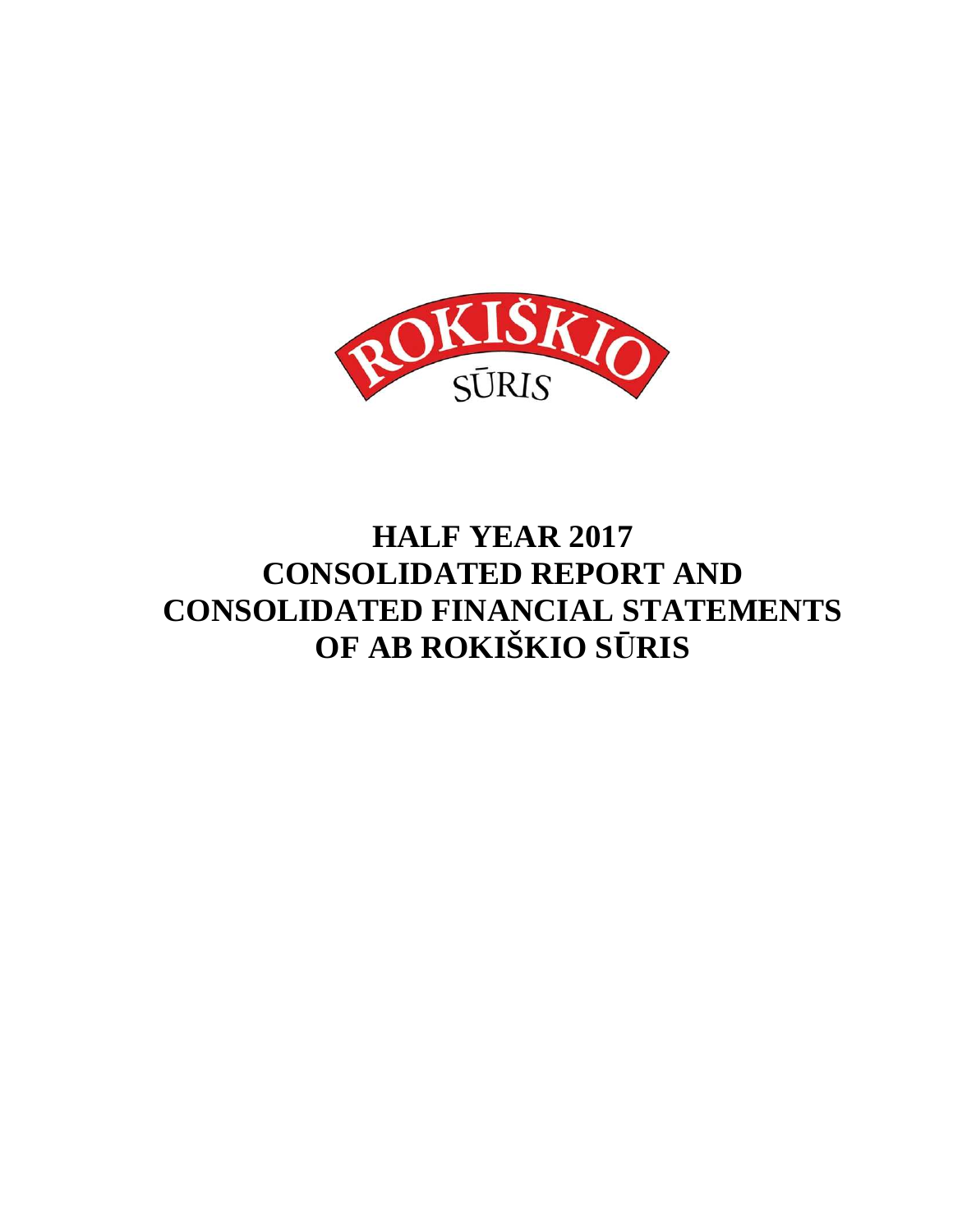# HALF YEAR 2017 CONSOLIDATED REPORT AND CONSOLIDATED FINANCIAL STATEMENTS OF AB ROKIŠKIO SŪRIS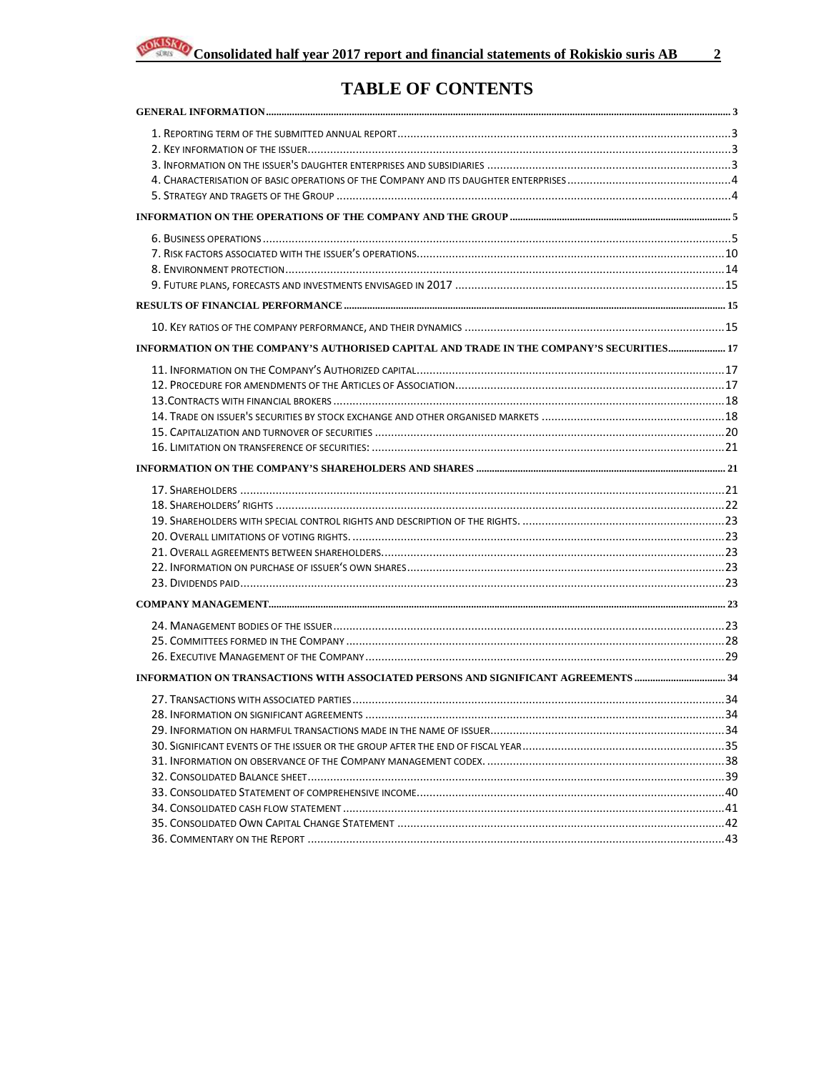# TABLE OF CONTENTS

**GENERAL INFORMATION** 3

1. Reporting term of the submitted annual report 3
2. Key information of the issuer 3
3. Information on the issuer's daughter enterprises and subsidiaries 3
4. Characterisation of basic operations of the Company and its daughter enterprises 4
5. Strategy and tragets of the Group 4

**INFORMATION ON THE OPERATIONS OF THE COMPANY AND THE GROUP** 5

6. Business operations 5
7. Risk factors associated with the issuer's operations 10
8. Environment protection 14
9. Future plans, forecasts and investments envisaged in 2017 15

**RESULTS OF FINANCIAL PERFORMANCE** 15

10. Key ratios of the company performance, and their dynamics 15

**INFORMATION ON THE COMPANY'S AUTHORISED CAPITAL AND TRADE IN THE COMPANY'S SECURITIES** 17

11. Information on the Company's Authorized capital 17
12. Procedure for amendments of the Articles of Association 17
13. Contracts with financial brokers 18
14. Trade on issuer's securities by stock exchange and other organised markets 18
15. Capitalization and turnover of securities 20
16. Limitation on transference of securities: 21

**INFORMATION ON THE COMPANY'S SHAREHOLDERS AND SHARES** 21

17. Shareholders 21
18. Shareholders' rights 22
19. Shareholders with special control rights and description of the rights. 23
20. Overall limitations of voting rights. 23
21. Overall agreements between shareholders. 23
22. Information on purchase of issuer's own shares 23
23. Dividends paid 23

**COMPANY MANAGEMENT** 23

24. Management bodies of the issuer 23
25. Committees formed in the Company 28
26. Executive Management of the Company 29

**INFORMATION ON TRANSACTIONS WITH ASSOCIATED PERSONS AND SIGNIFICANT AGREEMENTS** 34

27. Transactions with associated parties 34
28. Information on significant agreements 34
29. Information on harmful transactions made in the name of issuer 34
30. Significant events of the issuer or the Group after the end of fiscal year 35
31. Information on observance of the Company management codex. 38
32. Consolidated Balance sheet 39
33. Consolidated Statement of comprehensive income 40
34. Consolidated cash flow statement 41
35. Consolidated Own Capital Change Statement 42
36. Commentary on the Report 43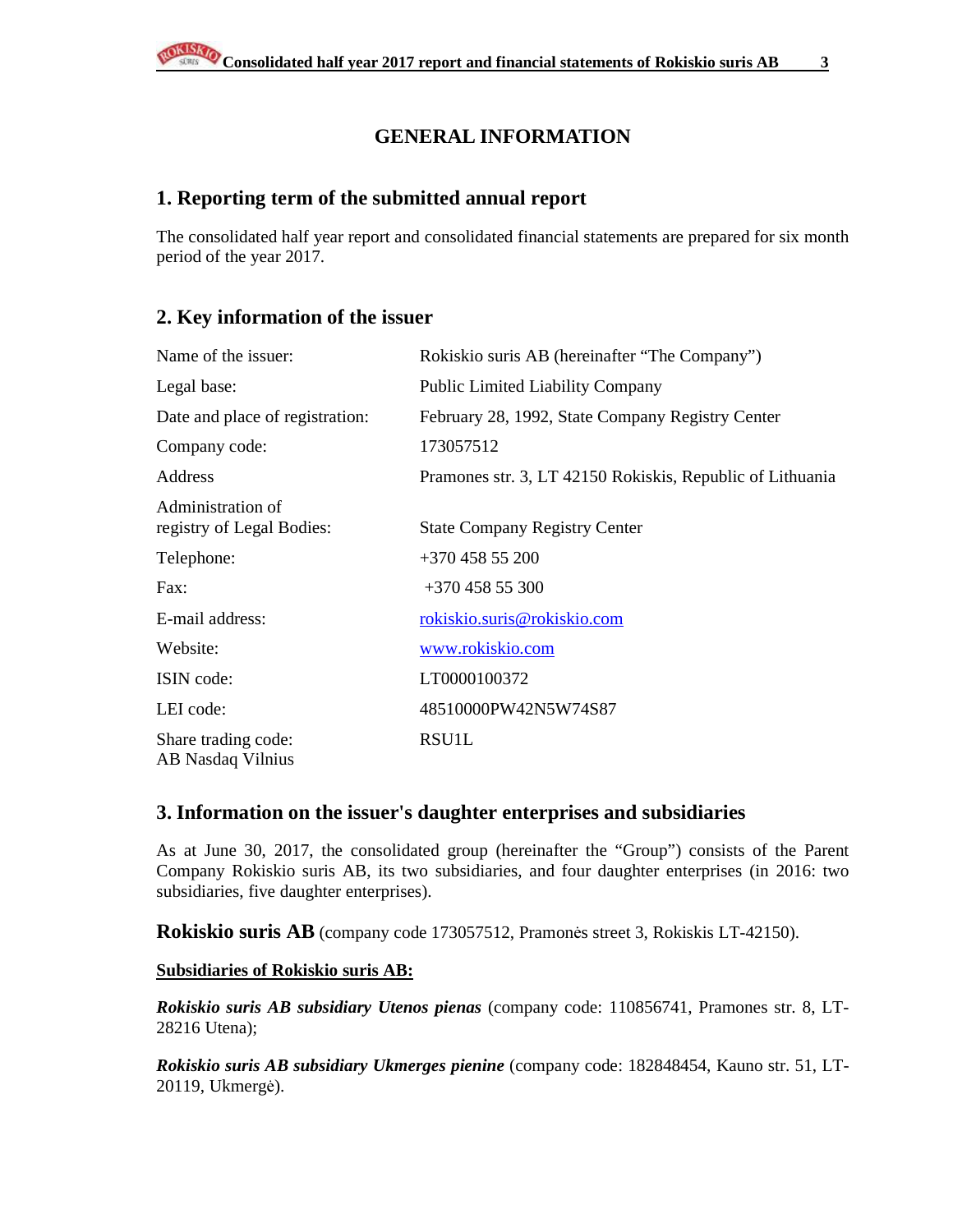# GENERAL INFORMATION

## 1. Reporting term of the submitted annual report

The consolidated half year report and consolidated financial statements are prepared for six month period of the year 2017.

## 2. Key information of the issuer

| | |
|---|---|
| Name of the issuer: | Rokiskio suris AB (hereinafter "The Company") |
| Legal base: | Public Limited Liability Company |
| Date and place of registration: | February 28, 1992, State Company Registry Center |
| Company code: | 173057512 |
| Address | Pramones str. 3, LT 42150 Rokiskis, Republic of Lithuania |
| Administration of registry of Legal Bodies: | State Company Registry Center |
| Telephone: | +370 458 55 200 |
| Fax: | +370 458 55 300 |
| E-mail address: | rokiskio.suris@rokiskio.com |
| Website: | www.rokiskio.com |
| ISIN code: | LT0000100372 |
| LEI code: | 48510000PW42N5W74S87 |
| Share trading code: AB Nasdaq Vilnius | RSU1L |

## 3. Information on the issuer's daughter enterprises and subsidiaries

As at June 30, 2017, the consolidated group (hereinafter the "Group") consists of the Parent Company Rokiskio suris AB, its two subsidiaries, and four daughter enterprises (in 2016: two subsidiaries, five daughter enterprises).

**Rokiskio suris AB** (company code 173057512, Pramonės street 3, Rokiskis LT-42150).

**Subsidiaries of Rokiskio suris AB:**

***Rokiskio suris AB subsidiary Utenos pienas*** (company code: 110856741, Pramones str. 8, LT-28216 Utena);

***Rokiskio suris AB subsidiary Ukmerges pienine*** (company code: 182848454, Kauno str. 51, LT-20119, Ukmergė).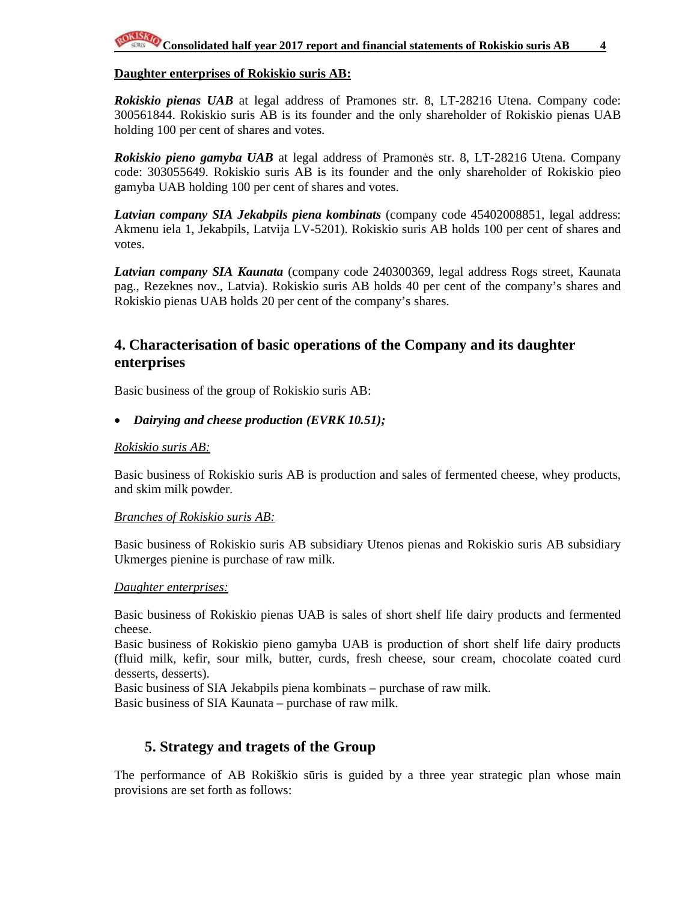**Daughter enterprises of Rokiskio suris AB:**

***Rokiskio pienas UAB*** at legal address of Pramones str. 8, LT-28216 Utena. Company code: 300561844. Rokiskio suris AB is its founder and the only shareholder of Rokiskio pienas UAB holding 100 per cent of shares and votes.

***Rokiskio pieno gamyba UAB*** at legal address of Pramonės str. 8, LT-28216 Utena. Company code: 303055649. Rokiskio suris AB is its founder and the only shareholder of Rokiskio pieo gamyba UAB holding 100 per cent of shares and votes.

***Latvian company SIA Jekabpils piena kombinats*** (company code 45402008851, legal address: Akmenu iela 1, Jekabpils, Latvija LV-5201). Rokiskio suris AB holds 100 per cent of shares and votes.

***Latvian company SIA Kaunata*** (company code 240300369, legal address Rogs street, Kaunata pag., Rezeknes nov., Latvia). Rokiskio suris AB holds 40 per cent of the company's shares and Rokiskio pienas UAB holds 20 per cent of the company's shares.

## 4. Characterisation of basic operations of the Company and its daughter enterprises

Basic business of the group of Rokiskio suris AB:

- ***Dairying and cheese production (EVRK 10.51);***

*Rokiskio suris AB:*

Basic business of Rokiskio suris AB is production and sales of fermented cheese, whey products, and skim milk powder.

*Branches of Rokiskio suris AB:*

Basic business of Rokiskio suris AB subsidiary Utenos pienas and Rokiskio suris AB subsidiary Ukmerges pienine is purchase of raw milk.

*Daughter enterprises:*

Basic business of Rokiskio pienas UAB is sales of short shelf life dairy products and fermented cheese.
Basic business of Rokiskio pieno gamyba UAB is production of short shelf life dairy products (fluid milk, kefir, sour milk, butter, curds, fresh cheese, sour cream, chocolate coated curd desserts, desserts).
Basic business of SIA Jekabpils piena kombinats – purchase of raw milk.
Basic business of SIA Kaunata – purchase of raw milk.

## 5. Strategy and tragets of the Group

The performance of AB Rokiškio sūris is guided by a three year strategic plan whose main provisions are set forth as follows: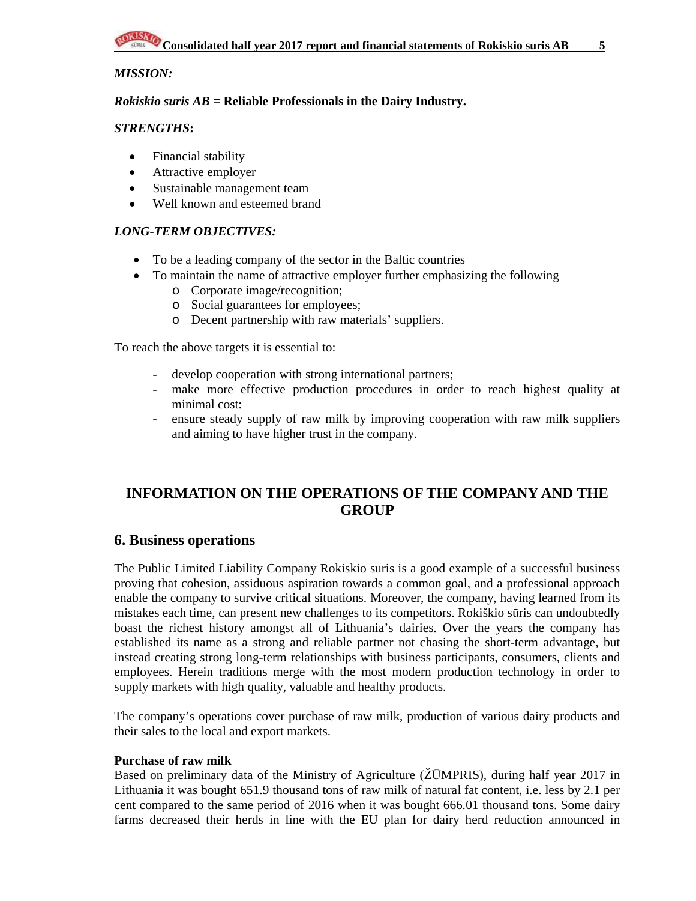*MISSION:*

***Rokiskio suris AB* = Reliable Professionals in the Dairy Industry.**

***STRENGTHS*:**

- Financial stability
- Attractive employer
- Sustainable management team
- Well known and esteemed brand

*LONG-TERM OBJECTIVES:*

- To be a leading company of the sector in the Baltic countries
- To maintain the name of attractive employer further emphasizing the following
  - Corporate image/recognition;
  - Social guarantees for employees;
  - Decent partnership with raw materials' suppliers.

To reach the above targets it is essential to:

- develop cooperation with strong international partners;
- make more effective production procedures in order to reach highest quality at minimal cost:
- ensure steady supply of raw milk by improving cooperation with raw milk suppliers and aiming to have higher trust in the company.

# INFORMATION ON THE OPERATIONS OF THE COMPANY AND THE GROUP

## 6. Business operations

The Public Limited Liability Company Rokiskio suris is a good example of a successful business proving that cohesion, assiduous aspiration towards a common goal, and a professional approach enable the company to survive critical situations. Moreover, the company, having learned from its mistakes each time, can present new challenges to its competitors. Rokiškio sūris can undoubtedly boast the richest history amongst all of Lithuania's dairies. Over the years the company has established its name as a strong and reliable partner not chasing the short-term advantage, but instead creating strong long-term relationships with business participants, consumers, clients and employees. Herein traditions merge with the most modern production technology in order to supply markets with high quality, valuable and healthy products.

The company's operations cover purchase of raw milk, production of various dairy products and their sales to the local and export markets.

**Purchase of raw milk**
Based on preliminary data of the Ministry of Agriculture (ŽŪMPRIS), during half year 2017 in Lithuania it was bought 651.9 thousand tons of raw milk of natural fat content, i.e. less by 2.1 per cent compared to the same period of 2016 when it was bought 666.01 thousand tons. Some dairy farms decreased their herds in line with the EU plan for dairy herd reduction announced in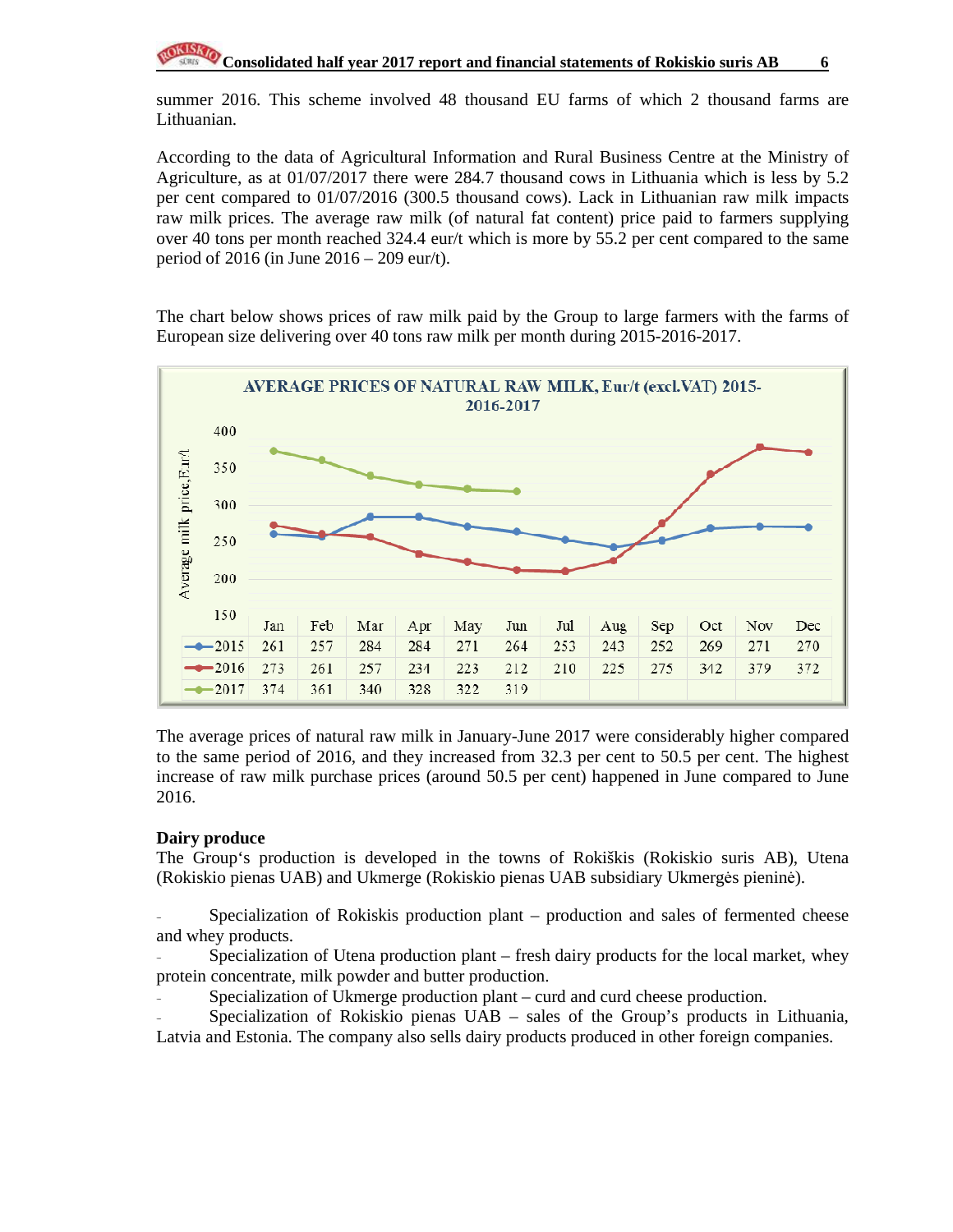summer 2016. This scheme involved 48 thousand EU farms of which 2 thousand farms are Lithuanian.

According to the data of Agricultural Information and Rural Business Centre at the Ministry of Agriculture, as at 01/07/2017 there were 284.7 thousand cows in Lithuania which is less by 5.2 per cent compared to 01/07/2016 (300.5 thousand cows). Lack in Lithuanian raw milk impacts raw milk prices. The average raw milk (of natural fat content) price paid to farmers supplying over 40 tons per month reached 324.4 eur/t which is more by 55.2 per cent compared to the same period of 2016 (in June 2016 – 209 eur/t).

The chart below shows prices of raw milk paid by the Group to large farmers with the farms of European size delivering over 40 tons raw milk per month during 2015-2016-2017.

**AVERAGE PRICES OF NATURAL RAW MILK, Eur/t (excl.VAT) 2015-2016-2017**

| | Jan | Feb | Mar | Apr | May | Jun | Jul | Aug | Sep | Oct | Nov | Dec |
|---|---|---|---|---|---|---|---|---|---|---|---|---|
| 2015 | 261 | 257 | 284 | 284 | 271 | 264 | 253 | 243 | 252 | 269 | 271 | 270 |
| 2016 | 273 | 261 | 257 | 234 | 223 | 212 | 210 | 225 | 275 | 342 | 379 | 372 |
| 2017 | 374 | 361 | 340 | 328 | 322 | 319 | | | | | | |

The average prices of natural raw milk in January-June 2017 were considerably higher compared to the same period of 2016, and they increased from 32.3 per cent to 50.5 per cent. The highest increase of raw milk purchase prices (around 50.5 per cent) happened in June compared to June 2016.

**Dairy produce**

The Group‘s production is developed in the towns of Rokiškis (Rokiskio suris AB), Utena (Rokiskio pienas UAB) and Ukmerge (Rokiskio pienas UAB subsidiary Ukmergės pieninė).

- Specialization of Rokiskis production plant – production and sales of fermented cheese and whey products.
- Specialization of Utena production plant – fresh dairy products for the local market, whey protein concentrate, milk powder and butter production.
- Specialization of Ukmerge production plant – curd and curd cheese production.
- Specialization of Rokiskio pienas UAB – sales of the Group’s products in Lithuania, Latvia and Estonia. The company also sells dairy products produced in other foreign companies.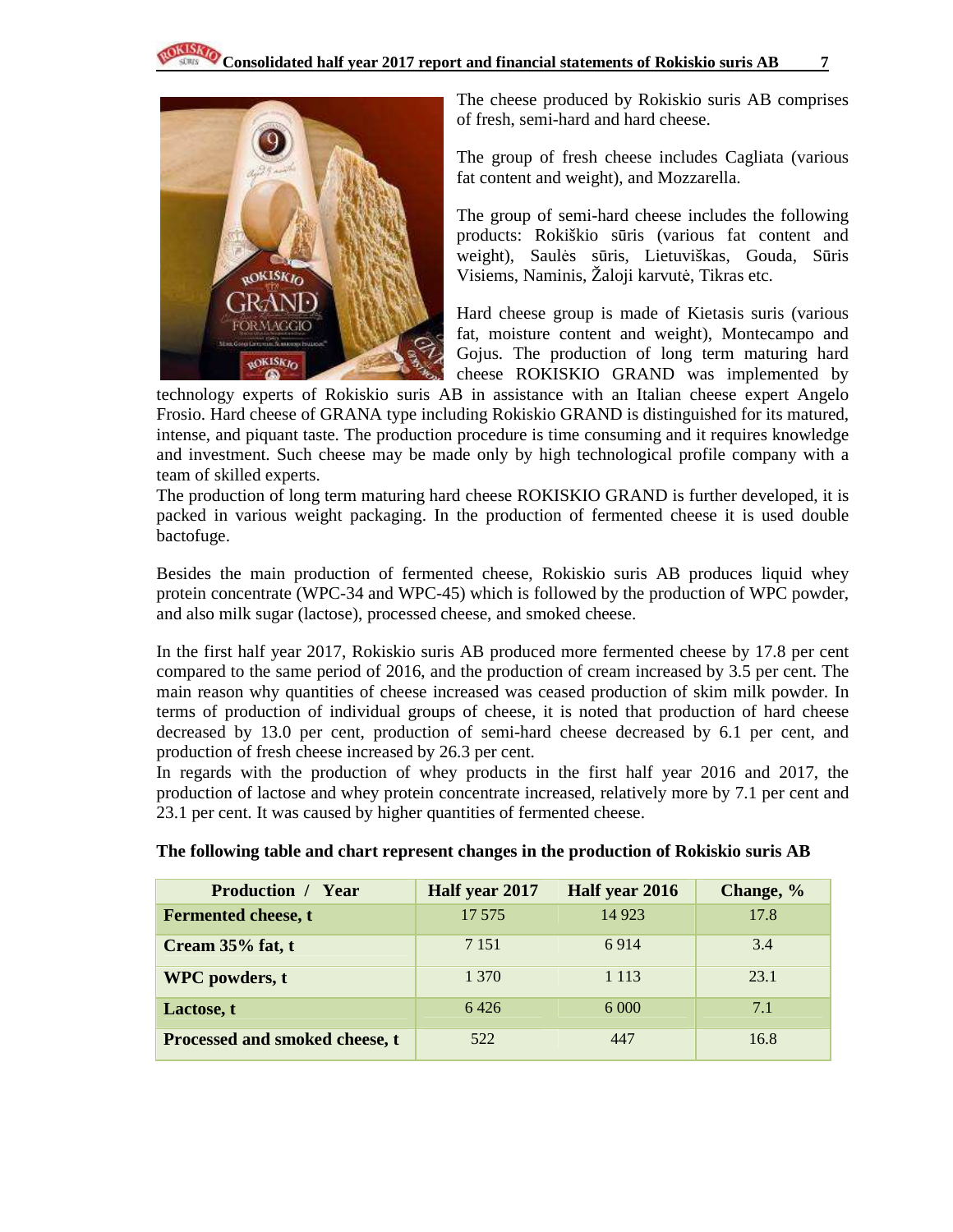The cheese produced by Rokiskio suris AB comprises of fresh, semi-hard and hard cheese.

The group of fresh cheese includes Cagliata (various fat content and weight), and Mozzarella.

The group of semi-hard cheese includes the following products: Rokiškio sūris (various fat content and weight), Saulės sūris, Lietuviškas, Gouda, Sūris Visiems, Naminis, Žaloji karvutė, Tikras etc.

Hard cheese group is made of Kietasis suris (various fat, moisture content and weight), Montecampo and Gojus. The production of long term maturing hard cheese ROKISKIO GRAND was implemented by technology experts of Rokiskio suris AB in assistance with an Italian cheese expert Angelo Frosio. Hard cheese of GRANA type including Rokiskio GRAND is distinguished for its matured, intense, and piquant taste. The production procedure is time consuming and it requires knowledge and investment. Such cheese may be made only by high technological profile company with a team of skilled experts.

The production of long term maturing hard cheese ROKISKIO GRAND is further developed, it is packed in various weight packaging. In the production of fermented cheese it is used double bactofuge.

Besides the main production of fermented cheese, Rokiskio suris AB produces liquid whey protein concentrate (WPC-34 and WPC-45) which is followed by the production of WPC powder, and also milk sugar (lactose), processed cheese, and smoked cheese.

In the first half year 2017, Rokiskio suris AB produced more fermented cheese by 17.8 per cent compared to the same period of 2016, and the production of cream increased by 3.5 per cent. The main reason why quantities of cheese increased was ceased production of skim milk powder. In terms of production of individual groups of cheese, it is noted that production of hard cheese decreased by 13.0 per cent, production of semi-hard cheese decreased by 6.1 per cent, and production of fresh cheese increased by 26.3 per cent.

In regards with the production of whey products in the first half year 2016 and 2017, the production of lactose and whey protein concentrate increased, relatively more by 7.1 per cent and 23.1 per cent. It was caused by higher quantities of fermented cheese.

**The following table and chart represent changes in the production of Rokiskio suris AB**

| Production / Year | Half year 2017 | Half year 2016 | Change, % |
|---|---|---|---|
| **Fermented cheese, t** | 17 575 | 14 923 | 17.8 |
| **Cream 35% fat, t** | 7 151 | 6 914 | 3.4 |
| **WPC powders, t** | 1 370 | 1 113 | 23.1 |
| **Lactose, t** | 6 426 | 6 000 | 7.1 |
| **Processed and smoked cheese, t** | 522 | 447 | 16.8 |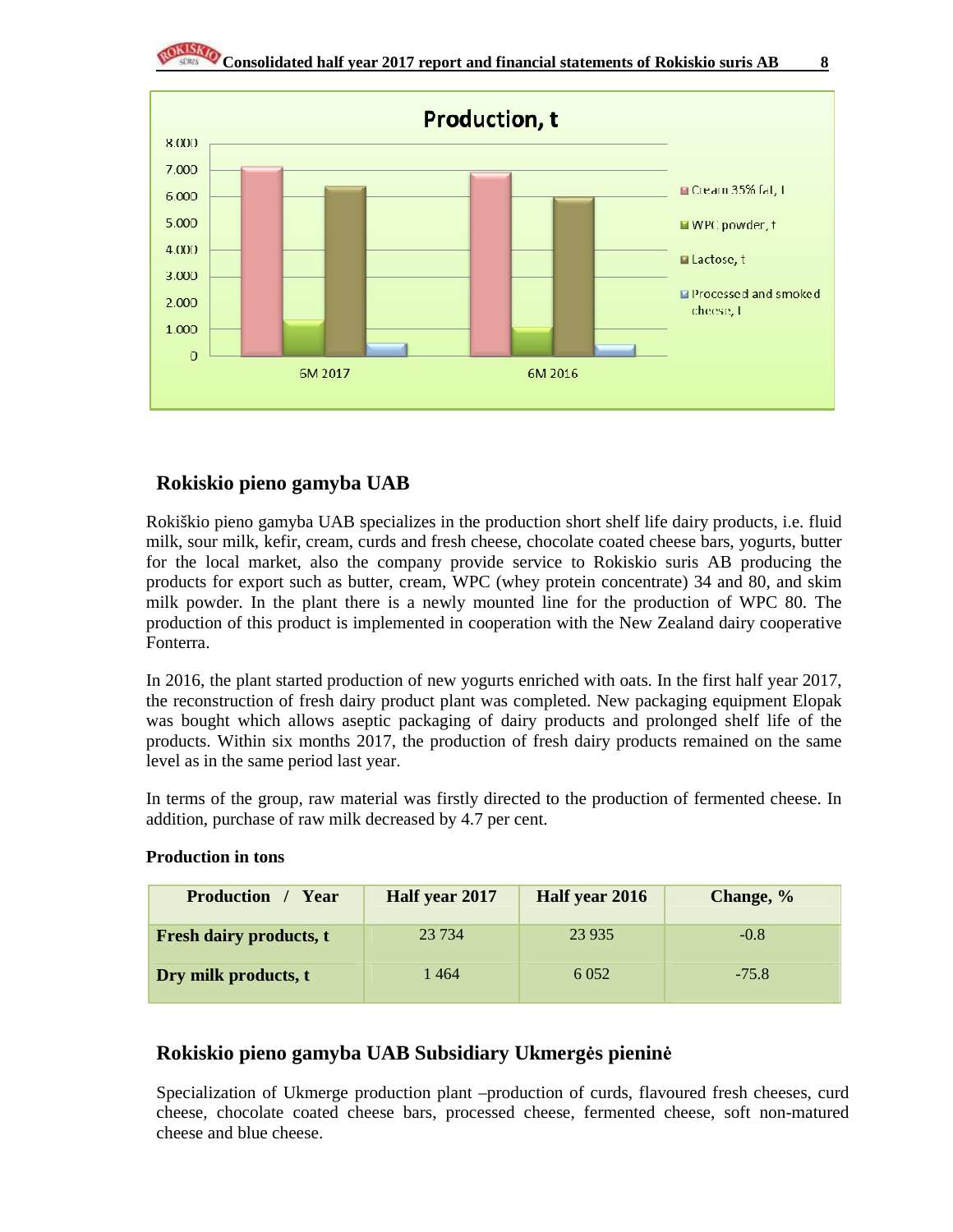## Rokiskio pieno gamyba UAB

Rokiškio pieno gamyba UAB specializes in the production short shelf life dairy products, i.e. fluid milk, sour milk, kefir, cream, curds and fresh cheese, chocolate coated cheese bars, yogurts, butter for the local market, also the company provide service to Rokiskio suris AB producing the products for export such as butter, cream, WPC (whey protein concentrate) 34 and 80, and skim milk powder. In the plant there is a newly mounted line for the production of WPC 80. The production of this product is implemented in cooperation with the New Zealand dairy cooperative Fonterra.

In 2016, the plant started production of new yogurts enriched with oats. In the first half year 2017, the reconstruction of fresh dairy product plant was completed. New packaging equipment Elopak was bought which allows aseptic packaging of dairy products and prolonged shelf life of the products. Within six months 2017, the production of fresh dairy products remained on the same level as in the same period last year.

In terms of the group, raw material was firstly directed to the production of fermented cheese. In addition, purchase of raw milk decreased by 4.7 per cent.

**Production in tons**

| Production / Year | Half year 2017 | Half year 2016 | Change, % |
|---|---|---|---|
| **Fresh dairy products, t** | 23 734 | 23 935 | -0.8 |
| **Dry milk products, t** | 1 464 | 6 052 | -75.8 |

## Rokiskio pieno gamyba UAB Subsidiary Ukmergės pieninė

Specialization of Ukmerge production plant –production of curds, flavoured fresh cheeses, curd cheese, chocolate coated cheese bars, processed cheese, fermented cheese, soft non-matured cheese and blue cheese.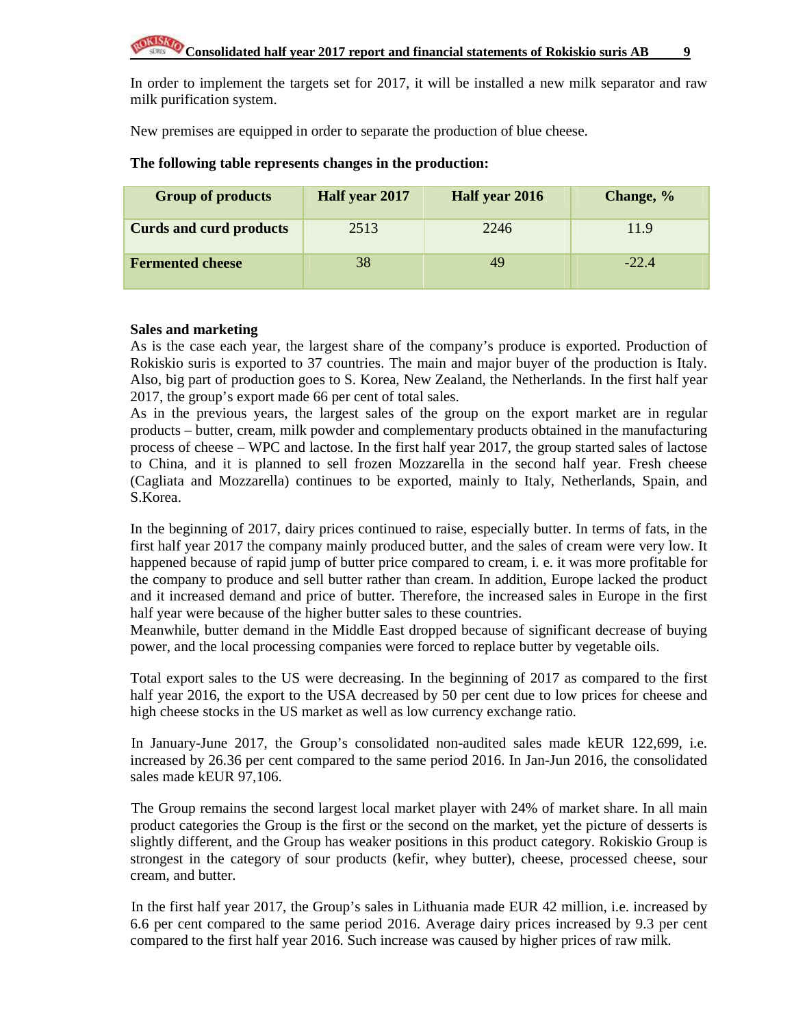In order to implement the targets set for 2017, it will be installed a new milk separator and raw milk purification system.

New premises are equipped in order to separate the production of blue cheese.

**The following table represents changes in the production:**

| Group of products | Half year 2017 | Half year 2016 | Change, % |
|---|---|---|---|
| **Curds and curd products** | 2513 | 2246 | 11.9 |
| **Fermented cheese** | 38 | 49 | -22.4 |

**Sales and marketing**

As is the case each year, the largest share of the company's produce is exported. Production of Rokiskio suris is exported to 37 countries. The main and major buyer of the production is Italy. Also, big part of production goes to S. Korea, New Zealand, the Netherlands. In the first half year 2017, the group's export made 66 per cent of total sales.

As in the previous years, the largest sales of the group on the export market are in regular products – butter, cream, milk powder and complementary products obtained in the manufacturing process of cheese – WPC and lactose. In the first half year 2017, the group started sales of lactose to China, and it is planned to sell frozen Mozzarella in the second half year. Fresh cheese (Cagliata and Mozzarella) continues to be exported, mainly to Italy, Netherlands, Spain, and S.Korea.

In the beginning of 2017, dairy prices continued to raise, especially butter. In terms of fats, in the first half year 2017 the company mainly produced butter, and the sales of cream were very low. It happened because of rapid jump of butter price compared to cream, i. e. it was more profitable for the company to produce and sell butter rather than cream. In addition, Europe lacked the product and it increased demand and price of butter. Therefore, the increased sales in Europe in the first half year were because of the higher butter sales to these countries.

Meanwhile, butter demand in the Middle East dropped because of significant decrease of buying power, and the local processing companies were forced to replace butter by vegetable oils.

Total export sales to the US were decreasing. In the beginning of 2017 as compared to the first half year 2016, the export to the USA decreased by 50 per cent due to low prices for cheese and high cheese stocks in the US market as well as low currency exchange ratio.

In January-June 2017, the Group's consolidated non-audited sales made kEUR 122,699, i.e. increased by 26.36 per cent compared to the same period 2016. In Jan-Jun 2016, the consolidated sales made kEUR 97,106.

The Group remains the second largest local market player with 24% of market share. In all main product categories the Group is the first or the second on the market, yet the picture of desserts is slightly different, and the Group has weaker positions in this product category. Rokiskio Group is strongest in the category of sour products (kefir, whey butter), cheese, processed cheese, sour cream, and butter.

In the first half year 2017, the Group's sales in Lithuania made EUR 42 million, i.e. increased by 6.6 per cent compared to the same period 2016. Average dairy prices increased by 9.3 per cent compared to the first half year 2016. Such increase was caused by higher prices of raw milk.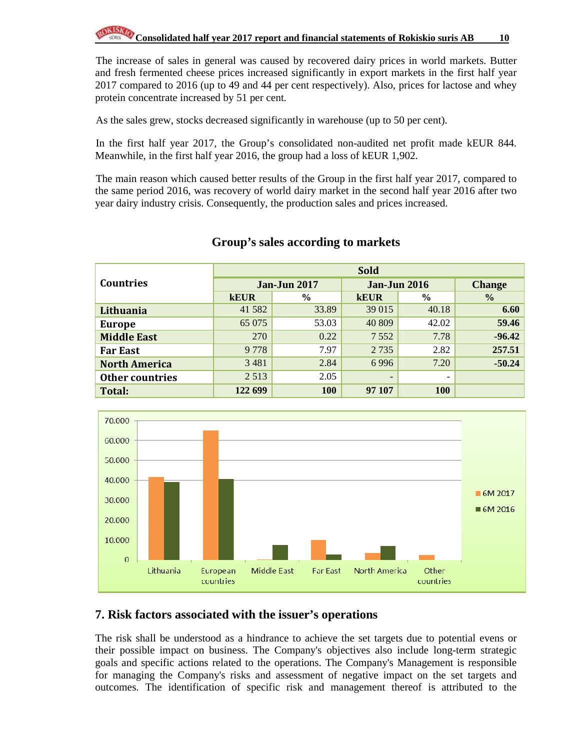The increase of sales in general was caused by recovered dairy prices in world markets. Butter and fresh fermented cheese prices increased significantly in export markets in the first half year 2017 compared to 2016 (up to 49 and 44 per cent respectively). Also, prices for lactose and whey protein concentrate increased by 51 per cent.

As the sales grew, stocks decreased significantly in warehouse (up to 50 per cent).

In the first half year 2017, the Group's consolidated non-audited net profit made kEUR 844. Meanwhile, in the first half year 2016, the group had a loss of kEUR 1,902.

The main reason which caused better results of the Group in the first half year 2017, compared to the same period 2016, was recovery of world dairy market in the second half year 2016 after two year dairy industry crisis. Consequently, the production sales and prices increased.

## Group's sales according to markets

| Countries | Sold | | | | |
|---|---|---|---|---|---|
| | Jan-Jun 2017 | | Jan-Jun 2016 | | Change |
| | kEUR | % | kEUR | % | % |
| **Lithuania** | 41 582 | 33.89 | 39 015 | 40.18 | **6.60** |
| **Europe** | 65 075 | 53.03 | 40 809 | 42.02 | **59.46** |
| **Middle East** | 270 | 0.22 | 7 552 | 7.78 | **-96.42** |
| **Far East** | 9 778 | 7.97 | 2 735 | 2.82 | **257.51** |
| **North America** | 3 481 | 2.84 | 6 996 | 7.20 | **-50.24** |
| **Other countries** | 2 513 | 2.05 | - | - | |
| **Total:** | **122 699** | **100** | **97 107** | **100** | |

## 7. Risk factors associated with the issuer's operations

The risk shall be understood as a hindrance to achieve the set targets due to potential evens or their possible impact on business. The Company's objectives also include long-term strategic goals and specific actions related to the operations. The Company's Management is responsible for managing the Company's risks and assessment of negative impact on the set targets and outcomes. The identification of specific risk and management thereof is attributed to the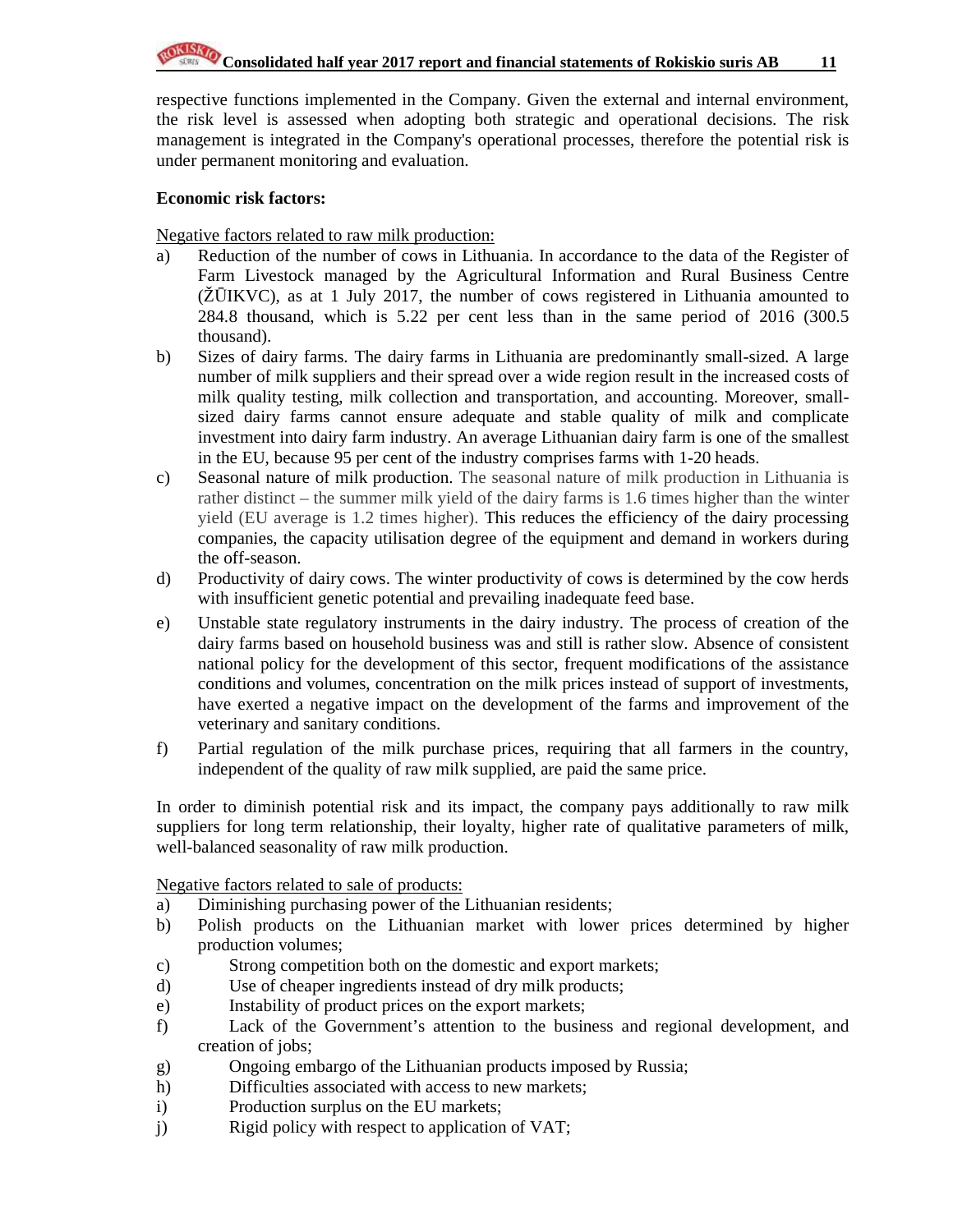respective functions implemented in the Company. Given the external and internal environment, the risk level is assessed when adopting both strategic and operational decisions. The risk management is integrated in the Company's operational processes, therefore the potential risk is under permanent monitoring and evaluation.

**Economic risk factors:**

Negative factors related to raw milk production:

a) Reduction of the number of cows in Lithuania. In accordance to the data of the Register of Farm Livestock managed by the Agricultural Information and Rural Business Centre (ŽŪIKVC), as at 1 July 2017, the number of cows registered in Lithuania amounted to 284.8 thousand, which is 5.22 per cent less than in the same period of 2016 (300.5 thousand).

b) Sizes of dairy farms. The dairy farms in Lithuania are predominantly small-sized. A large number of milk suppliers and their spread over a wide region result in the increased costs of milk quality testing, milk collection and transportation, and accounting. Moreover, small-sized dairy farms cannot ensure adequate and stable quality of milk and complicate investment into dairy farm industry. An average Lithuanian dairy farm is one of the smallest in the EU, because 95 per cent of the industry comprises farms with 1-20 heads.

c) Seasonal nature of milk production. The seasonal nature of milk production in Lithuania is rather distinct – the summer milk yield of the dairy farms is 1.6 times higher than the winter yield (EU average is 1.2 times higher). This reduces the efficiency of the dairy processing companies, the capacity utilisation degree of the equipment and demand in workers during the off-season.

d) Productivity of dairy cows. The winter productivity of cows is determined by the cow herds with insufficient genetic potential and prevailing inadequate feed base.

e) Unstable state regulatory instruments in the dairy industry. The process of creation of the dairy farms based on household business was and still is rather slow. Absence of consistent national policy for the development of this sector, frequent modifications of the assistance conditions and volumes, concentration on the milk prices instead of support of investments, have exerted a negative impact on the development of the farms and improvement of the veterinary and sanitary conditions.

f) Partial regulation of the milk purchase prices, requiring that all farmers in the country, independent of the quality of raw milk supplied, are paid the same price.

In order to diminish potential risk and its impact, the company pays additionally to raw milk suppliers for long term relationship, their loyalty, higher rate of qualitative parameters of milk, well-balanced seasonality of raw milk production.

Negative factors related to sale of products:

a) Diminishing purchasing power of the Lithuanian residents;

b) Polish products on the Lithuanian market with lower prices determined by higher production volumes;

c) Strong competition both on the domestic and export markets;

d) Use of cheaper ingredients instead of dry milk products;

e) Instability of product prices on the export markets;

f) Lack of the Government's attention to the business and regional development, and creation of jobs;

g) Ongoing embargo of the Lithuanian products imposed by Russia;

h) Difficulties associated with access to new markets;

i) Production surplus on the EU markets;

j) Rigid policy with respect to application of VAT;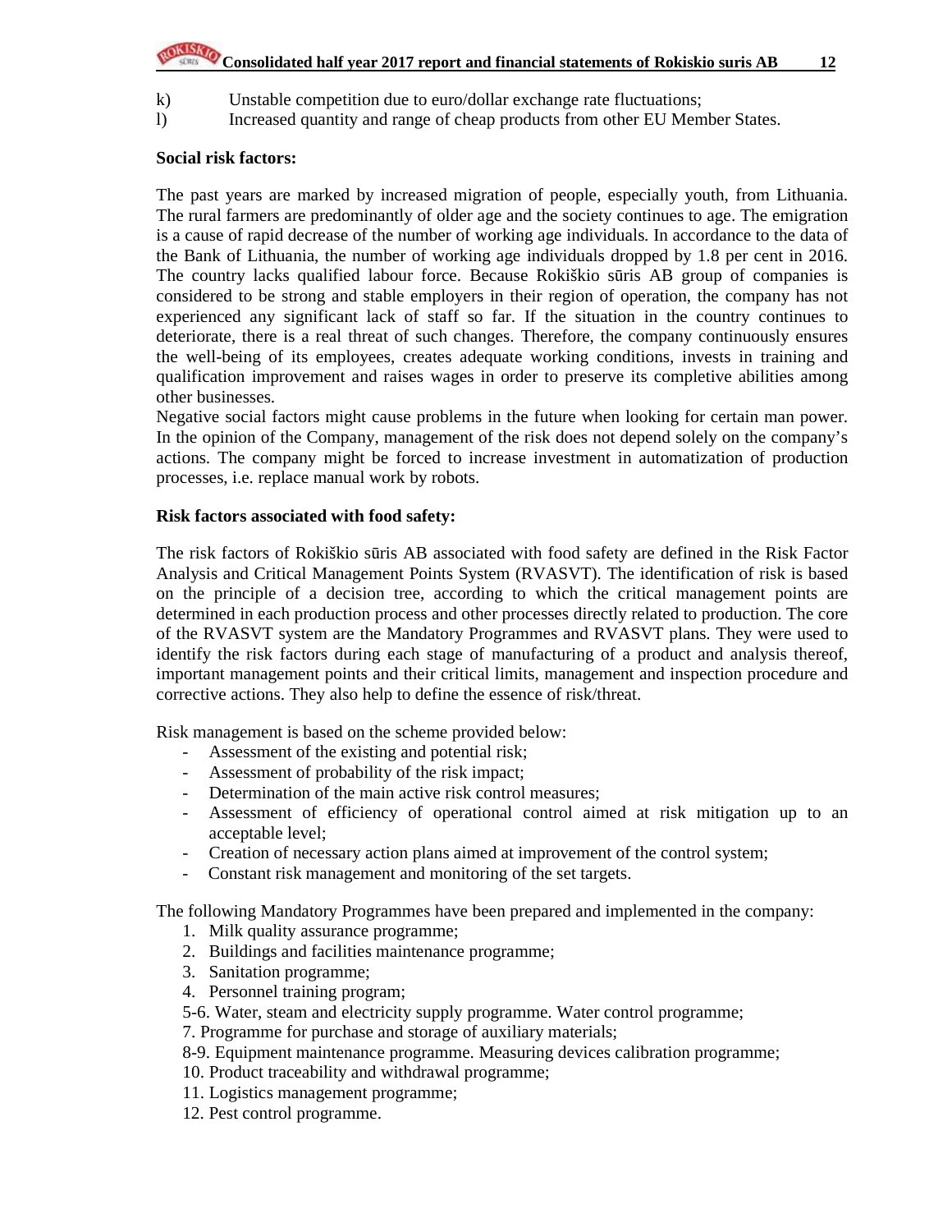k) Unstable competition due to euro/dollar exchange rate fluctuations;

l) Increased quantity and range of cheap products from other EU Member States.

**Social risk factors:**

The past years are marked by increased migration of people, especially youth, from Lithuania. The rural farmers are predominantly of older age and the society continues to age. The emigration is a cause of rapid decrease of the number of working age individuals. In accordance to the data of the Bank of Lithuania, the number of working age individuals dropped by 1.8 per cent in 2016. The country lacks qualified labour force. Because Rokiškio sūris AB group of companies is considered to be strong and stable employers in their region of operation, the company has not experienced any significant lack of staff so far. If the situation in the country continues to deteriorate, there is a real threat of such changes. Therefore, the company continuously ensures the well-being of its employees, creates adequate working conditions, invests in training and qualification improvement and raises wages in order to preserve its completive abilities among other businesses.

Negative social factors might cause problems in the future when looking for certain man power. In the opinion of the Company, management of the risk does not depend solely on the company's actions. The company might be forced to increase investment in automatization of production processes, i.e. replace manual work by robots.

**Risk factors associated with food safety:**

The risk factors of Rokiškio sūris AB associated with food safety are defined in the Risk Factor Analysis and Critical Management Points System (RVASVT). The identification of risk is based on the principle of a decision tree, according to which the critical management points are determined in each production process and other processes directly related to production. The core of the RVASVT system are the Mandatory Programmes and RVASVT plans. They were used to identify the risk factors during each stage of manufacturing of a product and analysis thereof, important management points and their critical limits, management and inspection procedure and corrective actions. They also help to define the essence of risk/threat.

Risk management is based on the scheme provided below:

- Assessment of the existing and potential risk;
- Assessment of probability of the risk impact;
- Determination of the main active risk control measures;
- Assessment of efficiency of operational control aimed at risk mitigation up to an acceptable level;
- Creation of necessary action plans aimed at improvement of the control system;
- Constant risk management and monitoring of the set targets.

The following Mandatory Programmes have been prepared and implemented in the company:

1. Milk quality assurance programme;
2. Buildings and facilities maintenance programme;
3. Sanitation programme;
4. Personnel training program;

5-6. Water, steam and electricity supply programme. Water control programme;

7. Programme for purchase and storage of auxiliary materials;

8-9. Equipment maintenance programme. Measuring devices calibration programme;

10. Product traceability and withdrawal programme;
11. Logistics management programme;
12. Pest control programme.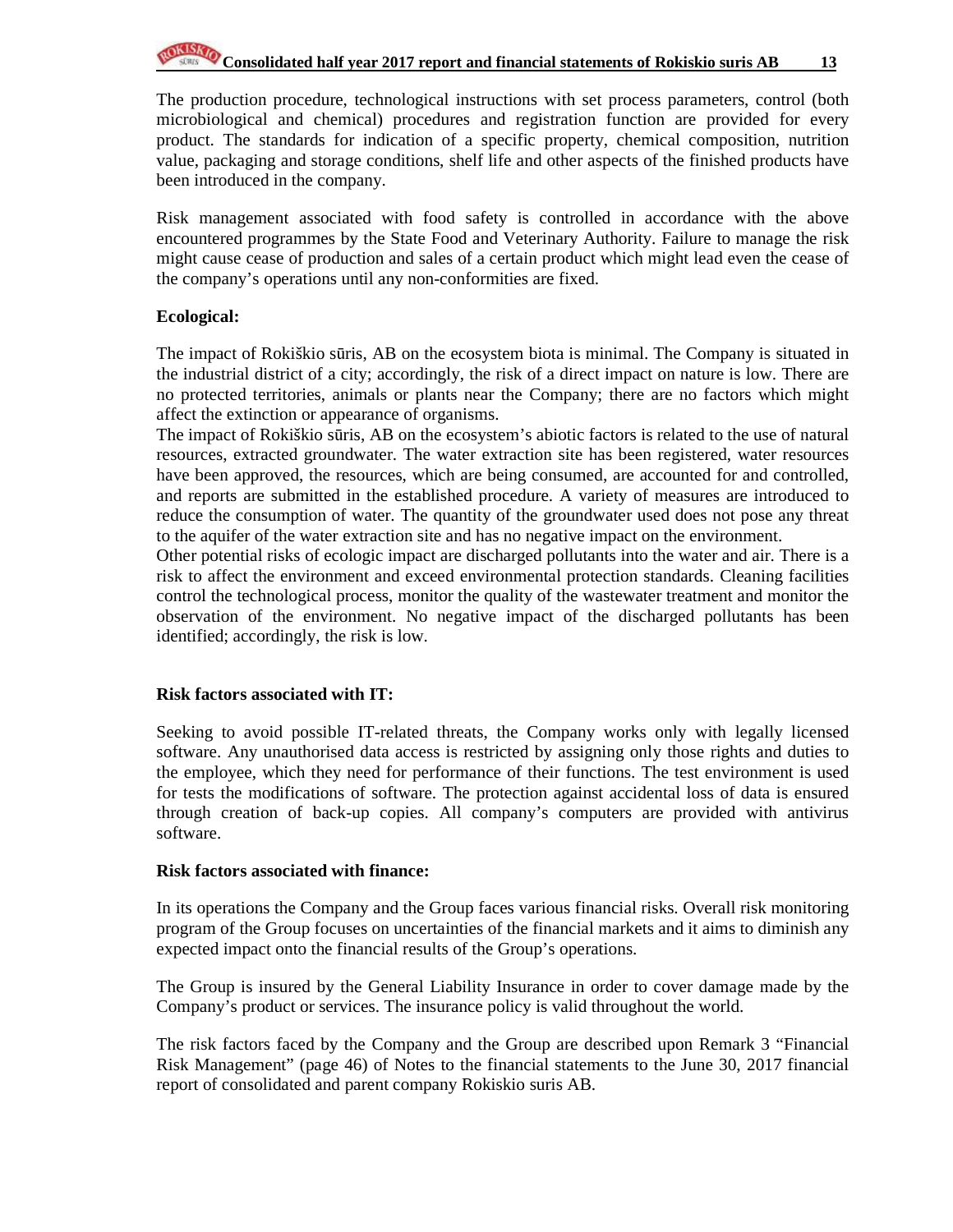The production procedure, technological instructions with set process parameters, control (both microbiological and chemical) procedures and registration function are provided for every product. The standards for indication of a specific property, chemical composition, nutrition value, packaging and storage conditions, shelf life and other aspects of the finished products have been introduced in the company.

Risk management associated with food safety is controlled in accordance with the above encountered programmes by the State Food and Veterinary Authority. Failure to manage the risk might cause cease of production and sales of a certain product which might lead even the cease of the company's operations until any non-conformities are fixed.

**Ecological:**

The impact of Rokiškio sūris, AB on the ecosystem biota is minimal. The Company is situated in the industrial district of a city; accordingly, the risk of a direct impact on nature is low. There are no protected territories, animals or plants near the Company; there are no factors which might affect the extinction or appearance of organisms.
The impact of Rokiškio sūris, AB on the ecosystem's abiotic factors is related to the use of natural resources, extracted groundwater. The water extraction site has been registered, water resources have been approved, the resources, which are being consumed, are accounted for and controlled, and reports are submitted in the established procedure. A variety of measures are introduced to reduce the consumption of water. The quantity of the groundwater used does not pose any threat to the aquifer of the water extraction site and has no negative impact on the environment.
Other potential risks of ecologic impact are discharged pollutants into the water and air. There is a risk to affect the environment and exceed environmental protection standards. Cleaning facilities control the technological process, monitor the quality of the wastewater treatment and monitor the observation of the environment. No negative impact of the discharged pollutants has been identified; accordingly, the risk is low.

**Risk factors associated with IT:**

Seeking to avoid possible IT-related threats, the Company works only with legally licensed software. Any unauthorised data access is restricted by assigning only those rights and duties to the employee, which they need for performance of their functions. The test environment is used for tests the modifications of software. The protection against accidental loss of data is ensured through creation of back-up copies. All company's computers are provided with antivirus software.

**Risk factors associated with finance:**

In its operations the Company and the Group faces various financial risks. Overall risk monitoring program of the Group focuses on uncertainties of the financial markets and it aims to diminish any expected impact onto the financial results of the Group's operations.

The Group is insured by the General Liability Insurance in order to cover damage made by the Company's product or services. The insurance policy is valid throughout the world.

The risk factors faced by the Company and the Group are described upon Remark 3 "Financial Risk Management" (page 46) of Notes to the financial statements to the June 30, 2017 financial report of consolidated and parent company Rokiskio suris AB.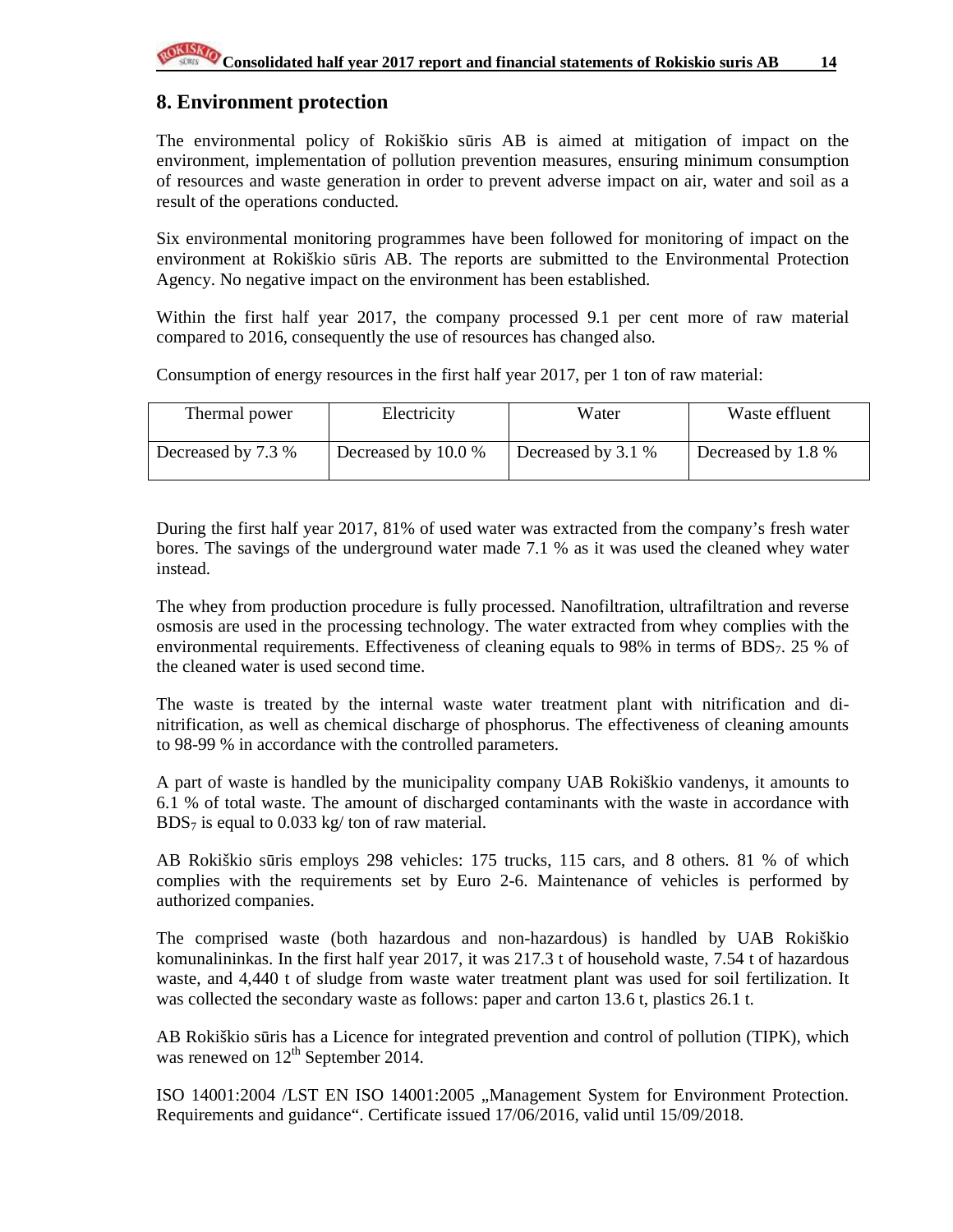## 8. Environment protection

The environmental policy of Rokiškio sūris AB is aimed at mitigation of impact on the environment, implementation of pollution prevention measures, ensuring minimum consumption of resources and waste generation in order to prevent adverse impact on air, water and soil as a result of the operations conducted.

Six environmental monitoring programmes have been followed for monitoring of impact on the environment at Rokiškio sūris AB. The reports are submitted to the Environmental Protection Agency. No negative impact on the environment has been established.

Within the first half year 2017, the company processed 9.1 per cent more of raw material compared to 2016, consequently the use of resources has changed also.

Consumption of energy resources in the first half year 2017, per 1 ton of raw material:

| Thermal power | Electricity | Water | Waste effluent |
|---|---|---|---|
| Decreased by 7.3 % | Decreased by 10.0 % | Decreased by 3.1 % | Decreased by 1.8 % |

During the first half year 2017, 81% of used water was extracted from the company's fresh water bores. The savings of the underground water made 7.1 % as it was used the cleaned whey water instead.

The whey from production procedure is fully processed. Nanofiltration, ultrafiltration and reverse osmosis are used in the processing technology. The water extracted from whey complies with the environmental requirements. Effectiveness of cleaning equals to 98% in terms of $BDS_7$. 25 % of the cleaned water is used second time.

The waste is treated by the internal waste water treatment plant with nitrification and di-nitrification, as well as chemical discharge of phosphorus. The effectiveness of cleaning amounts to 98-99 % in accordance with the controlled parameters.

A part of waste is handled by the municipality company UAB Rokiškio vandenys, it amounts to 6.1 % of total waste. The amount of discharged contaminants with the waste in accordance with $BDS_7$ is equal to 0.033 kg/ ton of raw material.

AB Rokiškio sūris employs 298 vehicles: 175 trucks, 115 cars, and 8 others. 81 % of which complies with the requirements set by Euro 2-6. Maintenance of vehicles is performed by authorized companies.

The comprised waste (both hazardous and non-hazardous) is handled by UAB Rokiškio komunalininkas. In the first half year 2017, it was 217.3 t of household waste, 7.54 t of hazardous waste, and 4,440 t of sludge from waste water treatment plant was used for soil fertilization. It was collected the secondary waste as follows: paper and carton 13.6 t, plastics 26.1 t.

AB Rokiškio sūris has a Licence for integrated prevention and control of pollution (TIPK), which was renewed on 12th September 2014.

ISO 14001:2004 /LST EN ISO 14001:2005 „Management System for Environment Protection. Requirements and guidance". Certificate issued 17/06/2016, valid until 15/09/2018.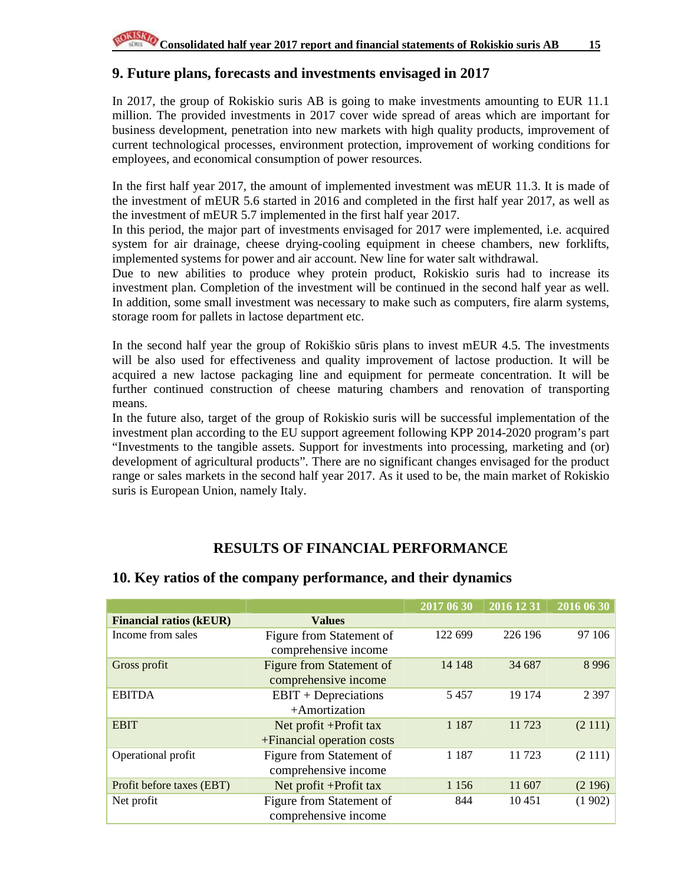## 9. Future plans, forecasts and investments envisaged in 2017

In 2017, the group of Rokiskio suris AB is going to make investments amounting to EUR 11.1 million. The provided investments in 2017 cover wide spread of areas which are important for business development, penetration into new markets with high quality products, improvement of current technological processes, environment protection, improvement of working conditions for employees, and economical consumption of power resources.

In the first half year 2017, the amount of implemented investment was mEUR 11.3. It is made of the investment of mEUR 5.6 started in 2016 and completed in the first half year 2017, as well as the investment of mEUR 5.7 implemented in the first half year 2017.
In this period, the major part of investments envisaged for 2017 were implemented, i.e. acquired system for air drainage, cheese drying-cooling equipment in cheese chambers, new forklifts, implemented systems for power and air account. New line for water salt withdrawal.
Due to new abilities to produce whey protein product, Rokiskio suris had to increase its investment plan. Completion of the investment will be continued in the second half year as well. In addition, some small investment was necessary to make such as computers, fire alarm systems, storage room for pallets in lactose department etc.

In the second half year the group of Rokiškio sūris plans to invest mEUR 4.5. The investments will be also used for effectiveness and quality improvement of lactose production. It will be acquired a new lactose packaging line and equipment for permeate concentration. It will be further continued construction of cheese maturing chambers and renovation of transporting means.
In the future also, target of the group of Rokiskio suris will be successful implementation of the investment plan according to the EU support agreement following KPP 2014-2020 program's part "Investments to the tangible assets. Support for investments into processing, marketing and (or) development of agricultural products". There are no significant changes envisaged for the product range or sales markets in the second half year 2017. As it used to be, the main market of Rokiskio suris is European Union, namely Italy.

# RESULTS OF FINANCIAL PERFORMANCE

## 10. Key ratios of the company performance, and their dynamics

| Financial ratios (kEUR) | Values | 2017 06 30 | 2016 12 31 | 2016 06 30 |
|---|---|---|---|---|
| Income from sales | Figure from Statement of comprehensive income | 122 699 | 226 196 | 97 106 |
| Gross profit | Figure from Statement of comprehensive income | 14 148 | 34 687 | 8 996 |
| EBITDA | EBIT + Depreciations +Amortization | 5 457 | 19 174 | 2 397 |
| EBIT | Net profit +Profit tax +Financial operation costs | 1 187 | 11 723 | (2 111) |
| Operational profit | Figure from Statement of comprehensive income | 1 187 | 11 723 | (2 111) |
| Profit before taxes (EBT) | Net profit +Profit tax | 1 156 | 11 607 | (2 196) |
| Net profit | Figure from Statement of comprehensive income | 844 | 10 451 | (1 902) |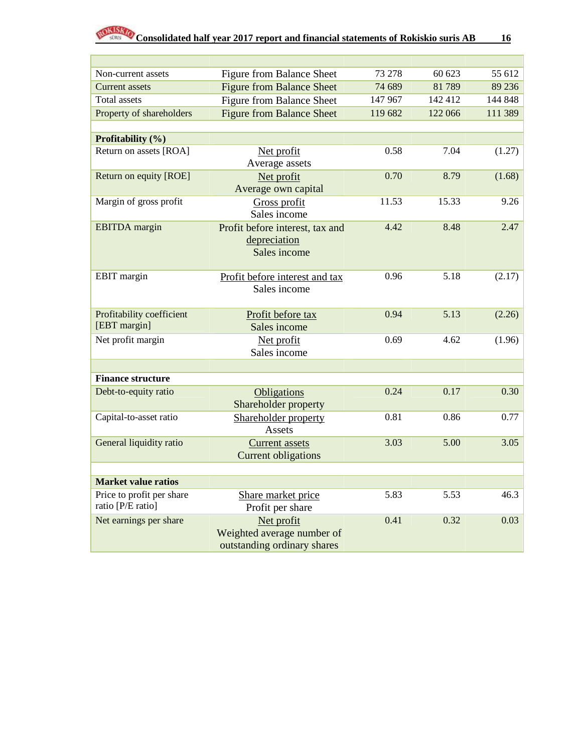| | | | | |
|---|---|---|---|---|
| Non-current assets | Figure from Balance Sheet | 73 278 | 60 623 | 55 612 |
| Current assets | Figure from Balance Sheet | 74 689 | 81 789 | 89 236 |
| Total assets | Figure from Balance Sheet | 147 967 | 142 412 | 144 848 |
| Property of shareholders | Figure from Balance Sheet | 119 682 | 122 066 | 111 389 |
| | | | | |
| **Profitability (%)** | | | | |
| Return on assets [ROA] | Net profit / Average assets | 0.58 | 7.04 | (1.27) |
| Return on equity [ROE] | Net profit / Average own capital | 0.70 | 8.79 | (1.68) |
| Margin of gross profit | Gross profit / Sales income | 11.53 | 15.33 | 9.26 |
| EBITDA margin | Profit before interest, tax and depreciation / Sales income | 4.42 | 8.48 | 2.47 |
| EBIT margin | Profit before interest and tax / Sales income | 0.96 | 5.18 | (2.17) |
| Profitability coefficient [EBT margin] | Profit before tax / Sales income | 0.94 | 5.13 | (2.26) |
| Net profit margin | Net profit / Sales income | 0.69 | 4.62 | (1.96) |
| | | | | |
| **Finance structure** | | | | |
| Debt-to-equity ratio | Obligations / Shareholder property | 0.24 | 0.17 | 0.30 |
| Capital-to-asset ratio | Shareholder property / Assets | 0.81 | 0.86 | 0.77 |
| General liquidity ratio | Current assets / Current obligations | 3.03 | 5.00 | 3.05 |
| | | | | |
| **Market value ratios** | | | | |
| Price to profit per share ratio [P/E ratio] | Share market price / Profit per share | 5.83 | 5.53 | 46.3 |
| Net earnings per share | Net profit / Weighted average number of outstanding ordinary shares | 0.41 | 0.32 | 0.03 |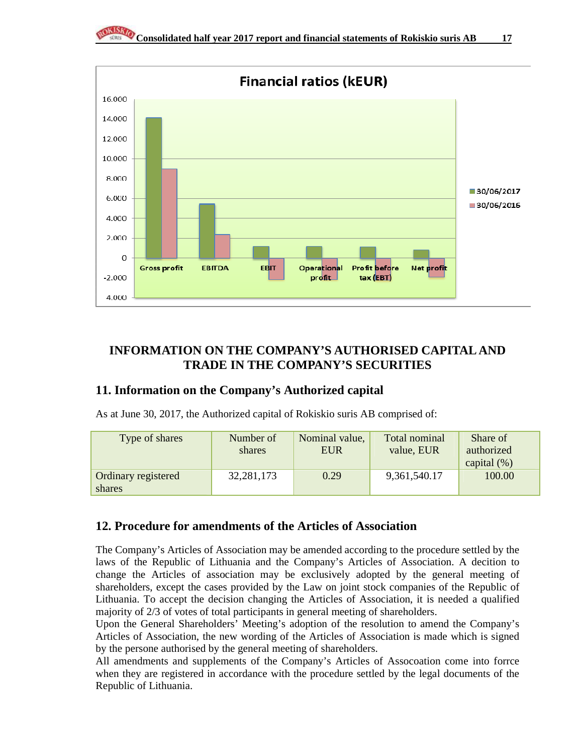Financial ratios (kEUR)

| | 30/06/2017 | 30/06/2016 |
|---|---|---|
| Gross profit | | |
| EBITDA | | |
| EBIT | | |
| Operational profit | | |
| Profit before tax (EBT) | | |
| Net profit | | |

# INFORMATION ON THE COMPANY'S AUTHORISED CAPITAL AND TRADE IN THE COMPANY'S SECURITIES

## 11. Information on the Company's Authorized capital

As at June 30, 2017, the Authorized capital of Rokiskio suris AB comprised of:

| Type of shares | Number of shares | Nominal value, EUR | Total nominal value, EUR | Share of authorized capital (%) |
|---|---|---|---|---|
| Ordinary registered shares | 32,281,173 | 0.29 | 9,361,540.17 | 100.00 |

## 12. Procedure for amendments of the Articles of Association

The Company's Articles of Association may be amended according to the procedure settled by the laws of the Republic of Lithuania and the Company's Articles of Association. A decition to change the Articles of association may be exclusively adopted by the general meeting of shareholders, except the cases provided by the Law on joint stock companies of the Republic of Lithuania. To accept the decision changing the Articles of Association, it is needed a qualified majority of 2/3 of votes of total participants in general meeting of shareholders.
Upon the General Shareholders' Meeting's adoption of the resolution to amend the Company's Articles of Association, the new wording of the Articles of Association is made which is signed by the persone authorised by the general meeting of shareholders.
All amendments and supplements of the Company's Articles of Assocoation come into forrce when they are registered in accordance with the procedure settled by the legal documents of the Republic of Lithuania.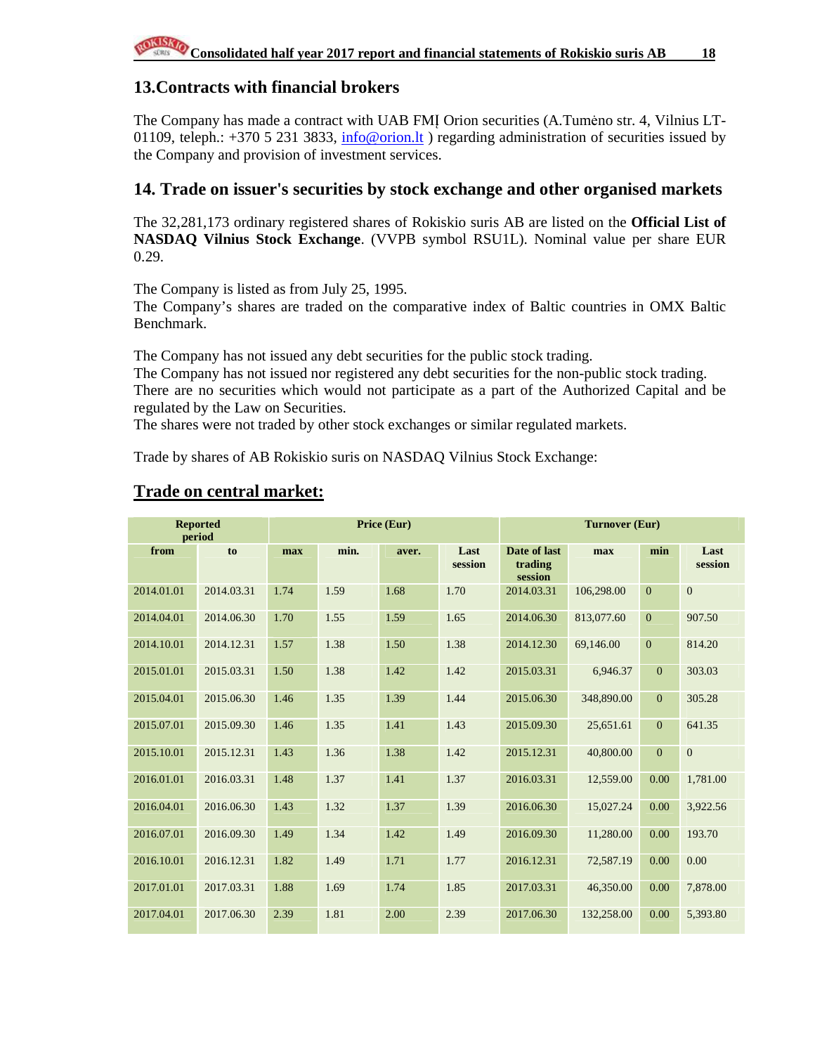## 13.Contracts with financial brokers

The Company has made a contract with UAB FMĮ Orion securities (A.Tumėno str. 4, Vilnius LT-01109, teleph.: +370 5 231 3833, info@orion.lt ) regarding administration of securities issued by the Company and provision of investment services.

## 14. Trade on issuer's securities by stock exchange and other organised markets

The 32,281,173 ordinary registered shares of Rokiskio suris AB are listed on the **Official List of NASDAQ Vilnius Stock Exchange**. (VVPB symbol RSU1L). Nominal value per share EUR 0.29.

The Company is listed as from July 25, 1995.
The Company's shares are traded on the comparative index of Baltic countries in OMX Baltic Benchmark.

The Company has not issued any debt securities for the public stock trading.
The Company has not issued nor registered any debt securities for the non-public stock trading.
There are no securities which would not participate as a part of the Authorized Capital and be regulated by the Law on Securities.
The shares were not traded by other stock exchanges or similar regulated markets.

Trade by shares of AB Rokiskio suris on NASDAQ Vilnius Stock Exchange:

## Trade on central market:

| Reported period | | Price (Eur) | | | | Turnover (Eur) | | | |
|---|---|---|---|---|---|---|---|---|---|
| from | to | max | min. | aver. | Last session | Date of last trading session | max | min | Last session |
| 2014.01.01 | 2014.03.31 | 1.74 | 1.59 | 1.68 | 1.70 | 2014.03.31 | 106,298.00 | 0 | 0 |
| 2014.04.01 | 2014.06.30 | 1.70 | 1.55 | 1.59 | 1.65 | 2014.06.30 | 813,077.60 | 0 | 907.50 |
| 2014.10.01 | 2014.12.31 | 1.57 | 1.38 | 1.50 | 1.38 | 2014.12.30 | 69,146.00 | 0 | 814.20 |
| 2015.01.01 | 2015.03.31 | 1.50 | 1.38 | 1.42 | 1.42 | 2015.03.31 | 6,946.37 | 0 | 303.03 |
| 2015.04.01 | 2015.06.30 | 1.46 | 1.35 | 1.39 | 1.44 | 2015.06.30 | 348,890.00 | 0 | 305.28 |
| 2015.07.01 | 2015.09.30 | 1.46 | 1.35 | 1.41 | 1.43 | 2015.09.30 | 25,651.61 | 0 | 641.35 |
| 2015.10.01 | 2015.12.31 | 1.43 | 1.36 | 1.38 | 1.42 | 2015.12.31 | 40,800.00 | 0 | 0 |
| 2016.01.01 | 2016.03.31 | 1.48 | 1.37 | 1.41 | 1.37 | 2016.03.31 | 12,559.00 | 0.00 | 1,781.00 |
| 2016.04.01 | 2016.06.30 | 1.43 | 1.32 | 1.37 | 1.39 | 2016.06.30 | 15,027.24 | 0.00 | 3,922.56 |
| 2016.07.01 | 2016.09.30 | 1.49 | 1.34 | 1.42 | 1.49 | 2016.09.30 | 11,280.00 | 0.00 | 193.70 |
| 2016.10.01 | 2016.12.31 | 1.82 | 1.49 | 1.71 | 1.77 | 2016.12.31 | 72,587.19 | 0.00 | 0.00 |
| 2017.01.01 | 2017.03.31 | 1.88 | 1.69 | 1.74 | 1.85 | 2017.03.31 | 46,350.00 | 0.00 | 7,878.00 |
| 2017.04.01 | 2017.06.30 | 2.39 | 1.81 | 2.00 | 2.39 | 2017.06.30 | 132,258.00 | 0.00 | 5,393.80 |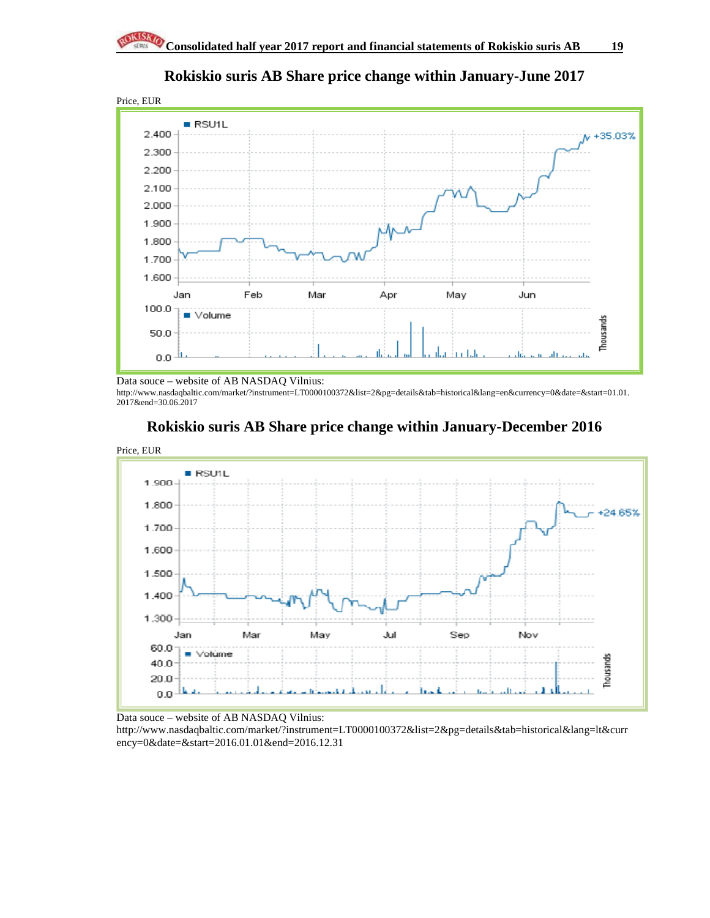## Rokiskio suris AB Share price change within January-June 2017

Price, EUR

Data souce – website of AB NASDAQ Vilnius:
http://www.nasdaqbaltic.com/market/?instrument=LT0000100372&list=2&pg=details&tab=historical&lang=en&currency=0&date=&start=01.01.2017&end=30.06.2017

## Rokiskio suris AB Share price change within January-December 2016

Price, EUR

Data souce – website of AB NASDAQ Vilnius:
http://www.nasdaqbaltic.com/market/?instrument=LT0000100372&list=2&pg=details&tab=historical&lang=lt&currency=0&date=&start=2016.01.01&end=2016.12.31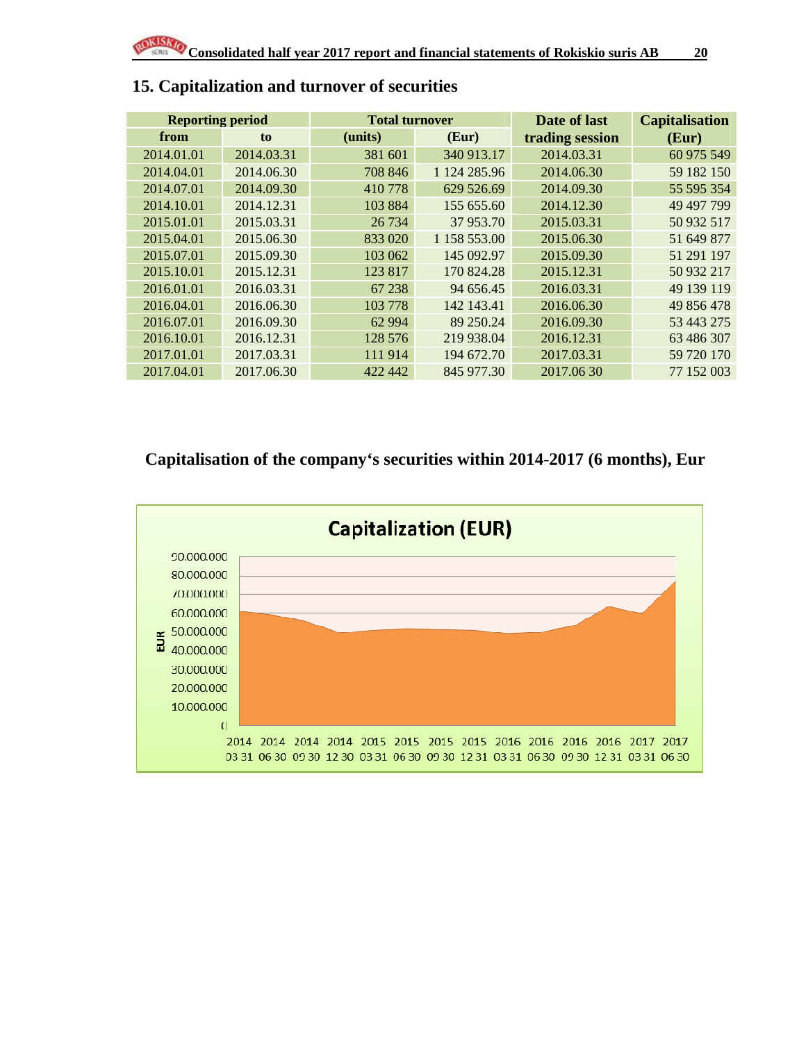## 15. Capitalization and turnover of securities

| Reporting period | | Total turnover | | Date of last trading session | Capitalisation (Eur) |
|---|---|---|---|---|---|
| from | to | (units) | (Eur) | | |
| 2014.01.01 | 2014.03.31 | 381 601 | 340 913.17 | 2014.03.31 | 60 975 549 |
| 2014.04.01 | 2014.06.30 | 708 846 | 1 124 285.96 | 2014.06.30 | 59 182 150 |
| 2014.07.01 | 2014.09.30 | 410 778 | 629 526.69 | 2014.09.30 | 55 595 354 |
| 2014.10.01 | 2014.12.31 | 103 884 | 155 655.60 | 2014.12.30 | 49 497 799 |
| 2015.01.01 | 2015.03.31 | 26 734 | 37 953.70 | 2015.03.31 | 50 932 517 |
| 2015.04.01 | 2015.06.30 | 833 020 | 1 158 553.00 | 2015.06.30 | 51 649 877 |
| 2015.07.01 | 2015.09.30 | 103 062 | 145 092.97 | 2015.09.30 | 51 291 197 |
| 2015.10.01 | 2015.12.31 | 123 817 | 170 824.28 | 2015.12.31 | 50 932 217 |
| 2016.01.01 | 2016.03.31 | 67 238 | 94 656.45 | 2016.03.31 | 49 139 119 |
| 2016.04.01 | 2016.06.30 | 103 778 | 142 143.41 | 2016.06.30 | 49 856 478 |
| 2016.07.01 | 2016.09.30 | 62 994 | 89 250.24 | 2016.09.30 | 53 443 275 |
| 2016.10.01 | 2016.12.31 | 128 576 | 219 938.04 | 2016.12.31 | 63 486 307 |
| 2017.01.01 | 2017.03.31 | 111 914 | 194 672.70 | 2017.03.31 | 59 720 170 |
| 2017.04.01 | 2017.06.30 | 422 442 | 845 977.30 | 2017.06 30 | 77 152 003 |

## Capitalisation of the company‘s securities within 2014-2017 (6 months), Eur

**Capitalization (EUR)**

(Chart: y-axis "EUR" from 0 to 90.000.000; x-axis dates 2014 03 31, 2014 06 30, 2014 09 30, 2014 12 30, 2015 03 31, 2015 06 30, 2015 09 30, 2015 12 31, 2016 03 31, 2016 06 30, 2016 09 30, 2016 12 31, 2017 03 31, 2017 06 30)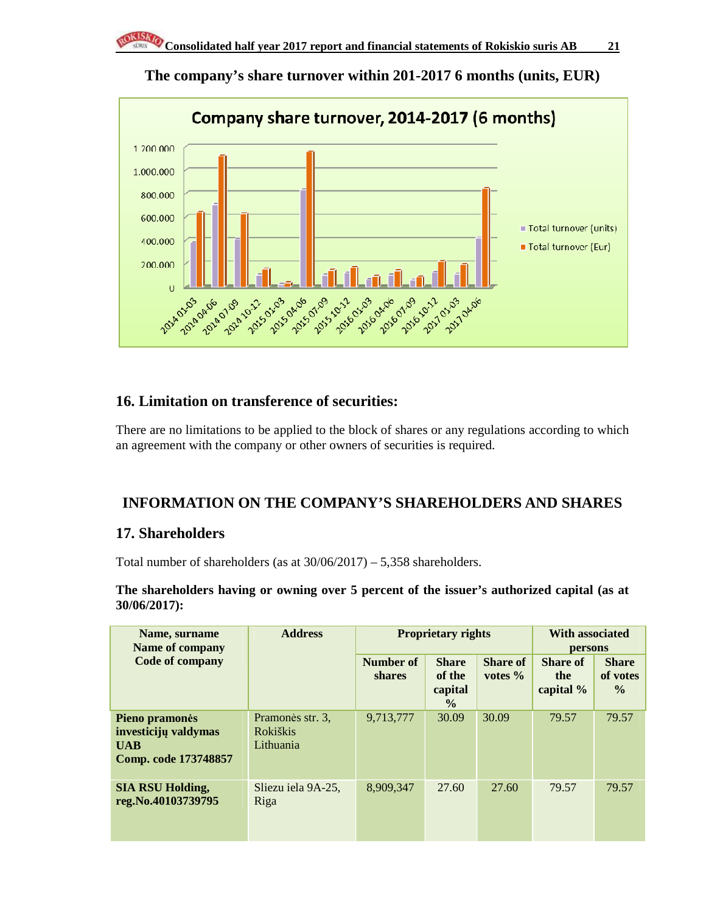**The company's share turnover within 201-2017 6 months (units, EUR)**

## 16. Limitation on transference of securities:

There are no limitations to be applied to the block of shares or any regulations according to which an agreement with the company or other owners of securities is required.

# INFORMATION ON THE COMPANY'S SHAREHOLDERS AND SHARES

## 17. Shareholders

Total number of shareholders (as at 30/06/2017) – 5,358 shareholders.

**The shareholders having or owning over 5 percent of the issuer's authorized capital (as at 30/06/2017):**

| Name, surname Name of company Code of company | Address | Proprietary rights | | | With associated persons | |
|---|---|---|---|---|---|---|
| | | Number of shares | Share of the capital % | Share of votes % | Share of the capital % | Share of votes % |
| **Pieno pramonės investicijų valdymas UAB Comp. code 173748857** | Pramonės str. 3, Rokiškis Lithuania | 9,713,777 | 30.09 | 30.09 | 79.57 | 79.57 |
| **SIA RSU Holding, reg.No.40103739795** | Sliezu iela 9A-25, Riga | 8,909,347 | 27.60 | 27.60 | 79.57 | 79.57 |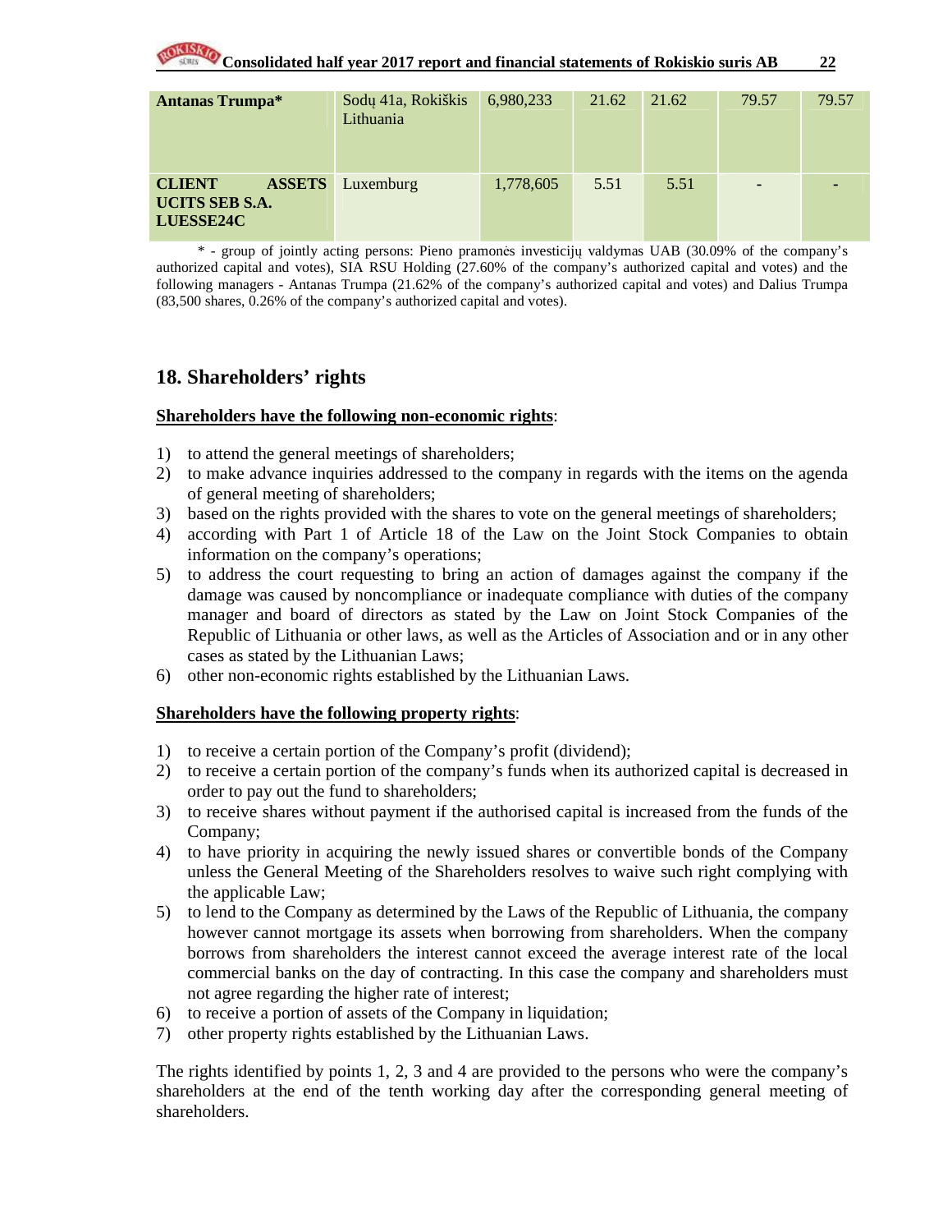| | | | | | | |
|---|---|---|---|---|---|---|
| **Antanas Trumpa*** | Sodų 41a, Rokiškis Lithuania | 6,980,233 | 21.62 | 21.62 | 79.57 | 79.57 |
| **CLIENT ASSETS UCITS SEB S.A. LUESSE24C** | Luxemburg | 1,778,605 | 5.51 | 5.51 | - | - |

* - group of jointly acting persons: Pieno pramonės investicijų valdymas UAB (30.09% of the company's authorized capital and votes), SIA RSU Holding (27.60% of the company's authorized capital and votes) and the following managers - Antanas Trumpa (21.62% of the company's authorized capital and votes) and Dalius Trumpa (83,500 shares, 0.26% of the company's authorized capital and votes).

## 18. Shareholders' rights

**Shareholders have the following non-economic rights**:

1) to attend the general meetings of shareholders;
2) to make advance inquiries addressed to the company in regards with the items on the agenda of general meeting of shareholders;
3) based on the rights provided with the shares to vote on the general meetings of shareholders;
4) according with Part 1 of Article 18 of the Law on the Joint Stock Companies to obtain information on the company's operations;
5) to address the court requesting to bring an action of damages against the company if the damage was caused by noncompliance or inadequate compliance with duties of the company manager and board of directors as stated by the Law on Joint Stock Companies of the Republic of Lithuania or other laws, as well as the Articles of Association and or in any other cases as stated by the Lithuanian Laws;
6) other non-economic rights established by the Lithuanian Laws.

**Shareholders have the following property rights**:

1) to receive a certain portion of the Company's profit (dividend);
2) to receive a certain portion of the company's funds when its authorized capital is decreased in order to pay out the fund to shareholders;
3) to receive shares without payment if the authorised capital is increased from the funds of the Company;
4) to have priority in acquiring the newly issued shares or convertible bonds of the Company unless the General Meeting of the Shareholders resolves to waive such right complying with the applicable Law;
5) to lend to the Company as determined by the Laws of the Republic of Lithuania, the company however cannot mortgage its assets when borrowing from shareholders. When the company borrows from shareholders the interest cannot exceed the average interest rate of the local commercial banks on the day of contracting. In this case the company and shareholders must not agree regarding the higher rate of interest;
6) to receive a portion of assets of the Company in liquidation;
7) other property rights established by the Lithuanian Laws.

The rights identified by points 1, 2, 3 and 4 are provided to the persons who were the company's shareholders at the end of the tenth working day after the corresponding general meeting of shareholders.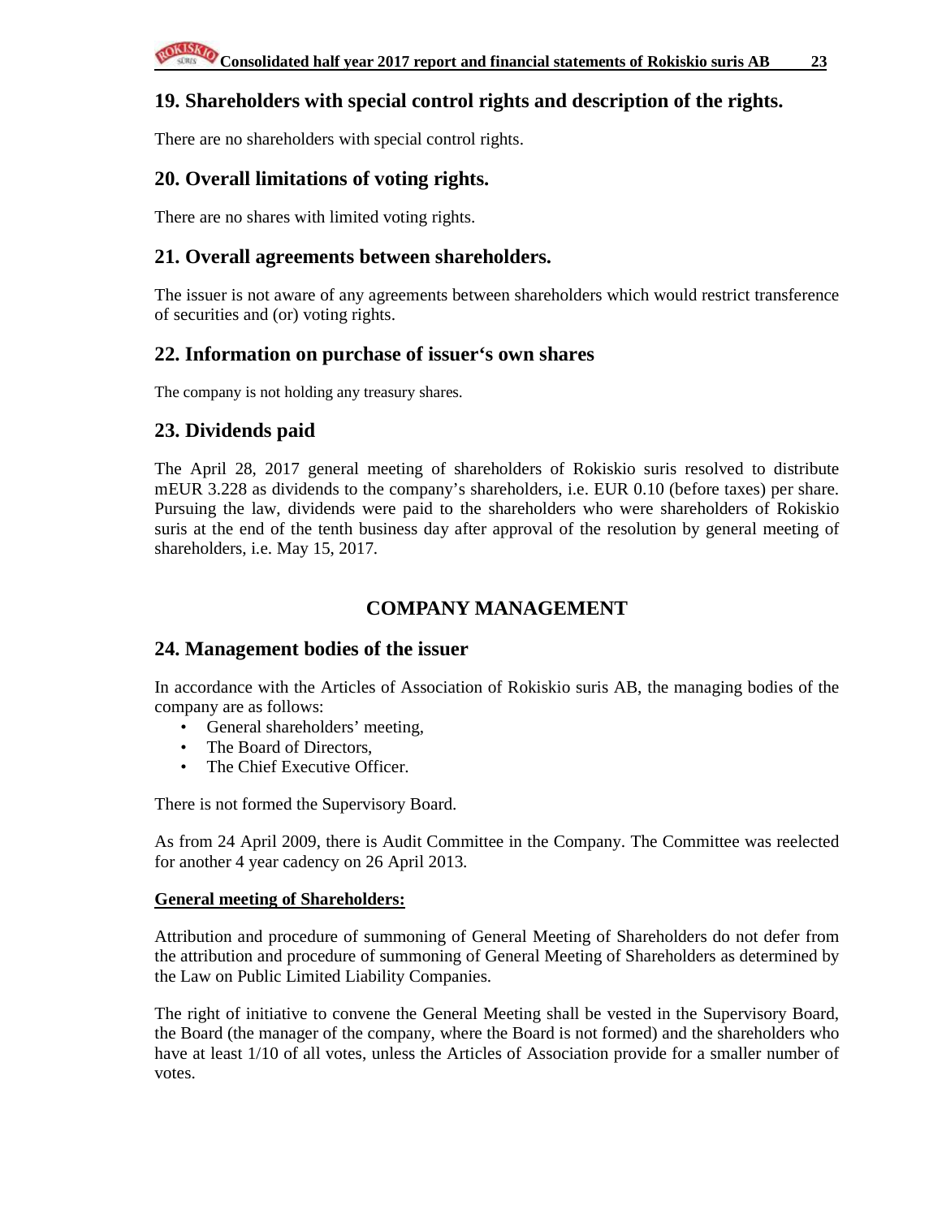## 19. Shareholders with special control rights and description of the rights.

There are no shareholders with special control rights.

## 20. Overall limitations of voting rights.

There are no shares with limited voting rights.

## 21. Overall agreements between shareholders.

The issuer is not aware of any agreements between shareholders which would restrict transference of securities and (or) voting rights.

## 22. Information on purchase of issuer's own shares

The company is not holding any treasury shares.

## 23. Dividends paid

The April 28, 2017 general meeting of shareholders of Rokiskio suris resolved to distribute mEUR 3.228 as dividends to the company's shareholders, i.e. EUR 0.10 (before taxes) per share. Pursuing the law, dividends were paid to the shareholders who were shareholders of Rokiskio suris at the end of the tenth business day after approval of the resolution by general meeting of shareholders, i.e. May 15, 2017.

# COMPANY MANAGEMENT

## 24. Management bodies of the issuer

In accordance with the Articles of Association of Rokiskio suris AB, the managing bodies of the company are as follows:

- General shareholders' meeting,
- The Board of Directors,
- The Chief Executive Officer.

There is not formed the Supervisory Board.

As from 24 April 2009, there is Audit Committee in the Company. The Committee was reelected for another 4 year cadency on 26 April 2013.

**General meeting of Shareholders:**

Attribution and procedure of summoning of General Meeting of Shareholders do not defer from the attribution and procedure of summoning of General Meeting of Shareholders as determined by the Law on Public Limited Liability Companies.

The right of initiative to convene the General Meeting shall be vested in the Supervisory Board, the Board (the manager of the company, where the Board is not formed) and the shareholders who have at least 1/10 of all votes, unless the Articles of Association provide for a smaller number of votes.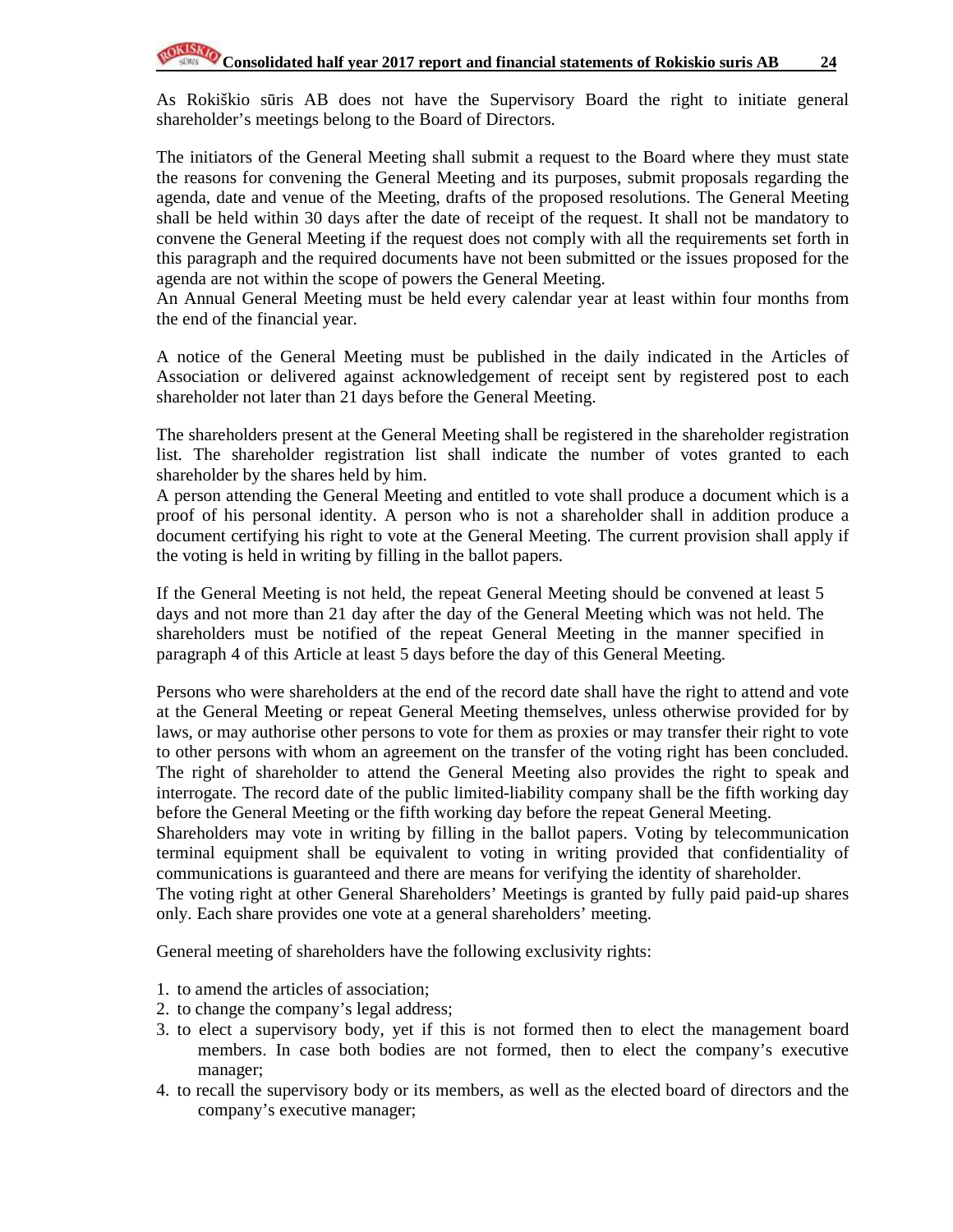As Rokiškio sūris AB does not have the Supervisory Board the right to initiate general shareholder's meetings belong to the Board of Directors.

The initiators of the General Meeting shall submit a request to the Board where they must state the reasons for convening the General Meeting and its purposes, submit proposals regarding the agenda, date and venue of the Meeting, drafts of the proposed resolutions. The General Meeting shall be held within 30 days after the date of receipt of the request. It shall not be mandatory to convene the General Meeting if the request does not comply with all the requirements set forth in this paragraph and the required documents have not been submitted or the issues proposed for the agenda are not within the scope of powers the General Meeting.
An Annual General Meeting must be held every calendar year at least within four months from the end of the financial year.

A notice of the General Meeting must be published in the daily indicated in the Articles of Association or delivered against acknowledgement of receipt sent by registered post to each shareholder not later than 21 days before the General Meeting.

The shareholders present at the General Meeting shall be registered in the shareholder registration list. The shareholder registration list shall indicate the number of votes granted to each shareholder by the shares held by him.
A person attending the General Meeting and entitled to vote shall produce a document which is a proof of his personal identity. A person who is not a shareholder shall in addition produce a document certifying his right to vote at the General Meeting. The current provision shall apply if the voting is held in writing by filling in the ballot papers.

If the General Meeting is not held, the repeat General Meeting should be convened at least 5 days and not more than 21 day after the day of the General Meeting which was not held. The shareholders must be notified of the repeat General Meeting in the manner specified in paragraph 4 of this Article at least 5 days before the day of this General Meeting.

Persons who were shareholders at the end of the record date shall have the right to attend and vote at the General Meeting or repeat General Meeting themselves, unless otherwise provided for by laws, or may authorise other persons to vote for them as proxies or may transfer their right to vote to other persons with whom an agreement on the transfer of the voting right has been concluded. The right of shareholder to attend the General Meeting also provides the right to speak and interrogate. The record date of the public limited-liability company shall be the fifth working day before the General Meeting or the fifth working day before the repeat General Meeting.
Shareholders may vote in writing by filling in the ballot papers. Voting by telecommunication terminal equipment shall be equivalent to voting in writing provided that confidentiality of communications is guaranteed and there are means for verifying the identity of shareholder.
The voting right at other General Shareholders' Meetings is granted by fully paid paid-up shares only. Each share provides one vote at a general shareholders' meeting.

General meeting of shareholders have the following exclusivity rights:

1. to amend the articles of association;
2. to change the company's legal address;
3. to elect a supervisory body, yet if this is not formed then to elect the management board members. In case both bodies are not formed, then to elect the company's executive manager;
4. to recall the supervisory body or its members, as well as the elected board of directors and the company's executive manager;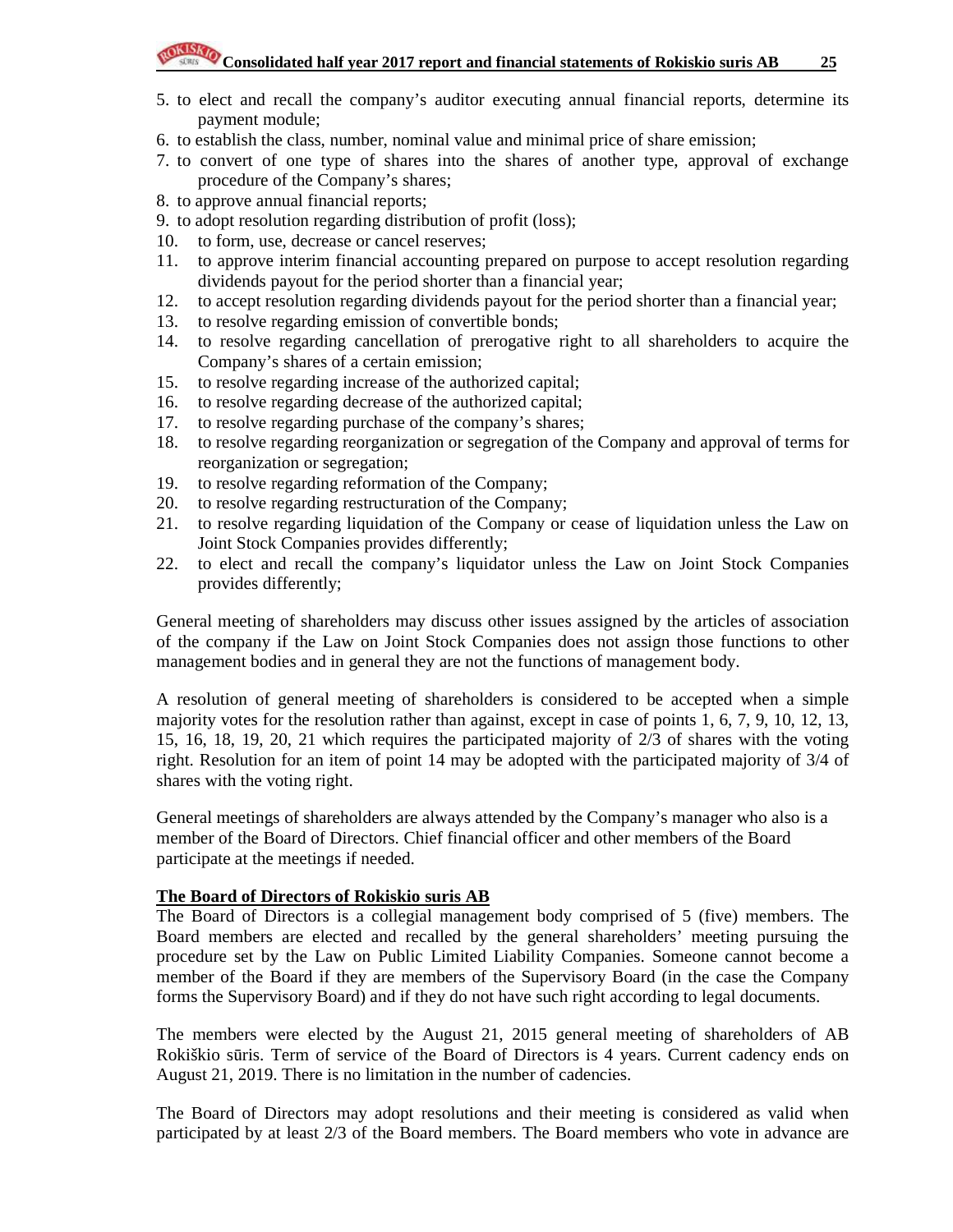5. to elect and recall the company's auditor executing annual financial reports, determine its payment module;
6. to establish the class, number, nominal value and minimal price of share emission;
7. to convert of one type of shares into the shares of another type, approval of exchange procedure of the Company's shares;
8. to approve annual financial reports;
9. to adopt resolution regarding distribution of profit (loss);
10. to form, use, decrease or cancel reserves;
11. to approve interim financial accounting prepared on purpose to accept resolution regarding dividends payout for the period shorter than a financial year;
12. to accept resolution regarding dividends payout for the period shorter than a financial year;
13. to resolve regarding emission of convertible bonds;
14. to resolve regarding cancellation of prerogative right to all shareholders to acquire the Company's shares of a certain emission;
15. to resolve regarding increase of the authorized capital;
16. to resolve regarding decrease of the authorized capital;
17. to resolve regarding purchase of the company's shares;
18. to resolve regarding reorganization or segregation of the Company and approval of terms for reorganization or segregation;
19. to resolve regarding reformation of the Company;
20. to resolve regarding restructuration of the Company;
21. to resolve regarding liquidation of the Company or cease of liquidation unless the Law on Joint Stock Companies provides differently;
22. to elect and recall the company's liquidator unless the Law on Joint Stock Companies provides differently;

General meeting of shareholders may discuss other issues assigned by the articles of association of the company if the Law on Joint Stock Companies does not assign those functions to other management bodies and in general they are not the functions of management body.

A resolution of general meeting of shareholders is considered to be accepted when a simple majority votes for the resolution rather than against, except in case of points 1, 6, 7, 9, 10, 12, 13, 15, 16, 18, 19, 20, 21 which requires the participated majority of 2/3 of shares with the voting right. Resolution for an item of point 14 may be adopted with the participated majority of 3/4 of shares with the voting right.

General meetings of shareholders are always attended by the Company's manager who also is a member of the Board of Directors. Chief financial officer and other members of the Board participate at the meetings if needed.

**The Board of Directors of Rokiskio suris AB**

The Board of Directors is a collegial management body comprised of 5 (five) members. The Board members are elected and recalled by the general shareholders' meeting pursuing the procedure set by the Law on Public Limited Liability Companies. Someone cannot become a member of the Board if they are members of the Supervisory Board (in the case the Company forms the Supervisory Board) and if they do not have such right according to legal documents.

The members were elected by the August 21, 2015 general meeting of shareholders of AB Rokiškio sūris. Term of service of the Board of Directors is 4 years. Current cadency ends on August 21, 2019. There is no limitation in the number of cadencies.

The Board of Directors may adopt resolutions and their meeting is considered as valid when participated by at least 2/3 of the Board members. The Board members who vote in advance are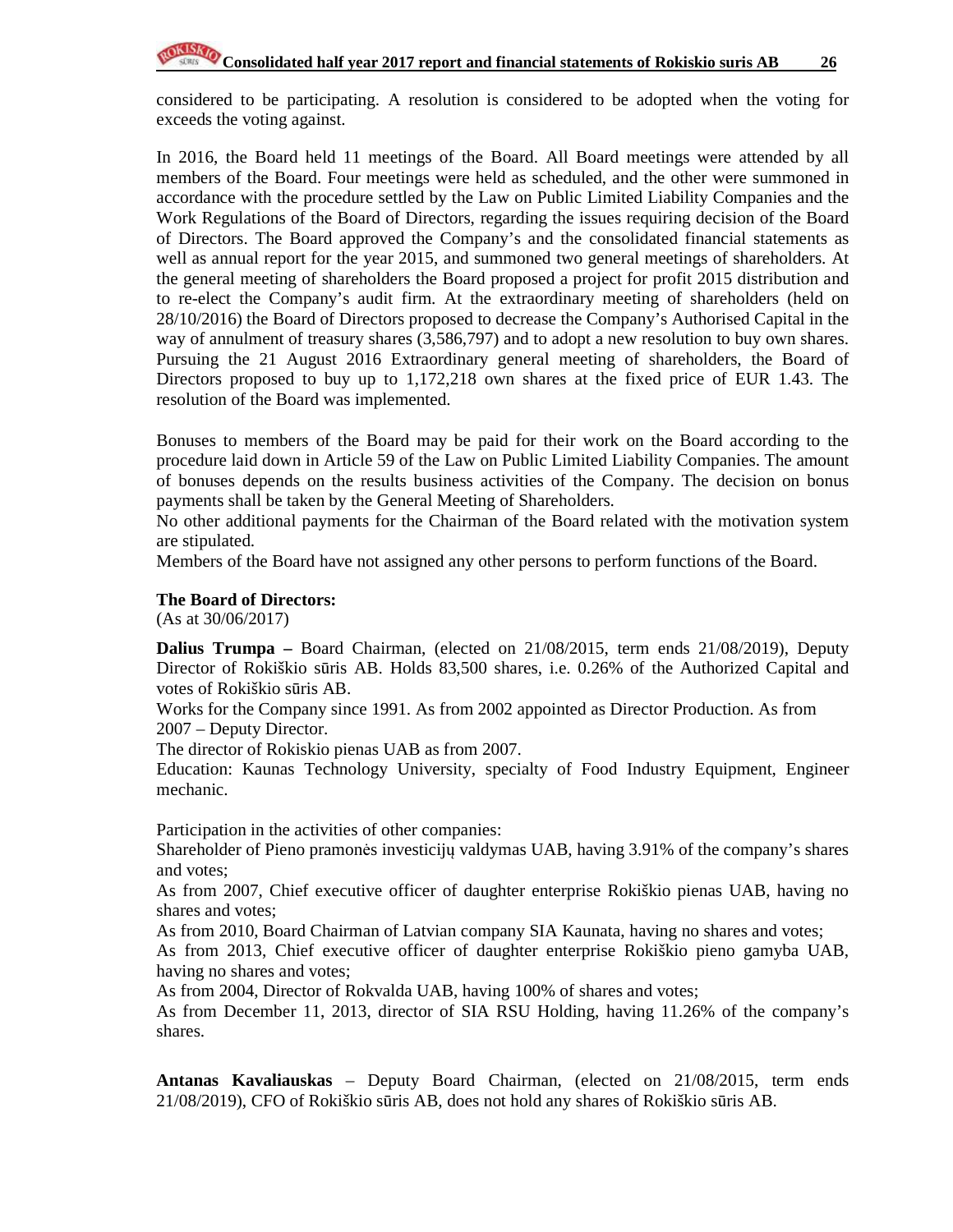considered to be participating. A resolution is considered to be adopted when the voting for exceeds the voting against.

In 2016, the Board held 11 meetings of the Board. All Board meetings were attended by all members of the Board. Four meetings were held as scheduled, and the other were summoned in accordance with the procedure settled by the Law on Public Limited Liability Companies and the Work Regulations of the Board of Directors, regarding the issues requiring decision of the Board of Directors. The Board approved the Company's and the consolidated financial statements as well as annual report for the year 2015, and summoned two general meetings of shareholders. At the general meeting of shareholders the Board proposed a project for profit 2015 distribution and to re-elect the Company's audit firm. At the extraordinary meeting of shareholders (held on 28/10/2016) the Board of Directors proposed to decrease the Company's Authorised Capital in the way of annulment of treasury shares (3,586,797) and to adopt a new resolution to buy own shares. Pursuing the 21 August 2016 Extraordinary general meeting of shareholders, the Board of Directors proposed to buy up to 1,172,218 own shares at the fixed price of EUR 1.43. The resolution of the Board was implemented.

Bonuses to members of the Board may be paid for their work on the Board according to the procedure laid down in Article 59 of the Law on Public Limited Liability Companies. The amount of bonuses depends on the results business activities of the Company. The decision on bonus payments shall be taken by the General Meeting of Shareholders.
No other additional payments for the Chairman of the Board related with the motivation system are stipulated.
Members of the Board have not assigned any other persons to perform functions of the Board.

**The Board of Directors:**
(As at 30/06/2017)

**Dalius Trumpa –** Board Chairman, (elected on 21/08/2015, term ends 21/08/2019), Deputy Director of Rokiškio sūris AB. Holds 83,500 shares, i.e. 0.26% of the Authorized Capital and votes of Rokiškio sūris AB.
Works for the Company since 1991. As from 2002 appointed as Director Production. As from 2007 – Deputy Director.
The director of Rokiskio pienas UAB as from 2007.
Education: Kaunas Technology University, specialty of Food Industry Equipment, Engineer mechanic.

Participation in the activities of other companies:
Shareholder of Pieno pramonės investicijų valdymas UAB, having 3.91% of the company's shares and votes;
As from 2007, Chief executive officer of daughter enterprise Rokiškio pienas UAB, having no shares and votes;
As from 2010, Board Chairman of Latvian company SIA Kaunata, having no shares and votes;
As from 2013, Chief executive officer of daughter enterprise Rokiškio pieno gamyba UAB, having no shares and votes;
As from 2004, Director of Rokvalda UAB, having 100% of shares and votes;
As from December 11, 2013, director of SIA RSU Holding, having 11.26% of the company's shares.

**Antanas Kavaliauskas** – Deputy Board Chairman, (elected on 21/08/2015, term ends 21/08/2019), CFO of Rokiškio sūris AB, does not hold any shares of Rokiškio sūris AB.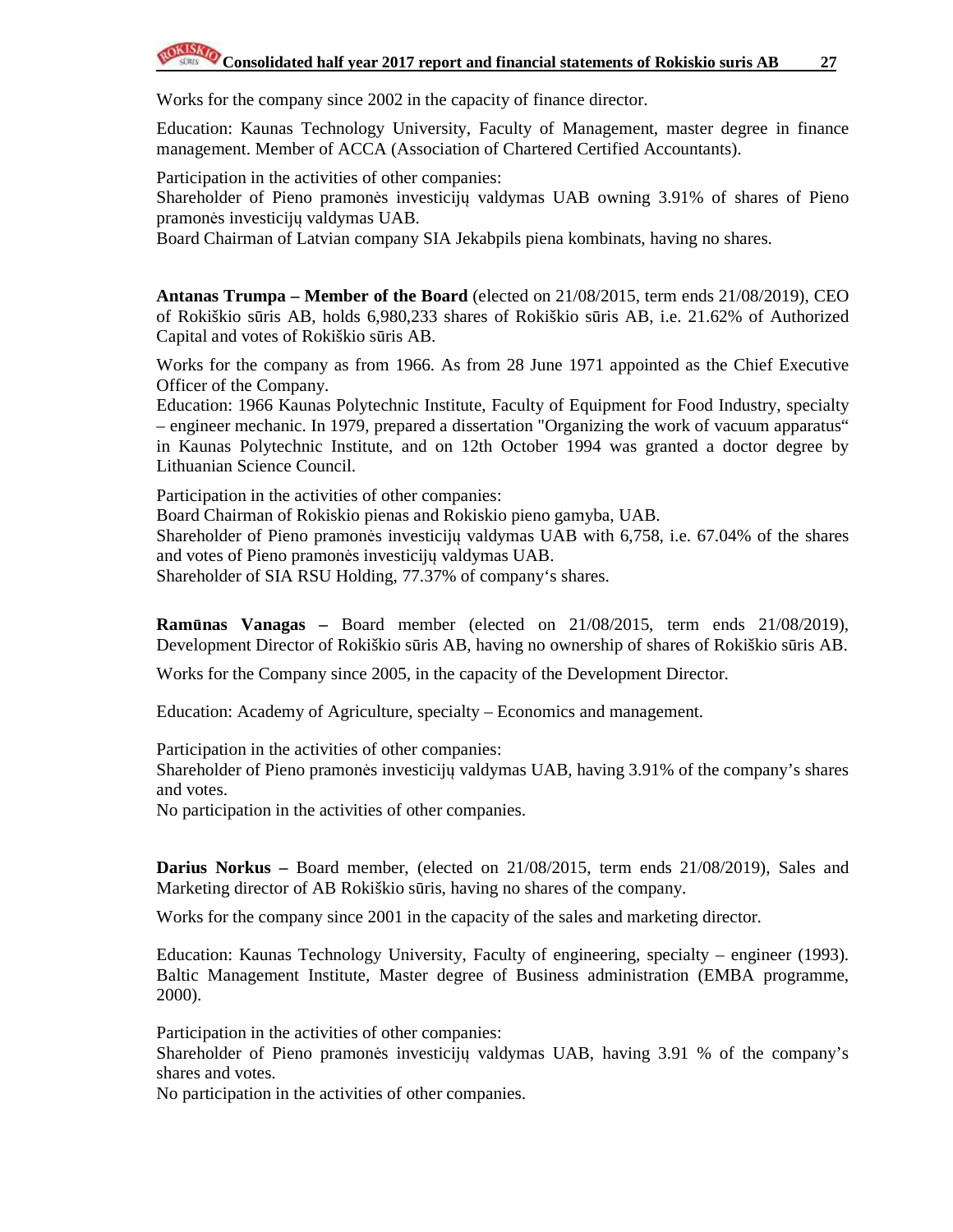Works for the company since 2002 in the capacity of finance director.

Education: Kaunas Technology University, Faculty of Management, master degree in finance management. Member of ACCA (Association of Chartered Certified Accountants).

Participation in the activities of other companies:
Shareholder of Pieno pramonės investicijų valdymas UAB owning 3.91% of shares of Pieno pramonės investicijų valdymas UAB.
Board Chairman of Latvian company SIA Jekabpils piena kombinats, having no shares.

**Antanas Trumpa – Member of the Board** (elected on 21/08/2015, term ends 21/08/2019), CEO of Rokiškio sūris AB, holds 6,980,233 shares of Rokiškio sūris AB, i.e. 21.62% of Authorized Capital and votes of Rokiškio sūris AB.

Works for the company as from 1966. As from 28 June 1971 appointed as the Chief Executive Officer of the Company.
Education: 1966 Kaunas Polytechnic Institute, Faculty of Equipment for Food Industry, specialty – engineer mechanic. In 1979, prepared a dissertation "Organizing the work of vacuum apparatus" in Kaunas Polytechnic Institute, and on 12th October 1994 was granted a doctor degree by Lithuanian Science Council.

Participation in the activities of other companies:
Board Chairman of Rokiskio pienas and Rokiskio pieno gamyba, UAB.
Shareholder of Pieno pramonės investicijų valdymas UAB with 6,758, i.e. 67.04% of the shares and votes of Pieno pramonės investicijų valdymas UAB.
Shareholder of SIA RSU Holding, 77.37% of company's shares.

**Ramūnas Vanagas –** Board member (elected on 21/08/2015, term ends 21/08/2019), Development Director of Rokiškio sūris AB, having no ownership of shares of Rokiškio sūris AB.

Works for the Company since 2005, in the capacity of the Development Director.

Education: Academy of Agriculture, specialty – Economics and management.

Participation in the activities of other companies:
Shareholder of Pieno pramonės investicijų valdymas UAB, having 3.91% of the company's shares and votes.
No participation in the activities of other companies.

**Darius Norkus –** Board member, (elected on 21/08/2015, term ends 21/08/2019), Sales and Marketing director of AB Rokiškio sūris, having no shares of the company.

Works for the company since 2001 in the capacity of the sales and marketing director.

Education: Kaunas Technology University, Faculty of engineering, specialty – engineer (1993). Baltic Management Institute, Master degree of Business administration (EMBA programme, 2000).

Participation in the activities of other companies:
Shareholder of Pieno pramonės investicijų valdymas UAB, having 3.91 % of the company's shares and votes.
No participation in the activities of other companies.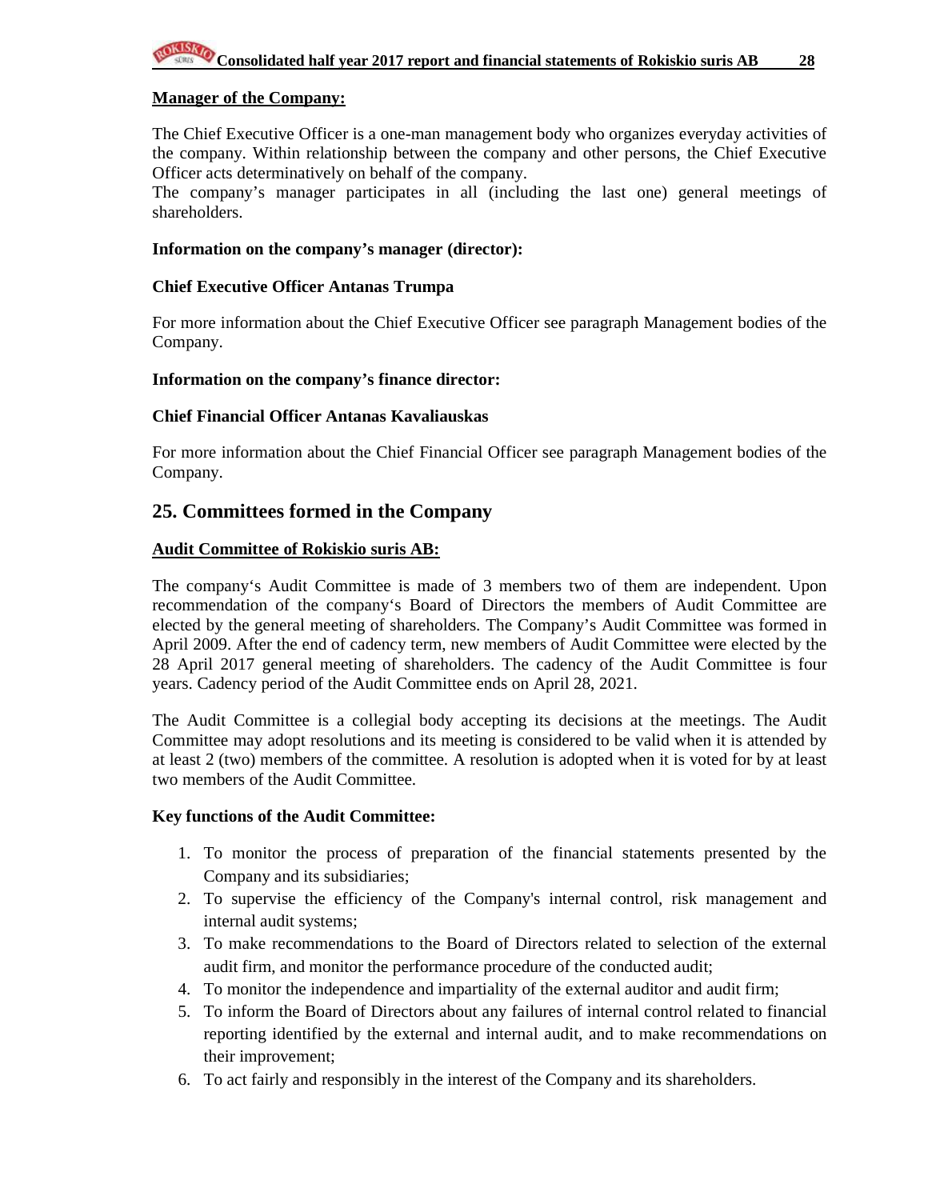**Manager of the Company:**

The Chief Executive Officer is a one-man management body who organizes everyday activities of the company. Within relationship between the company and other persons, the Chief Executive Officer acts determinatively on behalf of the company.
The company's manager participates in all (including the last one) general meetings of shareholders.

**Information on the company's manager (director):**

**Chief Executive Officer Antanas Trumpa**

For more information about the Chief Executive Officer see paragraph Management bodies of the Company.

**Information on the company's finance director:**

**Chief Financial Officer Antanas Kavaliauskas**

For more information about the Chief Financial Officer see paragraph Management bodies of the Company.

## 25. Committees formed in the Company

**Audit Committee of Rokiskio suris AB:**

The company's Audit Committee is made of 3 members two of them are independent. Upon recommendation of the company's Board of Directors the members of Audit Committee are elected by the general meeting of shareholders. The Company's Audit Committee was formed in April 2009. After the end of cadency term, new members of Audit Committee were elected by the 28 April 2017 general meeting of shareholders. The cadency of the Audit Committee is four years. Cadency period of the Audit Committee ends on April 28, 2021.

The Audit Committee is a collegial body accepting its decisions at the meetings. The Audit Committee may adopt resolutions and its meeting is considered to be valid when it is attended by at least 2 (two) members of the committee. A resolution is adopted when it is voted for by at least two members of the Audit Committee.

**Key functions of the Audit Committee:**

1. To monitor the process of preparation of the financial statements presented by the Company and its subsidiaries;
2. To supervise the efficiency of the Company's internal control, risk management and internal audit systems;
3. To make recommendations to the Board of Directors related to selection of the external audit firm, and monitor the performance procedure of the conducted audit;
4. To monitor the independence and impartiality of the external auditor and audit firm;
5. To inform the Board of Directors about any failures of internal control related to financial reporting identified by the external and internal audit, and to make recommendations on their improvement;
6. To act fairly and responsibly in the interest of the Company and its shareholders.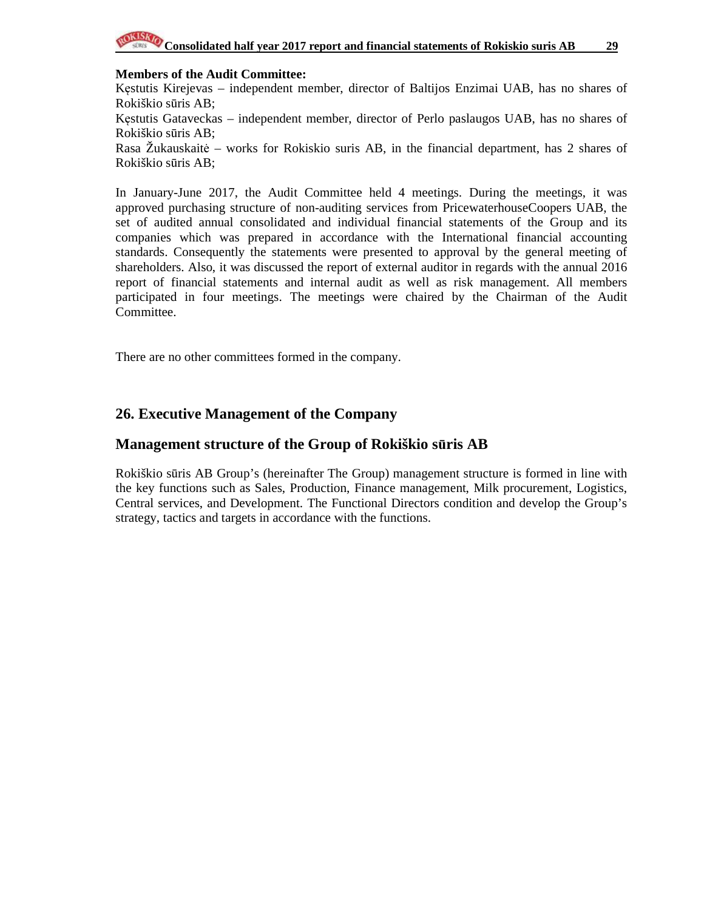**Members of the Audit Committee:**

Kęstutis Kirejevas – independent member, director of Baltijos Enzimai UAB, has no shares of Rokiškio sūris AB;

Kęstutis Gataveckas – independent member, director of Perlo paslaugos UAB, has no shares of Rokiškio sūris AB;

Rasa Žukauskaitė – works for Rokiskio suris AB, in the financial department, has 2 shares of Rokiškio sūris AB;

In January-June 2017, the Audit Committee held 4 meetings. During the meetings, it was approved purchasing structure of non-auditing services from PricewaterhouseCoopers UAB, the set of audited annual consolidated and individual financial statements of the Group and its companies which was prepared in accordance with the International financial accounting standards. Consequently the statements were presented to approval by the general meeting of shareholders. Also, it was discussed the report of external auditor in regards with the annual 2016 report of financial statements and internal audit as well as risk management. All members participated in four meetings. The meetings were chaired by the Chairman of the Audit Committee.

There are no other committees formed in the company.

## 26. Executive Management of the Company

## Management structure of the Group of Rokiškio sūris AB

Rokiškio sūris AB Group's (hereinafter The Group) management structure is formed in line with the key functions such as Sales, Production, Finance management, Milk procurement, Logistics, Central services, and Development. The Functional Directors condition and develop the Group's strategy, tactics and targets in accordance with the functions.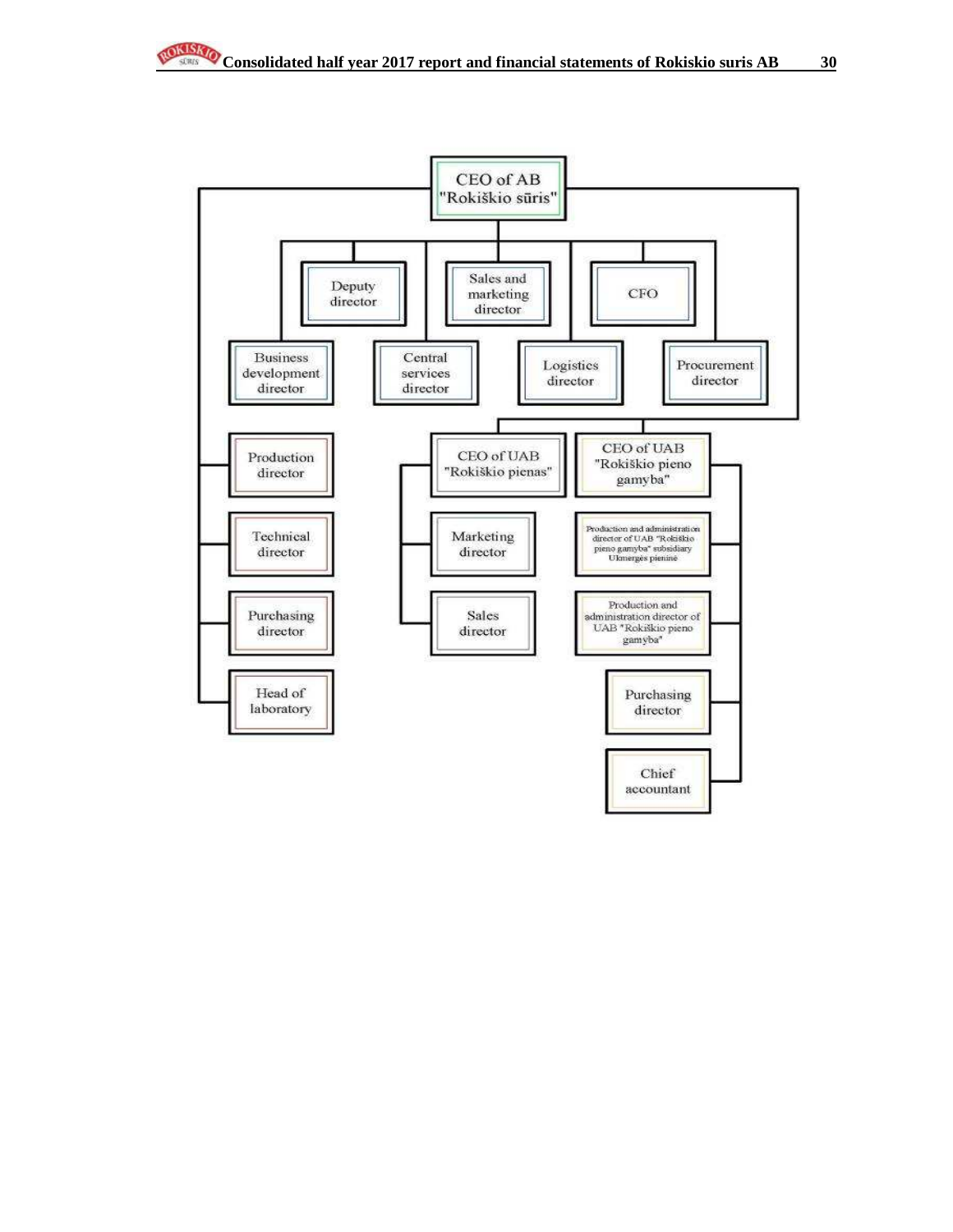- CEO of AB "Rokiškio sūris"
  - Deputy director
  - Sales and marketing director
  - CFO
  - Business development director
  - Central services director
  - Logistics director
  - Procurement director
  - Production director
  - Technical director
  - Purchasing director
  - Head of laboratory
  - CEO of UAB "Rokiškio pienas"
    - Marketing director
    - Sales director
  - CEO of UAB "Rokiškio pieno gamyba"
    - Production and administration director of UAB "Rokiškio pieno gamyba" subsidiary Ukmergės pieninė
    - Production and administration director of UAB "Rokiškio pieno gamyba"
    - Purchasing director
    - Chief accountant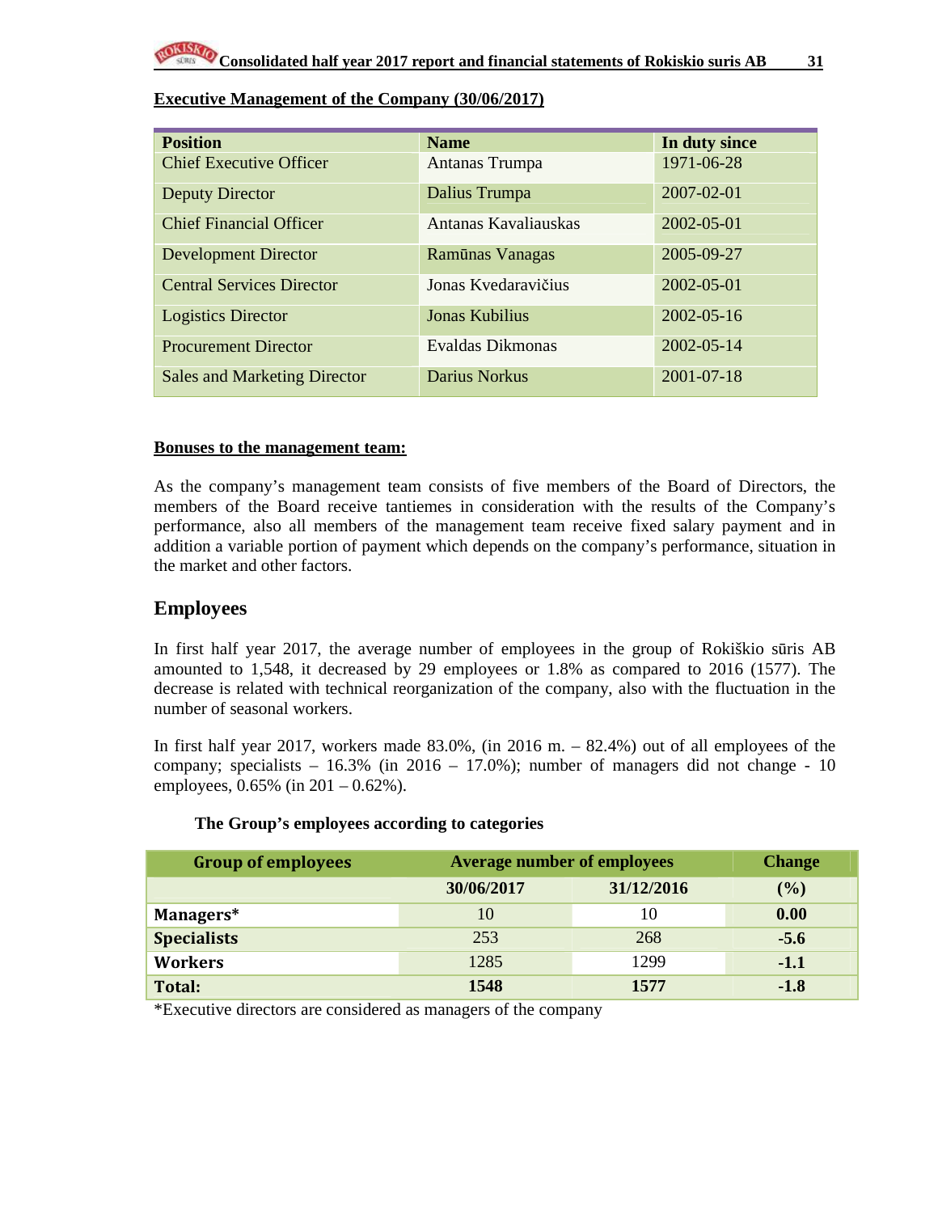**Executive Management of the Company (30/06/2017)**

| Position | Name | In duty since |
|---|---|---|
| Chief Executive Officer | Antanas Trumpa | 1971-06-28 |
| Deputy Director | Dalius Trumpa | 2007-02-01 |
| Chief Financial Officer | Antanas Kavaliauskas | 2002-05-01 |
| Development Director | Ramūnas Vanagas | 2005-09-27 |
| Central Services Director | Jonas Kvedaravičius | 2002-05-01 |
| Logistics Director | Jonas Kubilius | 2002-05-16 |
| Procurement Director | Evaldas Dikmonas | 2002-05-14 |
| Sales and Marketing Director | Darius Norkus | 2001-07-18 |

**Bonuses to the management team:**

As the company's management team consists of five members of the Board of Directors, the members of the Board receive tantiemes in consideration with the results of the Company's performance, also all members of the management team receive fixed salary payment and in addition a variable portion of payment which depends on the company's performance, situation in the market and other factors.

## Employees

In first half year 2017, the average number of employees in the group of Rokiškio sūris AB amounted to 1,548, it decreased by 29 employees or 1.8% as compared to 2016 (1577). The decrease is related with technical reorganization of the company, also with the fluctuation in the number of seasonal workers.

In first half year 2017, workers made 83.0%, (in 2016 m. – 82.4%) out of all employees of the company; specialists – 16.3% (in 2016 – 17.0%); number of managers did not change - 10 employees, 0.65% (in 201 – 0.62%).

**The Group's employees according to categories**

| Group of employees | Average number of employees | | Change |
|---|---|---|---|
| | 30/06/2017 | 31/12/2016 | (%) |
| **Managers*** | 10 | 10 | **0.00** |
| **Specialists** | 253 | 268 | **-5.6** |
| **Workers** | 1285 | 1299 | **-1.1** |
| **Total:** | **1548** | **1577** | **-1.8** |

*Executive directors are considered as managers of the company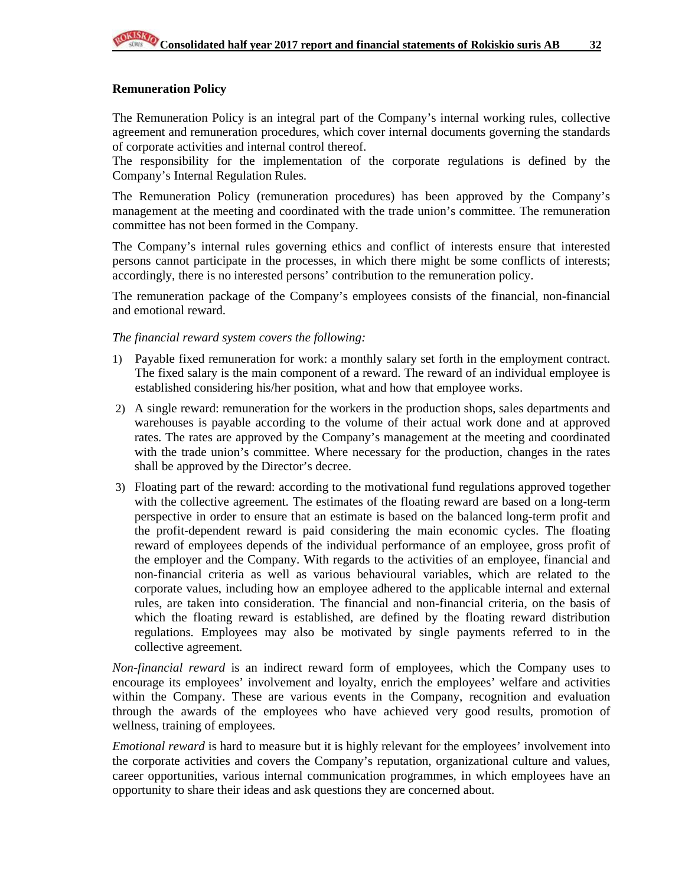## Remuneration Policy

The Remuneration Policy is an integral part of the Company's internal working rules, collective agreement and remuneration procedures, which cover internal documents governing the standards of corporate activities and internal control thereof.
The responsibility for the implementation of the corporate regulations is defined by the Company's Internal Regulation Rules.

The Remuneration Policy (remuneration procedures) has been approved by the Company's management at the meeting and coordinated with the trade union's committee. The remuneration committee has not been formed in the Company.

The Company's internal rules governing ethics and conflict of interests ensure that interested persons cannot participate in the processes, in which there might be some conflicts of interests; accordingly, there is no interested persons' contribution to the remuneration policy.

The remuneration package of the Company's employees consists of the financial, non-financial and emotional reward.

*The financial reward system covers the following:*

1) Payable fixed remuneration for work: a monthly salary set forth in the employment contract. The fixed salary is the main component of a reward. The reward of an individual employee is established considering his/her position, what and how that employee works.
2) A single reward: remuneration for the workers in the production shops, sales departments and warehouses is payable according to the volume of their actual work done and at approved rates. The rates are approved by the Company's management at the meeting and coordinated with the trade union's committee. Where necessary for the production, changes in the rates shall be approved by the Director's decree.
3) Floating part of the reward: according to the motivational fund regulations approved together with the collective agreement. The estimates of the floating reward are based on a long-term perspective in order to ensure that an estimate is based on the balanced long-term profit and the profit-dependent reward is paid considering the main economic cycles. The floating reward of employees depends of the individual performance of an employee, gross profit of the employer and the Company. With regards to the activities of an employee, financial and non-financial criteria as well as various behavioural variables, which are related to the corporate values, including how an employee adhered to the applicable internal and external rules, are taken into consideration. The financial and non-financial criteria, on the basis of which the floating reward is established, are defined by the floating reward distribution regulations. Employees may also be motivated by single payments referred to in the collective agreement.

*Non-financial reward* is an indirect reward form of employees, which the Company uses to encourage its employees' involvement and loyalty, enrich the employees' welfare and activities within the Company. These are various events in the Company, recognition and evaluation through the awards of the employees who have achieved very good results, promotion of wellness, training of employees.

*Emotional reward* is hard to measure but it is highly relevant for the employees' involvement into the corporate activities and covers the Company's reputation, organizational culture and values, career opportunities, various internal communication programmes, in which employees have an opportunity to share their ideas and ask questions they are concerned about.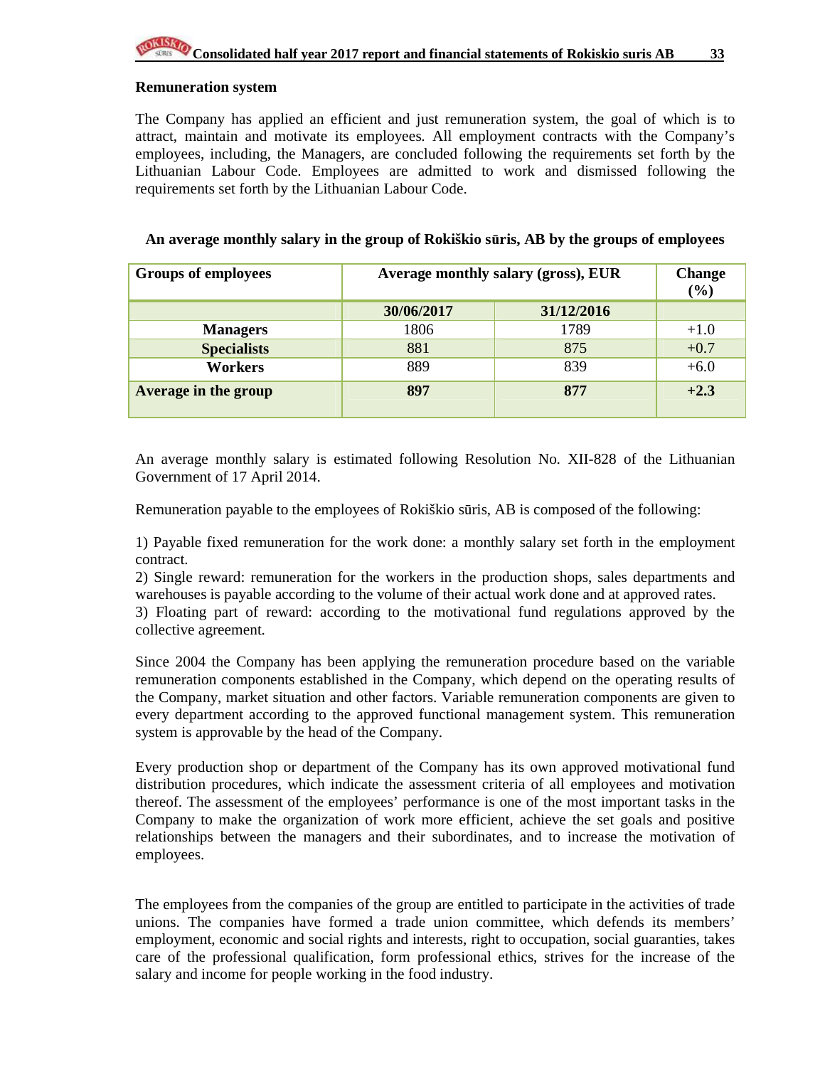### Remuneration system

The Company has applied an efficient and just remuneration system, the goal of which is to attract, maintain and motivate its employees. All employment contracts with the Company's employees, including, the Managers, are concluded following the requirements set forth by the Lithuanian Labour Code. Employees are admitted to work and dismissed following the requirements set forth by the Lithuanian Labour Code.

**An average monthly salary in the group of Rokiškio sūris, AB by the groups of employees**

| Groups of employees | Average monthly salary (gross), EUR | | Change (%) |
|---|---|---|---|
| | **30/06/2017** | **31/12/2016** | |
| **Managers** | 1806 | 1789 | +1.0 |
| **Specialists** | 881 | 875 | +0.7 |
| **Workers** | 889 | 839 | +6.0 |
| **Average in the group** | **897** | **877** | **+2.3** |

An average monthly salary is estimated following Resolution No. XII-828 of the Lithuanian Government of 17 April 2014.

Remuneration payable to the employees of Rokiškio sūris, AB is composed of the following:

1) Payable fixed remuneration for the work done: a monthly salary set forth in the employment contract.
2) Single reward: remuneration for the workers in the production shops, sales departments and warehouses is payable according to the volume of their actual work done and at approved rates.
3) Floating part of reward: according to the motivational fund regulations approved by the collective agreement.

Since 2004 the Company has been applying the remuneration procedure based on the variable remuneration components established in the Company, which depend on the operating results of the Company, market situation and other factors. Variable remuneration components are given to every department according to the approved functional management system. This remuneration system is approvable by the head of the Company.

Every production shop or department of the Company has its own approved motivational fund distribution procedures, which indicate the assessment criteria of all employees and motivation thereof. The assessment of the employees' performance is one of the most important tasks in the Company to make the organization of work more efficient, achieve the set goals and positive relationships between the managers and their subordinates, and to increase the motivation of employees.

The employees from the companies of the group are entitled to participate in the activities of trade unions. The companies have formed a trade union committee, which defends its members' employment, economic and social rights and interests, right to occupation, social guaranties, takes care of the professional qualification, form professional ethics, strives for the increase of the salary and income for people working in the food industry.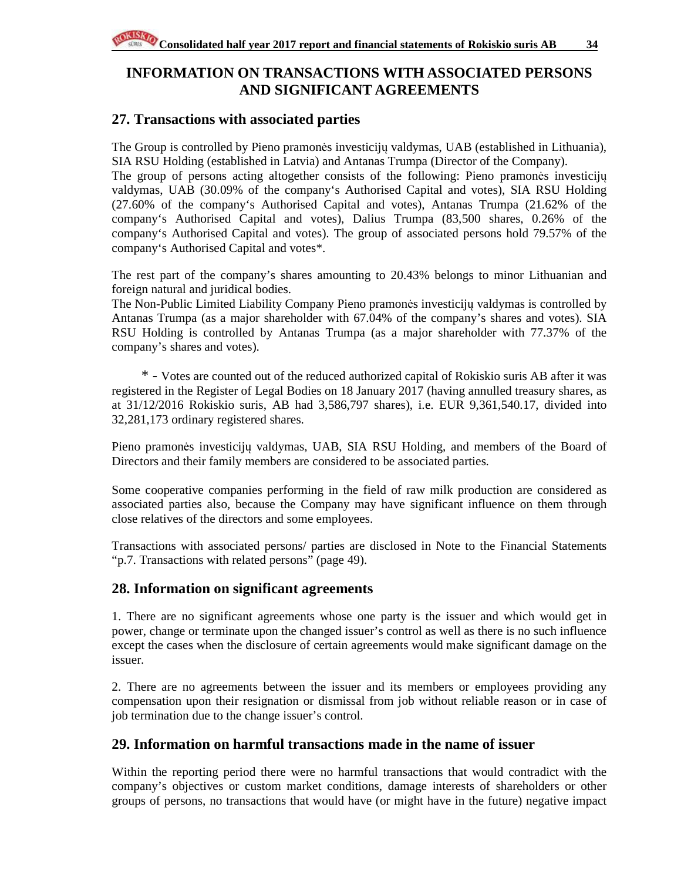# INFORMATION ON TRANSACTIONS WITH ASSOCIATED PERSONS AND SIGNIFICANT AGREEMENTS

## 27. Transactions with associated parties

The Group is controlled by Pieno pramonės investicijų valdymas, UAB (established in Lithuania), SIA RSU Holding (established in Latvia) and Antanas Trumpa (Director of the Company).
The group of persons acting altogether consists of the following: Pieno pramonės investicijų valdymas, UAB (30.09% of the company's Authorised Capital and votes), SIA RSU Holding (27.60% of the company's Authorised Capital and votes), Antanas Trumpa (21.62% of the company's Authorised Capital and votes), Dalius Trumpa (83,500 shares, 0.26% of the company's Authorised Capital and votes). The group of associated persons hold 79.57% of the company's Authorised Capital and votes*.

The rest part of the company's shares amounting to 20.43% belongs to minor Lithuanian and foreign natural and juridical bodies.
The Non-Public Limited Liability Company Pieno pramonės investicijų valdymas is controlled by Antanas Trumpa (as a major shareholder with 67.04% of the company's shares and votes). SIA RSU Holding is controlled by Antanas Trumpa (as a major shareholder with 77.37% of the company's shares and votes).

\* - Votes are counted out of the reduced authorized capital of Rokiskio suris AB after it was registered in the Register of Legal Bodies on 18 January 2017 (having annulled treasury shares, as at 31/12/2016 Rokiskio suris, AB had 3,586,797 shares), i.e. EUR 9,361,540.17, divided into 32,281,173 ordinary registered shares.

Pieno pramonės investicijų valdymas, UAB, SIA RSU Holding, and members of the Board of Directors and their family members are considered to be associated parties.

Some cooperative companies performing in the field of raw milk production are considered as associated parties also, because the Company may have significant influence on them through close relatives of the directors and some employees.

Transactions with associated persons/ parties are disclosed in Note to the Financial Statements "p.7. Transactions with related persons" (page 49).

## 28. Information on significant agreements

1. There are no significant agreements whose one party is the issuer and which would get in power, change or terminate upon the changed issuer's control as well as there is no such influence except the cases when the disclosure of certain agreements would make significant damage on the issuer.

2. There are no agreements between the issuer and its members or employees providing any compensation upon their resignation or dismissal from job without reliable reason or in case of job termination due to the change issuer's control.

## 29. Information on harmful transactions made in the name of issuer

Within the reporting period there were no harmful transactions that would contradict with the company's objectives or custom market conditions, damage interests of shareholders or other groups of persons, no transactions that would have (or might have in the future) negative impact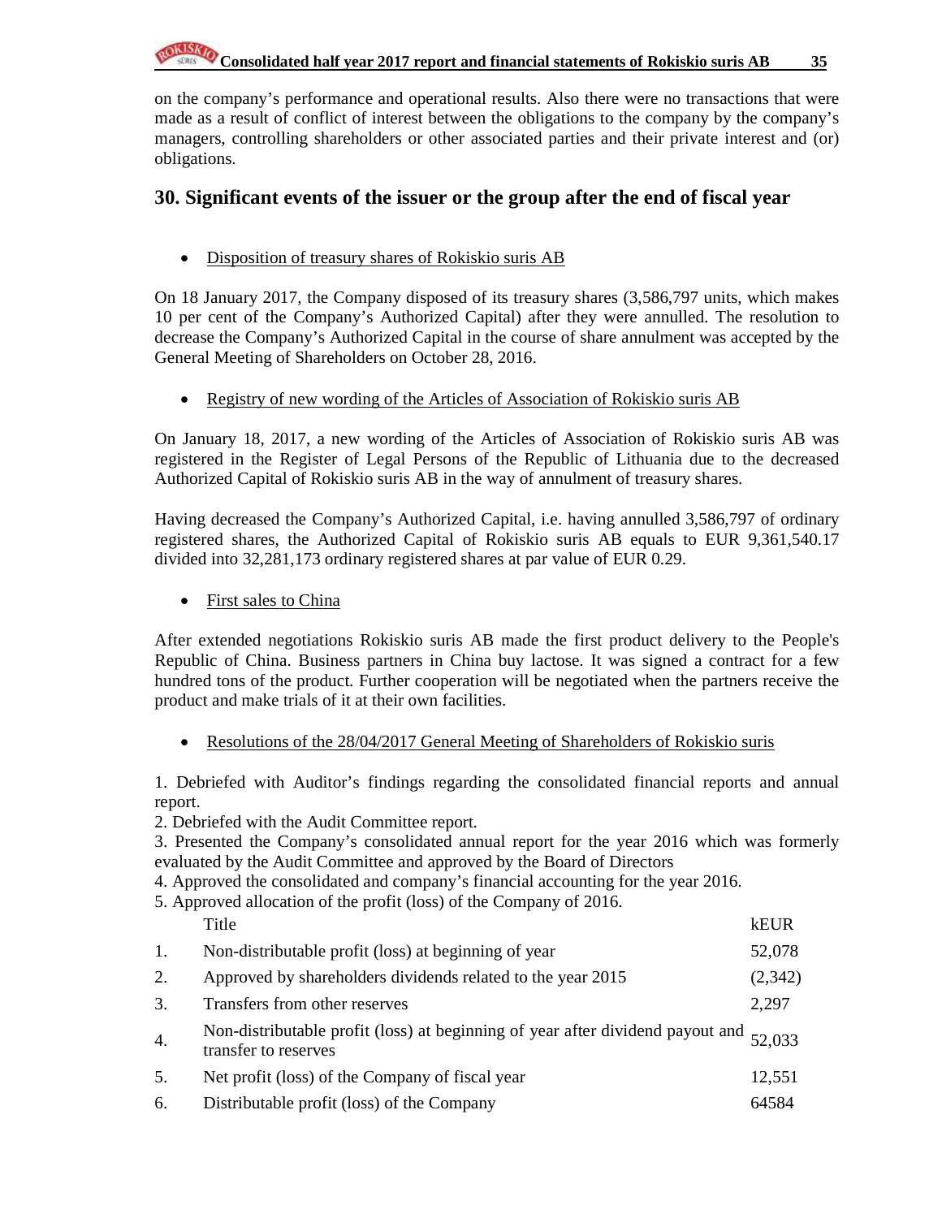on the company's performance and operational results. Also there were no transactions that were made as a result of conflict of interest between the obligations to the company by the company's managers, controlling shareholders or other associated parties and their private interest and (or) obligations.

## 30. Significant events of the issuer or the group after the end of fiscal year

- Disposition of treasury shares of Rokiskio suris AB

On 18 January 2017, the Company disposed of its treasury shares (3,586,797 units, which makes 10 per cent of the Company's Authorized Capital) after they were annulled. The resolution to decrease the Company's Authorized Capital in the course of share annulment was accepted by the General Meeting of Shareholders on October 28, 2016.

- Registry of new wording of the Articles of Association of Rokiskio suris AB

On January 18, 2017, a new wording of the Articles of Association of Rokiskio suris AB was registered in the Register of Legal Persons of the Republic of Lithuania due to the decreased Authorized Capital of Rokiskio suris AB in the way of annulment of treasury shares.

Having decreased the Company's Authorized Capital, i.e. having annulled 3,586,797 of ordinary registered shares, the Authorized Capital of Rokiskio suris AB equals to EUR 9,361,540.17 divided into 32,281,173 ordinary registered shares at par value of EUR 0.29.

- First sales to China

After extended negotiations Rokiskio suris AB made the first product delivery to the People's Republic of China. Business partners in China buy lactose. It was signed a contract for a few hundred tons of the product. Further cooperation will be negotiated when the partners receive the product and make trials of it at their own facilities.

- Resolutions of the 28/04/2017 General Meeting of Shareholders of Rokiskio suris

1. Debriefed with Auditor's findings regarding the consolidated financial reports and annual report.
2. Debriefed with the Audit Committee report.
3. Presented the Company's consolidated annual report for the year 2016 which was formerly evaluated by the Audit Committee and approved by the Board of Directors
4. Approved the consolidated and company's financial accounting for the year 2016.
5. Approved allocation of the profit (loss) of the Company of 2016.

| | Title | kEUR |
|---|---|---|
| 1. | Non-distributable profit (loss) at beginning of year | 52,078 |
| 2. | Approved by shareholders dividends related to the year 2015 | (2,342) |
| 3. | Transfers from other reserves | 2,297 |
| 4. | Non-distributable profit (loss) at beginning of year after dividend payout and transfer to reserves | 52,033 |
| 5. | Net profit (loss) of the Company of fiscal year | 12,551 |
| 6. | Distributable profit (loss) of the Company | 64584 |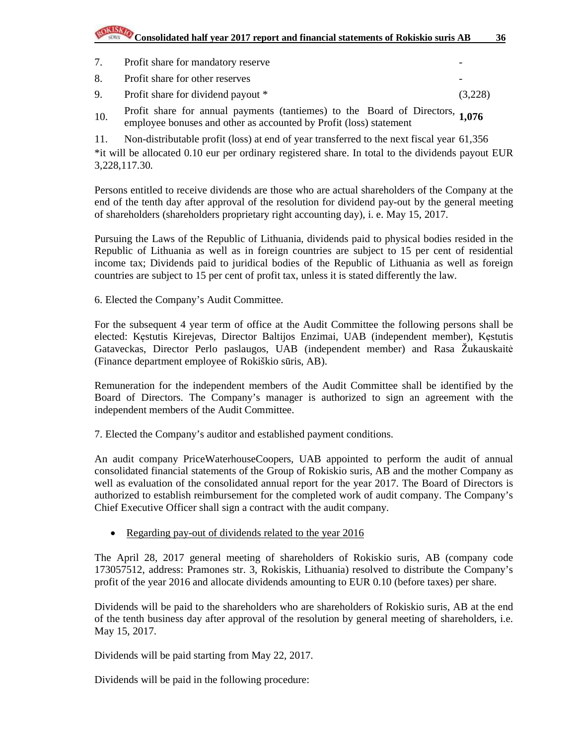| | | |
|---|---|---|
| 7. | Profit share for mandatory reserve | - |
| 8. | Profit share for other reserves | - |
| 9. | Profit share for dividend payout * | (3,228) |
| 10. | Profit share for annual payments (tantiemes) to the Board of Directors, employee bonuses and other as accounted by Profit (loss) statement | **1,076** |
| 11. | Non-distributable profit (loss) at end of year transferred to the next fiscal year | 61,356 |

*it will be allocated 0.10 eur per ordinary registered share. In total to the dividends payout EUR 3,228,117.30.

Persons entitled to receive dividends are those who are actual shareholders of the Company at the end of the tenth day after approval of the resolution for dividend pay-out by the general meeting of shareholders (shareholders proprietary right accounting day), i. e. May 15, 2017.

Pursuing the Laws of the Republic of Lithuania, dividends paid to physical bodies resided in the Republic of Lithuania as well as in foreign countries are subject to 15 per cent of residential income tax; Dividends paid to juridical bodies of the Republic of Lithuania as well as foreign countries are subject to 15 per cent of profit tax, unless it is stated differently the law.

6. Elected the Company's Audit Committee.

For the subsequent 4 year term of office at the Audit Committee the following persons shall be elected: Kęstutis Kirejevas, Director Baltijos Enzimai, UAB (independent member), Kęstutis Gataveckas, Director Perlo paslaugos, UAB (independent member) and Rasa Žukauskaitė (Finance department employee of Rokiškio sūris, AB).

Remuneration for the independent members of the Audit Committee shall be identified by the Board of Directors. The Company's manager is authorized to sign an agreement with the independent members of the Audit Committee.

7. Elected the Company's auditor and established payment conditions.

An audit company PriceWaterhouseCoopers, UAB appointed to perform the audit of annual consolidated financial statements of the Group of Rokiskio suris, AB and the mother Company as well as evaluation of the consolidated annual report for the year 2017. The Board of Directors is authorized to establish reimbursement for the completed work of audit company. The Company's Chief Executive Officer shall sign a contract with the audit company.

- Regarding pay-out of dividends related to the year 2016

The April 28, 2017 general meeting of shareholders of Rokiskio suris, AB (company code 173057512, address: Pramones str. 3, Rokiskis, Lithuania) resolved to distribute the Company's profit of the year 2016 and allocate dividends amounting to EUR 0.10 (before taxes) per share.

Dividends will be paid to the shareholders who are shareholders of Rokiskio suris, AB at the end of the tenth business day after approval of the resolution by general meeting of shareholders, i.e. May 15, 2017.

Dividends will be paid starting from May 22, 2017.

Dividends will be paid in the following procedure: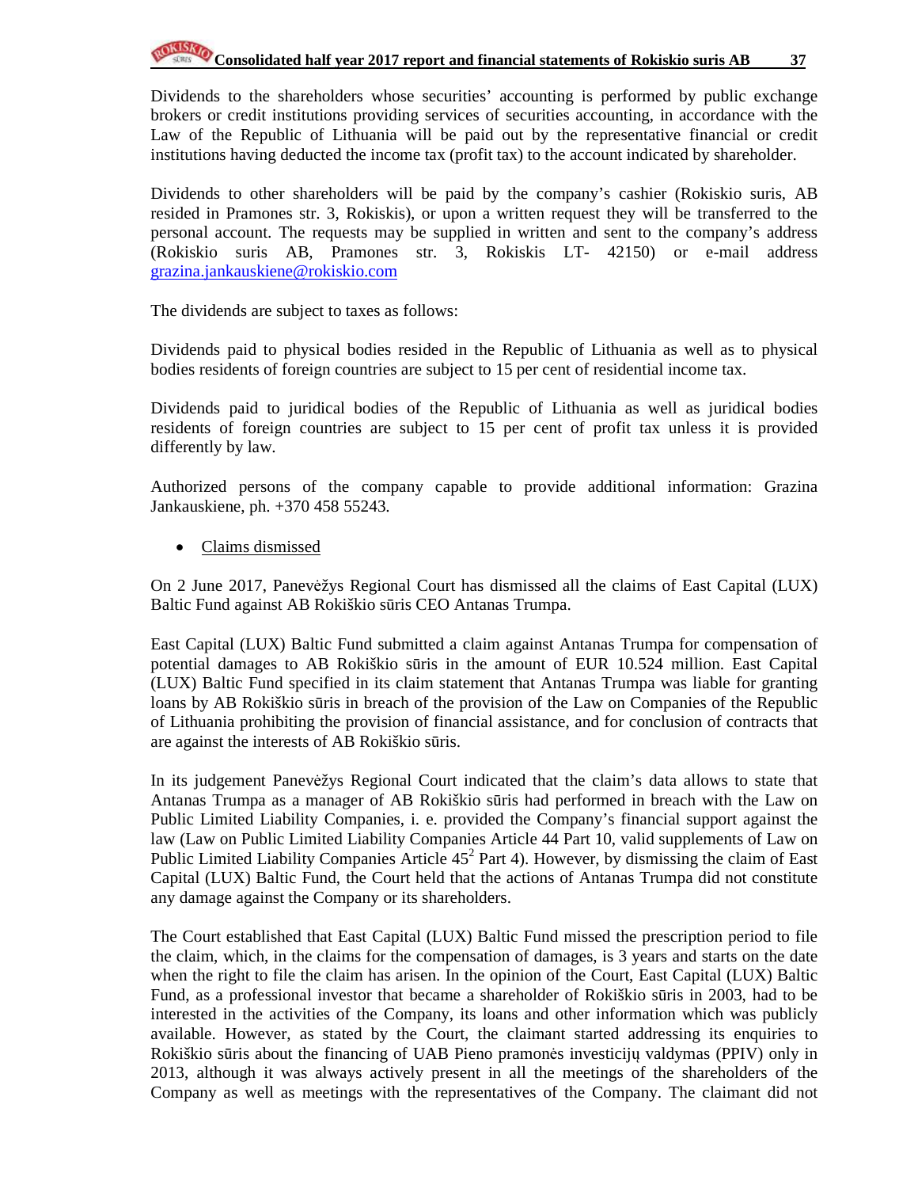Dividends to the shareholders whose securities' accounting is performed by public exchange brokers or credit institutions providing services of securities accounting, in accordance with the Law of the Republic of Lithuania will be paid out by the representative financial or credit institutions having deducted the income tax (profit tax) to the account indicated by shareholder.

Dividends to other shareholders will be paid by the company's cashier (Rokiskio suris, AB resided in Pramones str. 3, Rokiskis), or upon a written request they will be transferred to the personal account. The requests may be supplied in written and sent to the company's address (Rokiskio suris AB, Pramones str. 3, Rokiskis LT- 42150) or e-mail address grazina.jankauskiene@rokiskio.com

The dividends are subject to taxes as follows:

Dividends paid to physical bodies resided in the Republic of Lithuania as well as to physical bodies residents of foreign countries are subject to 15 per cent of residential income tax.

Dividends paid to juridical bodies of the Republic of Lithuania as well as juridical bodies residents of foreign countries are subject to 15 per cent of profit tax unless it is provided differently by law.

Authorized persons of the company capable to provide additional information: Grazina Jankauskiene, ph. +370 458 55243.

- Claims dismissed

On 2 June 2017, Panevėžys Regional Court has dismissed all the claims of East Capital (LUX) Baltic Fund against AB Rokiškio sūris CEO Antanas Trumpa.

East Capital (LUX) Baltic Fund submitted a claim against Antanas Trumpa for compensation of potential damages to AB Rokiškio sūris in the amount of EUR 10.524 million. East Capital (LUX) Baltic Fund specified in its claim statement that Antanas Trumpa was liable for granting loans by AB Rokiškio sūris in breach of the provision of the Law on Companies of the Republic of Lithuania prohibiting the provision of financial assistance, and for conclusion of contracts that are against the interests of AB Rokiškio sūris.

In its judgement Panevėžys Regional Court indicated that the claim's data allows to state that Antanas Trumpa as a manager of AB Rokiškio sūris had performed in breach with the Law on Public Limited Liability Companies, i. e. provided the Company's financial support against the law (Law on Public Limited Liability Companies Article 44 Part 10, valid supplements of Law on Public Limited Liability Companies Article $45^2$ Part 4). However, by dismissing the claim of East Capital (LUX) Baltic Fund, the Court held that the actions of Antanas Trumpa did not constitute any damage against the Company or its shareholders.

The Court established that East Capital (LUX) Baltic Fund missed the prescription period to file the claim, which, in the claims for the compensation of damages, is 3 years and starts on the date when the right to file the claim has arisen. In the opinion of the Court, East Capital (LUX) Baltic Fund, as a professional investor that became a shareholder of Rokiškio sūris in 2003, had to be interested in the activities of the Company, its loans and other information which was publicly available. However, as stated by the Court, the claimant started addressing its enquiries to Rokiškio sūris about the financing of UAB Pieno pramonės investicijų valdymas (PPIV) only in 2013, although it was always actively present in all the meetings of the shareholders of the Company as well as meetings with the representatives of the Company. The claimant did not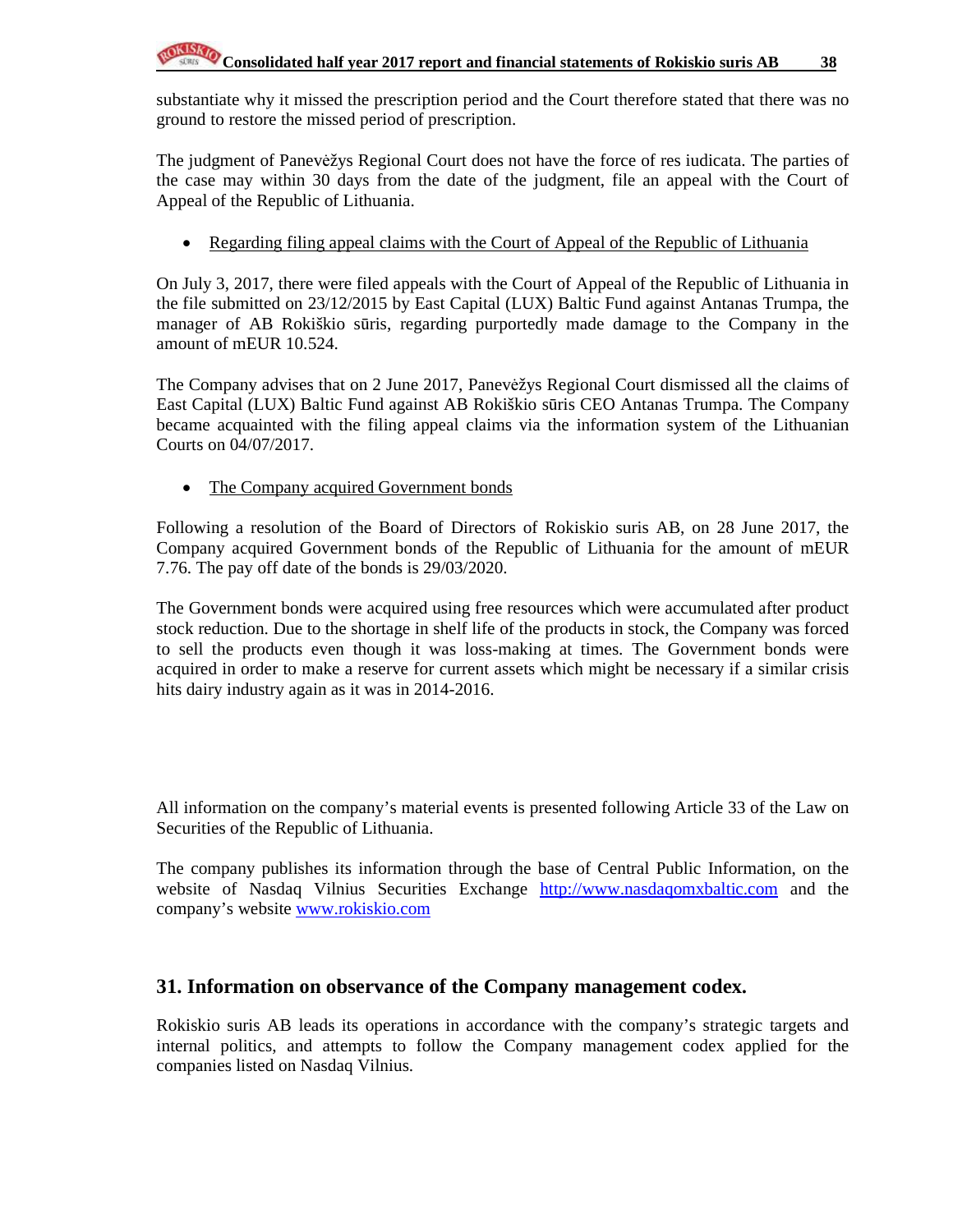substantiate why it missed the prescription period and the Court therefore stated that there was no ground to restore the missed period of prescription.

The judgment of Panevėžys Regional Court does not have the force of res iudicata. The parties of the case may within 30 days from the date of the judgment, file an appeal with the Court of Appeal of the Republic of Lithuania.

- <u>Regarding filing appeal claims with the Court of Appeal of the Republic of Lithuania</u>

On July 3, 2017, there were filed appeals with the Court of Appeal of the Republic of Lithuania in the file submitted on 23/12/2015 by East Capital (LUX) Baltic Fund against Antanas Trumpa, the manager of AB Rokiškio sūris, regarding purportedly made damage to the Company in the amount of mEUR 10.524.

The Company advises that on 2 June 2017, Panevėžys Regional Court dismissed all the claims of East Capital (LUX) Baltic Fund against AB Rokiškio sūris CEO Antanas Trumpa. The Company became acquainted with the filing appeal claims via the information system of the Lithuanian Courts on 04/07/2017.

- <u>The Company acquired Government bonds</u>

Following a resolution of the Board of Directors of Rokiskio suris AB, on 28 June 2017, the Company acquired Government bonds of the Republic of Lithuania for the amount of mEUR 7.76. The pay off date of the bonds is 29/03/2020.

The Government bonds were acquired using free resources which were accumulated after product stock reduction. Due to the shortage in shelf life of the products in stock, the Company was forced to sell the products even though it was loss-making at times. The Government bonds were acquired in order to make a reserve for current assets which might be necessary if a similar crisis hits dairy industry again as it was in 2014-2016.

All information on the company's material events is presented following Article 33 of the Law on Securities of the Republic of Lithuania.

The company publishes its information through the base of Central Public Information, on the website of Nasdaq Vilnius Securities Exchange [http://www.nasdaqomxbaltic.com](http://www.nasdaqomxbaltic.com) and the company's website [www.rokiskio.com](www.rokiskio.com)

## 31. Information on observance of the Company management codex.

Rokiskio suris AB leads its operations in accordance with the company's strategic targets and internal politics, and attempts to follow the Company management codex applied for the companies listed on Nasdaq Vilnius.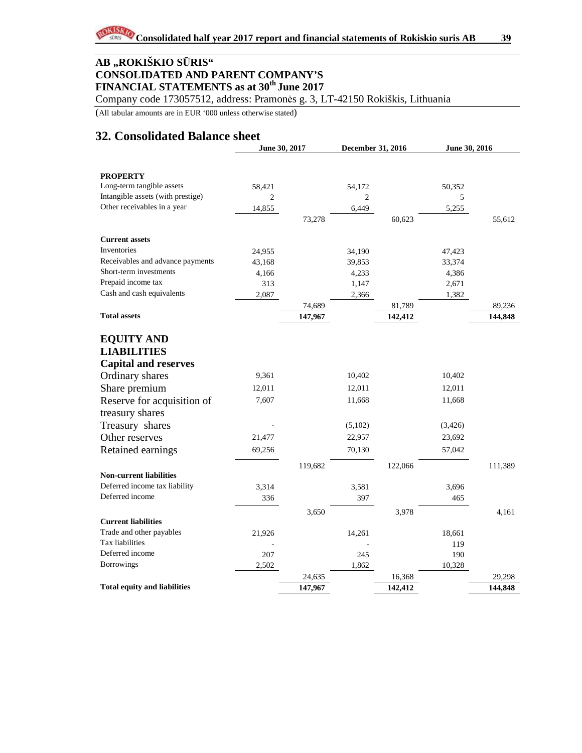**AB „ROKIŠKIO SŪRIS“**
**CONSOLIDATED AND PARENT COMPANY'S FINANCIAL STATEMENTS as at 30th June 2017**

Company code 173057512, address: Pramonės g. 3, LT-42150 Rokiškis, Lithuania

(All tabular amounts are in EUR '000 unless otherwise stated)

## 32. Consolidated Balance sheet

| | June 30, 2017 | | December 31, 2016 | | June 30, 2016 | |
|---|---|---|---|---|---|---|
| **PROPERTY** | | | | | | |
| Long-term tangible assets | 58,421 | | 54,172 | | 50,352 | |
| Intangible assets (with prestige) | 2 | | 2 | | 5 | |
| Other receivables in a year | 14,855 | | 6,449 | | 5,255 | |
| | | 73,278 | | 60,623 | | 55,612 |
| **Current assets** | | | | | | |
| Inventories | 24,955 | | 34,190 | | 47,423 | |
| Receivables and advance payments | 43,168 | | 39,853 | | 33,374 | |
| Short-term investments | 4,166 | | 4,233 | | 4,386 | |
| Prepaid income tax | 313 | | 1,147 | | 2,671 | |
| Cash and cash equivalents | 2,087 | | 2,366 | | 1,382 | |
| | | 74,689 | | 81,789 | | 89,236 |
| **Total assets** | | **147,967** | | **142,412** | | **144,848** |
| **EQUITY AND LIABILITIES** | | | | | | |
| **Capital and reserves** | | | | | | |
| Ordinary shares | 9,361 | | 10,402 | | 10,402 | |
| Share premium | 12,011 | | 12,011 | | 12,011 | |
| Reserve for acquisition of treasury shares | 7,607 | | 11,668 | | 11,668 | |
| Treasury shares | - | | (5,102) | | (3,426) | |
| Other reserves | 21,477 | | 22,957 | | 23,692 | |
| Retained earnings | 69,256 | | 70,130 | | 57,042 | |
| | | 119,682 | | 122,066 | | 111,389 |
| **Non-current liabilities** | | | | | | |
| Deferred income tax liability | 3,314 | | 3,581 | | 3,696 | |
| Deferred income | 336 | | 397 | | 465 | |
| | | 3,650 | | 3,978 | | 4,161 |
| **Current liabilities** | | | | | | |
| Trade and other payables | 21,926 | | 14,261 | | 18,661 | |
| Tax liabilities | - | | - | | 119 | |
| Deferred income | 207 | | 245 | | 190 | |
| Borrowings | 2,502 | | 1,862 | | 10,328 | |
| | | 24,635 | | 16,368 | | 29,298 |
| **Total equity and liabilities** | | **147,967** | | **142,412** | | **144,848** |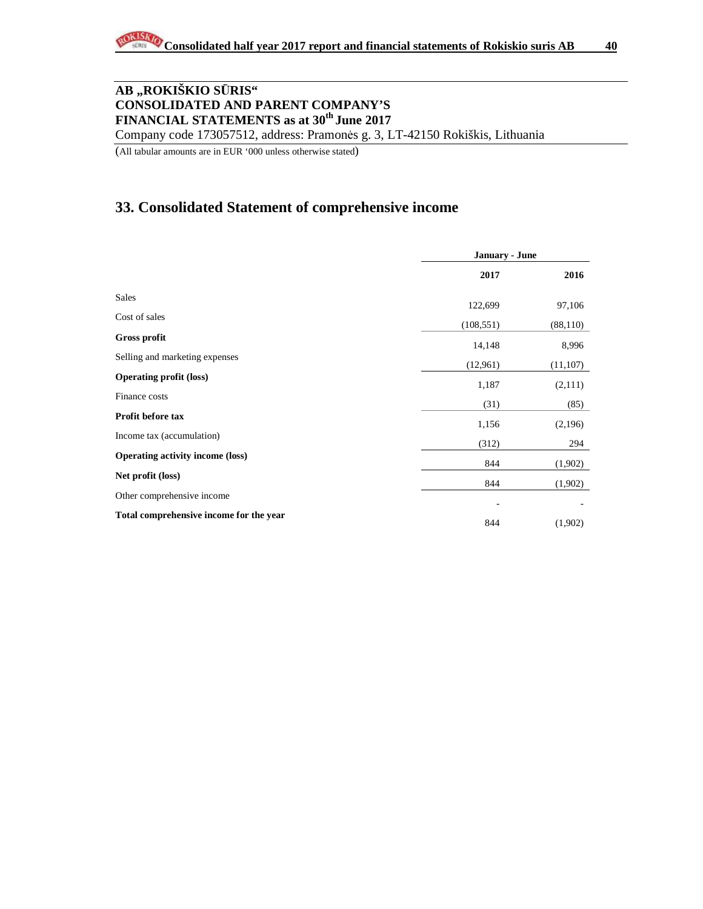## AB „ROKIŠKIO SŪRIS“
## CONSOLIDATED AND PARENT COMPANY'S
## FINANCIAL STATEMENTS as at 30th June 2017

Company code 173057512, address: Pramonės g. 3, LT-42150 Rokiškis, Lithuania

(All tabular amounts are in EUR '000 unless otherwise stated)

# 33. Consolidated Statement of comprehensive income

| | January - June | |
|---|---|---|
| | **2017** | **2016** |
| Sales | 122,699 | 97,106 |
| Cost of sales | (108,551) | (88,110) |
| **Gross profit** | 14,148 | 8,996 |
| Selling and marketing expenses | (12,961) | (11,107) |
| **Operating profit (loss)** | 1,187 | (2,111) |
| Finance costs | (31) | (85) |
| **Profit before tax** | 1,156 | (2,196) |
| Income tax (accumulation) | (312) | 294 |
| **Operating activity income (loss)** | 844 | (1,902) |
| **Net profit (loss)** | 844 | (1,902) |
| Other comprehensive income | - | - |
| **Total comprehensive income for the year** | 844 | (1,902) |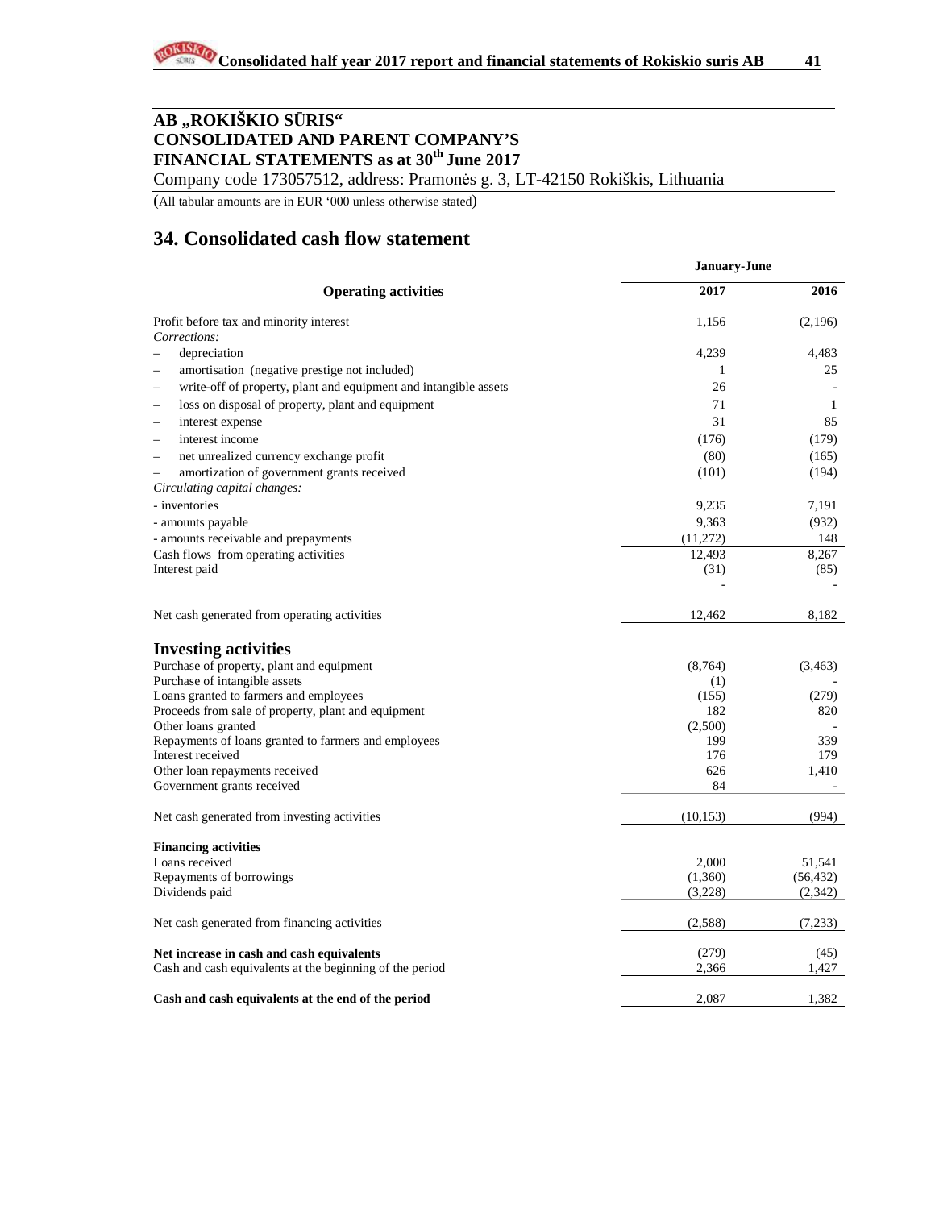# AB „ROKIŠKIO SŪRIS“
# CONSOLIDATED AND PARENT COMPANY'S FINANCIAL STATEMENTS as at 30th June 2017

Company code 173057512, address: Pramonės g. 3, LT-42150 Rokiškis, Lithuania

(All tabular amounts are in EUR '000 unless otherwise stated)

## 34. Consolidated cash flow statement

| | January-June | |
|---|---|---|
| **Operating activities** | **2017** | **2016** |
| Profit before tax and minority interest | 1,156 | (2,196) |
| *Corrections:* | | |
| – depreciation | 4,239 | 4,483 |
| – amortisation (negative prestige not included) | 1 | 25 |
| – write-off of property, plant and equipment and intangible assets | 26 | - |
| – loss on disposal of property, plant and equipment | 71 | 1 |
| – interest expense | 31 | 85 |
| – interest income | (176) | (179) |
| – net unrealized currency exchange profit | (80) | (165) |
| – amortization of government grants received | (101) | (194) |
| *Circulating capital changes:* | | |
| - inventories | 9,235 | 7,191 |
| - amounts payable | 9,363 | (932) |
| - amounts receivable and prepayments | (11,272) | 148 |
| Cash flows from operating activities | 12,493 | 8,267 |
| Interest paid | (31) | (85) |
| | - | - |
| Net cash generated from operating activities | 12,462 | 8,182 |
| **Investing activities** | | |
| Purchase of property, plant and equipment | (8,764) | (3,463) |
| Purchase of intangible assets | (1) | - |
| Loans granted to farmers and employees | (155) | (279) |
| Proceeds from sale of property, plant and equipment | 182 | 820 |
| Other loans granted | (2,500) | - |
| Repayments of loans granted to farmers and employees | 199 | 339 |
| Interest received | 176 | 179 |
| Other loan repayments received | 626 | 1,410 |
| Government grants received | 84 | - |
| Net cash generated from investing activities | (10,153) | (994) |
| **Financing activities** | | |
| Loans received | 2,000 | 51,541 |
| Repayments of borrowings | (1,360) | (56,432) |
| Dividends paid | (3,228) | (2,342) |
| Net cash generated from financing activities | (2,588) | (7,233) |
| **Net increase in cash and cash equivalents** | (279) | (45) |
| Cash and cash equivalents at the beginning of the period | 2,366 | 1,427 |
| **Cash and cash equivalents at the end of the period** | 2,087 | 1,382 |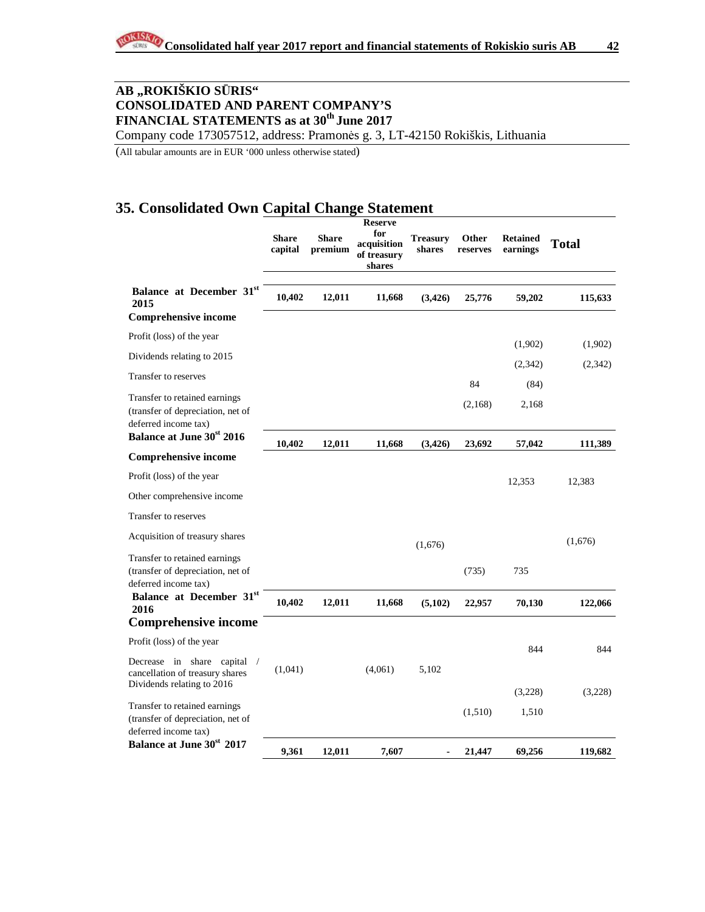## AB „ROKIŠKIO SŪRIS“ CONSOLIDATED AND PARENT COMPANY'S FINANCIAL STATEMENTS as at 30th June 2017

Company code 173057512, address: Pramonės g. 3, LT-42150 Rokiškis, Lithuania

(All tabular amounts are in EUR '000 unless otherwise stated)

# 35. Consolidated Own Capital Change Statement

| | Share capital | Share premium | Reserve for acquisition of treasury shares | Treasury shares | Other reserves | Retained earnings | Total |
|---|---|---|---|---|---|---|---|
| **Balance at December 31st 2015** | **10,402** | **12,011** | **11,668** | **(3,426)** | **25,776** | **59,202** | **115,633** |
| **Comprehensive income** | | | | | | | |
| Profit (loss) of the year | | | | | | (1,902) | (1,902) |
| Dividends relating to 2015 | | | | | | (2,342) | (2,342) |
| Transfer to reserves | | | | | 84 | (84) | |
| Transfer to retained earnings (transfer of depreciation, net of deferred income tax) | | | | | (2,168) | 2,168 | |
| **Balance at June 30st 2016** | **10,402** | **12,011** | **11,668** | **(3,426)** | **23,692** | **57,042** | **111,389** |
| **Comprehensive income** | | | | | | | |
| Profit (loss) of the year | | | | | | 12,353 | 12,383 |
| Other comprehensive income | | | | | | | |
| Transfer to reserves | | | | | | | |
| Acquisition of treasury shares | | | | (1,676) | | | (1,676) |
| Transfer to retained earnings (transfer of depreciation, net of deferred income tax) | | | | | (735) | 735 | |
| **Balance at December 31st 2016** | **10,402** | **12,011** | **11,668** | **(5,102)** | **22,957** | **70,130** | **122,066** |
| **Comprehensive income** | | | | | | | |
| Profit (loss) of the year | | | | | | 844 | 844 |
| Decrease in share capital / cancellation of treasury shares | (1,041) | | (4,061) | 5,102 | | | |
| Dividends relating to 2016 | | | | | | (3,228) | (3,228) |
| Transfer to retained earnings (transfer of depreciation, net of deferred income tax) | | | | | (1,510) | 1,510 | |
| **Balance at June 30st 2017** | **9,361** | **12,011** | **7,607** | **-** | **21,447** | **69,256** | **119,682** |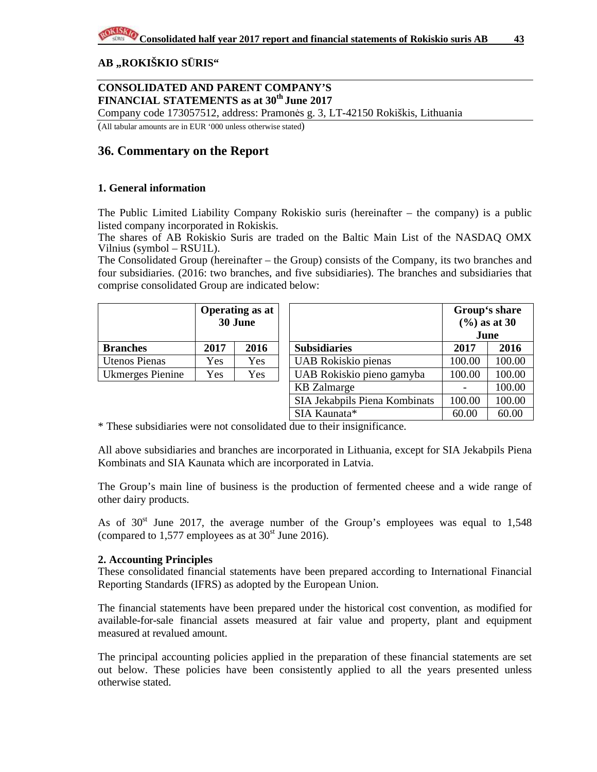AB „ROKIŠKIO SŪRIS“

**CONSOLIDATED AND PARENT COMPANY'S FINANCIAL STATEMENTS as at 30th June 2017**

Company code 173057512, address: Pramonės g. 3, LT-42150 Rokiškis, Lithuania

(All tabular amounts are in EUR '000 unless otherwise stated)

## 36. Commentary on the Report

### 1. General information

The Public Limited Liability Company Rokiskio suris (hereinafter – the company) is a public listed company incorporated in Rokiskis.

The shares of AB Rokiskio Suris are traded on the Baltic Main List of the NASDAQ OMX Vilnius (symbol – RSU1L).

The Consolidated Group (hereinafter – the Group) consists of the Company, its two branches and four subsidiaries. (2016: two branches, and five subsidiaries). The branches and subsidiaries that comprise consolidated Group are indicated below:

| | Operating as at 30 June | |
|---|---|---|
| **Branches** | **2017** | **2016** |
| Utenos Pienas | Yes | Yes |
| Ukmerges Pienine | Yes | Yes |

| | Group's share (%) as at 30 June | |
|---|---|---|
| **Subsidiaries** | **2017** | **2016** |
| UAB Rokiskio pienas | 100.00 | 100.00 |
| UAB Rokiskio pieno gamyba | 100.00 | 100.00 |
| KB Zalmarge | - | 100.00 |
| SIA Jekabpils Piena Kombinats | 100.00 | 100.00 |
| SIA Kaunata* | 60.00 | 60.00 |

\* These subsidiaries were not consolidated due to their insignificance.

All above subsidiaries and branches are incorporated in Lithuania, except for SIA Jekabpils Piena Kombinats and SIA Kaunata which are incorporated in Latvia.

The Group's main line of business is the production of fermented cheese and a wide range of other dairy products.

As of 30st June 2017, the average number of the Group's employees was equal to 1,548 (compared to 1,577 employees as at 30st June 2016).

### 2. Accounting Principles

These consolidated financial statements have been prepared according to International Financial Reporting Standards (IFRS) as adopted by the European Union.

The financial statements have been prepared under the historical cost convention, as modified for available-for-sale financial assets measured at fair value and property, plant and equipment measured at revalued amount.

The principal accounting policies applied in the preparation of these financial statements are set out below. These policies have been consistently applied to all the years presented unless otherwise stated.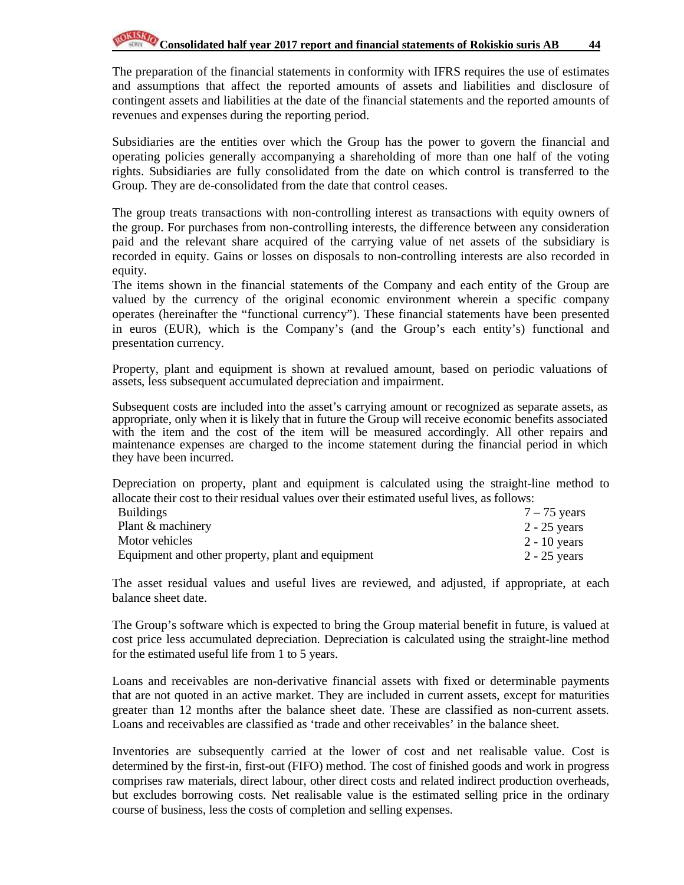The preparation of the financial statements in conformity with IFRS requires the use of estimates and assumptions that affect the reported amounts of assets and liabilities and disclosure of contingent assets and liabilities at the date of the financial statements and the reported amounts of revenues and expenses during the reporting period.

Subsidiaries are the entities over which the Group has the power to govern the financial and operating policies generally accompanying a shareholding of more than one half of the voting rights. Subsidiaries are fully consolidated from the date on which control is transferred to the Group. They are de-consolidated from the date that control ceases.

The group treats transactions with non-controlling interest as transactions with equity owners of the group. For purchases from non-controlling interests, the difference between any consideration paid and the relevant share acquired of the carrying value of net assets of the subsidiary is recorded in equity. Gains or losses on disposals to non-controlling interests are also recorded in equity.
The items shown in the financial statements of the Company and each entity of the Group are valued by the currency of the original economic environment wherein a specific company operates (hereinafter the "functional currency"). These financial statements have been presented in euros (EUR), which is the Company's (and the Group's each entity's) functional and presentation currency.

Property, plant and equipment is shown at revalued amount, based on periodic valuations of assets, less subsequent accumulated depreciation and impairment.

Subsequent costs are included into the asset's carrying amount or recognized as separate assets, as appropriate, only when it is likely that in future the Group will receive economic benefits associated with the item and the cost of the item will be measured accordingly. All other repairs and maintenance expenses are charged to the income statement during the financial period in which they have been incurred.

Depreciation on property, plant and equipment is calculated using the straight-line method to allocate their cost to their residual values over their estimated useful lives, as follows:

| | |
|---|---|
| Buildings | 7 – 75 years |
| Plant & machinery | 2 - 25 years |
| Motor vehicles | 2 - 10 years |
| Equipment and other property, plant and equipment | 2 - 25 years |

The asset residual values and useful lives are reviewed, and adjusted, if appropriate, at each balance sheet date.

The Group's software which is expected to bring the Group material benefit in future, is valued at cost price less accumulated depreciation. Depreciation is calculated using the straight-line method for the estimated useful life from 1 to 5 years.

Loans and receivables are non-derivative financial assets with fixed or determinable payments that are not quoted in an active market. They are included in current assets, except for maturities greater than 12 months after the balance sheet date. These are classified as non-current assets. Loans and receivables are classified as 'trade and other receivables' in the balance sheet.

Inventories are subsequently carried at the lower of cost and net realisable value. Cost is determined by the first-in, first-out (FIFO) method. The cost of finished goods and work in progress comprises raw materials, direct labour, other direct costs and related indirect production overheads, but excludes borrowing costs. Net realisable value is the estimated selling price in the ordinary course of business, less the costs of completion and selling expenses.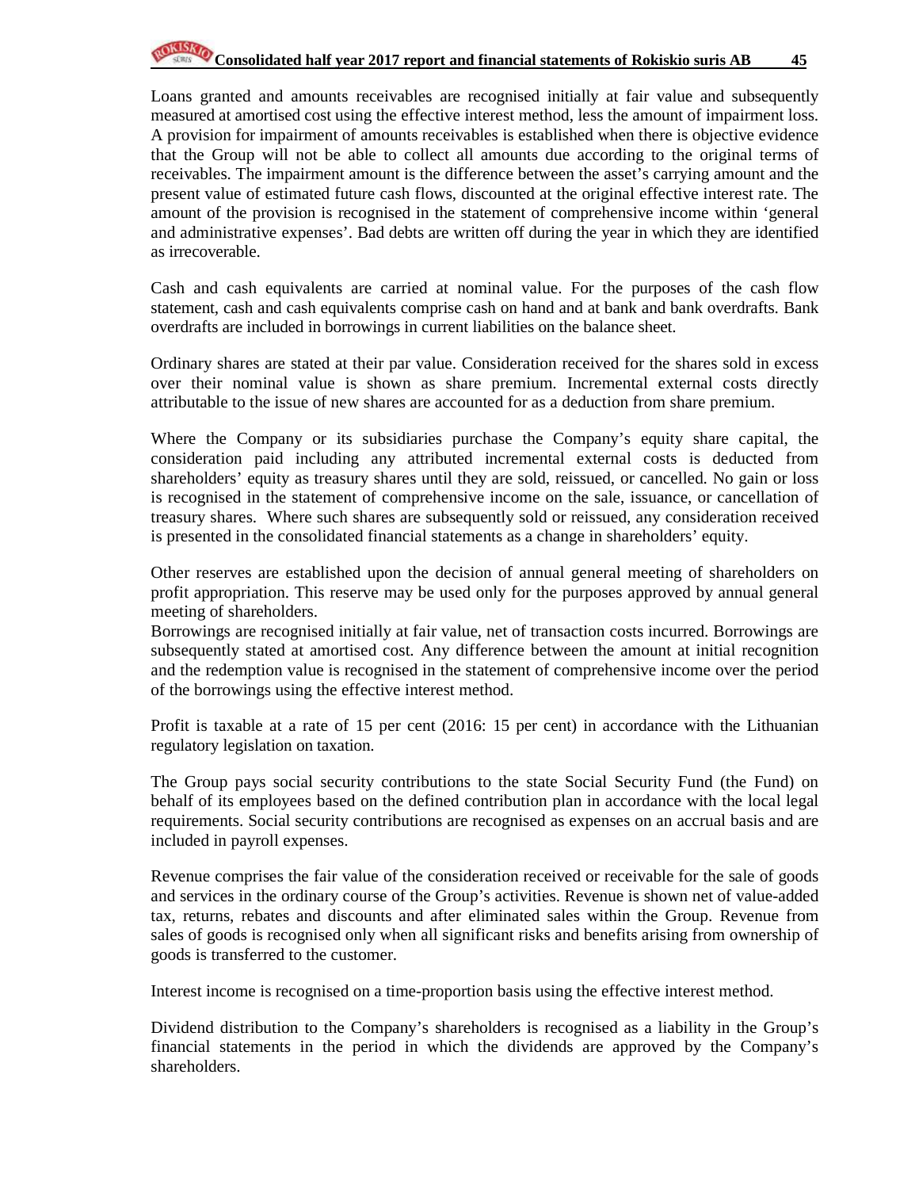Loans granted and amounts receivables are recognised initially at fair value and subsequently measured at amortised cost using the effective interest method, less the amount of impairment loss. A provision for impairment of amounts receivables is established when there is objective evidence that the Group will not be able to collect all amounts due according to the original terms of receivables. The impairment amount is the difference between the asset's carrying amount and the present value of estimated future cash flows, discounted at the original effective interest rate. The amount of the provision is recognised in the statement of comprehensive income within 'general and administrative expenses'. Bad debts are written off during the year in which they are identified as irrecoverable.

Cash and cash equivalents are carried at nominal value. For the purposes of the cash flow statement, cash and cash equivalents comprise cash on hand and at bank and bank overdrafts. Bank overdrafts are included in borrowings in current liabilities on the balance sheet.

Ordinary shares are stated at their par value. Consideration received for the shares sold in excess over their nominal value is shown as share premium. Incremental external costs directly attributable to the issue of new shares are accounted for as a deduction from share premium.

Where the Company or its subsidiaries purchase the Company's equity share capital, the consideration paid including any attributed incremental external costs is deducted from shareholders' equity as treasury shares until they are sold, reissued, or cancelled. No gain or loss is recognised in the statement of comprehensive income on the sale, issuance, or cancellation of treasury shares. Where such shares are subsequently sold or reissued, any consideration received is presented in the consolidated financial statements as a change in shareholders' equity.

Other reserves are established upon the decision of annual general meeting of shareholders on profit appropriation. This reserve may be used only for the purposes approved by annual general meeting of shareholders.

Borrowings are recognised initially at fair value, net of transaction costs incurred. Borrowings are subsequently stated at amortised cost. Any difference between the amount at initial recognition and the redemption value is recognised in the statement of comprehensive income over the period of the borrowings using the effective interest method.

Profit is taxable at a rate of 15 per cent (2016: 15 per cent) in accordance with the Lithuanian regulatory legislation on taxation.

The Group pays social security contributions to the state Social Security Fund (the Fund) on behalf of its employees based on the defined contribution plan in accordance with the local legal requirements. Social security contributions are recognised as expenses on an accrual basis and are included in payroll expenses.

Revenue comprises the fair value of the consideration received or receivable for the sale of goods and services in the ordinary course of the Group's activities. Revenue is shown net of value-added tax, returns, rebates and discounts and after eliminated sales within the Group. Revenue from sales of goods is recognised only when all significant risks and benefits arising from ownership of goods is transferred to the customer.

Interest income is recognised on a time-proportion basis using the effective interest method.

Dividend distribution to the Company's shareholders is recognised as a liability in the Group's financial statements in the period in which the dividends are approved by the Company's shareholders.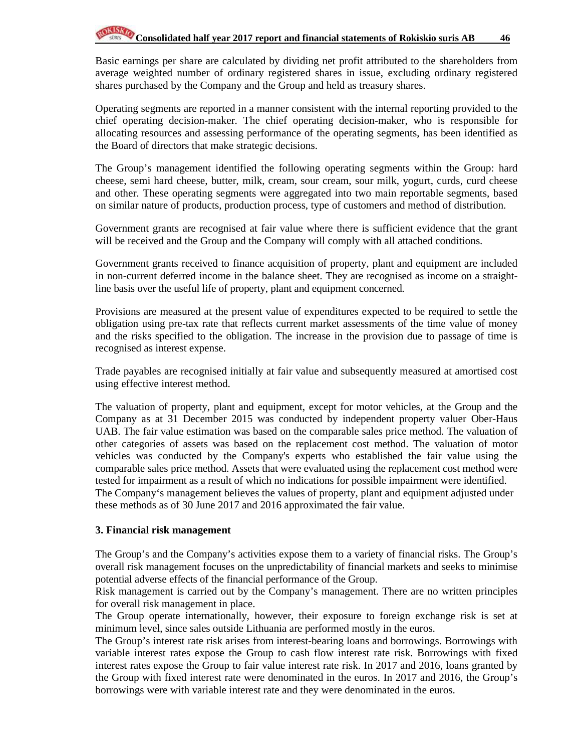Basic earnings per share are calculated by dividing net profit attributed to the shareholders from average weighted number of ordinary registered shares in issue, excluding ordinary registered shares purchased by the Company and the Group and held as treasury shares.

Operating segments are reported in a manner consistent with the internal reporting provided to the chief operating decision-maker. The chief operating decision-maker, who is responsible for allocating resources and assessing performance of the operating segments, has been identified as the Board of directors that make strategic decisions.

The Group's management identified the following operating segments within the Group: hard cheese, semi hard cheese, butter, milk, cream, sour cream, sour milk, yogurt, curds, curd cheese and other. These operating segments were aggregated into two main reportable segments, based on similar nature of products, production process, type of customers and method of distribution.

Government grants are recognised at fair value where there is sufficient evidence that the grant will be received and the Group and the Company will comply with all attached conditions.

Government grants received to finance acquisition of property, plant and equipment are included in non-current deferred income in the balance sheet. They are recognised as income on a straight-line basis over the useful life of property, plant and equipment concerned.

Provisions are measured at the present value of expenditures expected to be required to settle the obligation using pre-tax rate that reflects current market assessments of the time value of money and the risks specified to the obligation. The increase in the provision due to passage of time is recognised as interest expense.

Trade payables are recognised initially at fair value and subsequently measured at amortised cost using effective interest method.

The valuation of property, plant and equipment, except for motor vehicles, at the Group and the Company as at 31 December 2015 was conducted by independent property valuer Ober-Haus UAB. The fair value estimation was based on the comparable sales price method. The valuation of other categories of assets was based on the replacement cost method. The valuation of motor vehicles was conducted by the Company's experts who established the fair value using the comparable sales price method. Assets that were evaluated using the replacement cost method were tested for impairment as a result of which no indications for possible impairment were identified. The Company's management believes the values of property, plant and equipment adjusted under these methods as of 30 June 2017 and 2016 approximated the fair value.

## 3. Financial risk management

The Group's and the Company's activities expose them to a variety of financial risks. The Group's overall risk management focuses on the unpredictability of financial markets and seeks to minimise potential adverse effects of the financial performance of the Group.
Risk management is carried out by the Company's management. There are no written principles for overall risk management in place.
The Group operate internationally, however, their exposure to foreign exchange risk is set at minimum level, since sales outside Lithuania are performed mostly in the euros.
The Group's interest rate risk arises from interest-bearing loans and borrowings. Borrowings with variable interest rates expose the Group to cash flow interest rate risk. Borrowings with fixed interest rates expose the Group to fair value interest rate risk. In 2017 and 2016, loans granted by the Group with fixed interest rate were denominated in the euros. In 2017 and 2016, the Group's borrowings were with variable interest rate and they were denominated in the euros.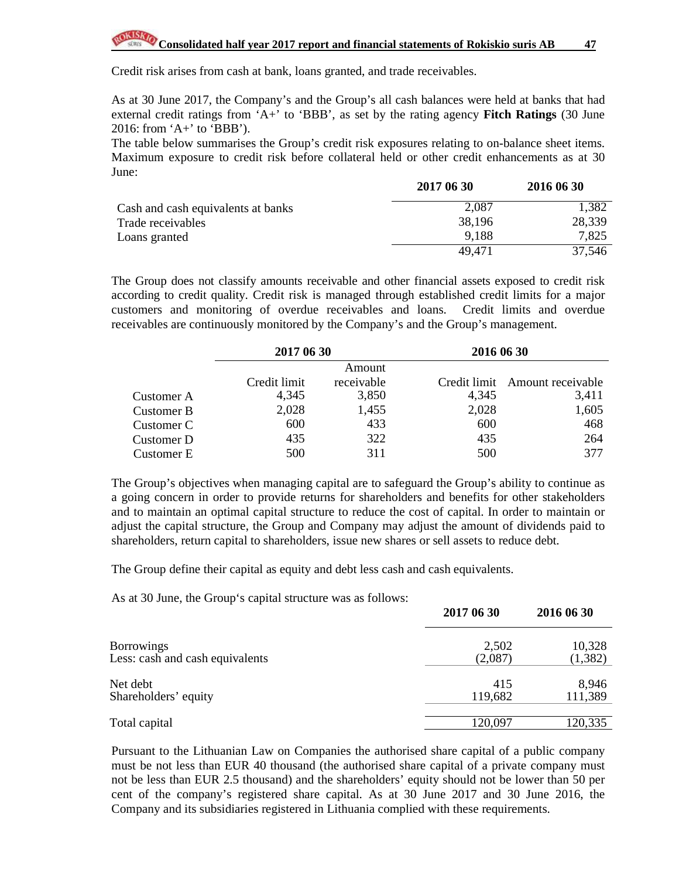Credit risk arises from cash at bank, loans granted, and trade receivables.

As at 30 June 2017, the Company's and the Group's all cash balances were held at banks that had external credit ratings from 'A+' to 'BBB', as set by the rating agency **Fitch Ratings** (30 June 2016: from 'A+' to 'BBB').

The table below summarises the Group's credit risk exposures relating to on-balance sheet items. Maximum exposure to credit risk before collateral held or other credit enhancements as at 30 June:

| | 2017 06 30 | 2016 06 30 |
|---|---|---|
| Cash and cash equivalents at banks | 2,087 | 1,382 |
| Trade receivables | 38,196 | 28,339 |
| Loans granted | 9,188 | 7,825 |
| | 49,471 | 37,546 |

The Group does not classify amounts receivable and other financial assets exposed to credit risk according to credit quality. Credit risk is managed through established credit limits for a major customers and monitoring of overdue receivables and loans. Credit limits and overdue receivables are continuously monitored by the Company's and the Group's management.

| | 2017 06 30 | | 2016 06 30 | |
|---|---|---|---|---|
| | Credit limit | Amount receivable | Credit limit | Amount receivable |
| Customer A | 4,345 | 3,850 | 4,345 | 3,411 |
| Customer B | 2,028 | 1,455 | 2,028 | 1,605 |
| Customer C | 600 | 433 | 600 | 468 |
| Customer D | 435 | 322 | 435 | 264 |
| Customer E | 500 | 311 | 500 | 377 |

The Group's objectives when managing capital are to safeguard the Group's ability to continue as a going concern in order to provide returns for shareholders and benefits for other stakeholders and to maintain an optimal capital structure to reduce the cost of capital. In order to maintain or adjust the capital structure, the Group and Company may adjust the amount of dividends paid to shareholders, return capital to shareholders, issue new shares or sell assets to reduce debt.

The Group define their capital as equity and debt less cash and cash equivalents.

As at 30 June, the Group's capital structure was as follows:

| | 2017 06 30 | 2016 06 30 |
|---|---|---|
| Borrowings | 2,502 | 10,328 |
| Less: cash and cash equivalents | (2,087) | (1,382) |
| Net debt | 415 | 8,946 |
| Shareholders' equity | 119,682 | 111,389 |
| Total capital | 120,097 | 120,335 |

Pursuant to the Lithuanian Law on Companies the authorised share capital of a public company must be not less than EUR 40 thousand (the authorised share capital of a private company must not be less than EUR 2.5 thousand) and the shareholders' equity should not be lower than 50 per cent of the company's registered share capital. As at 30 June 2017 and 30 June 2016, the Company and its subsidiaries registered in Lithuania complied with these requirements.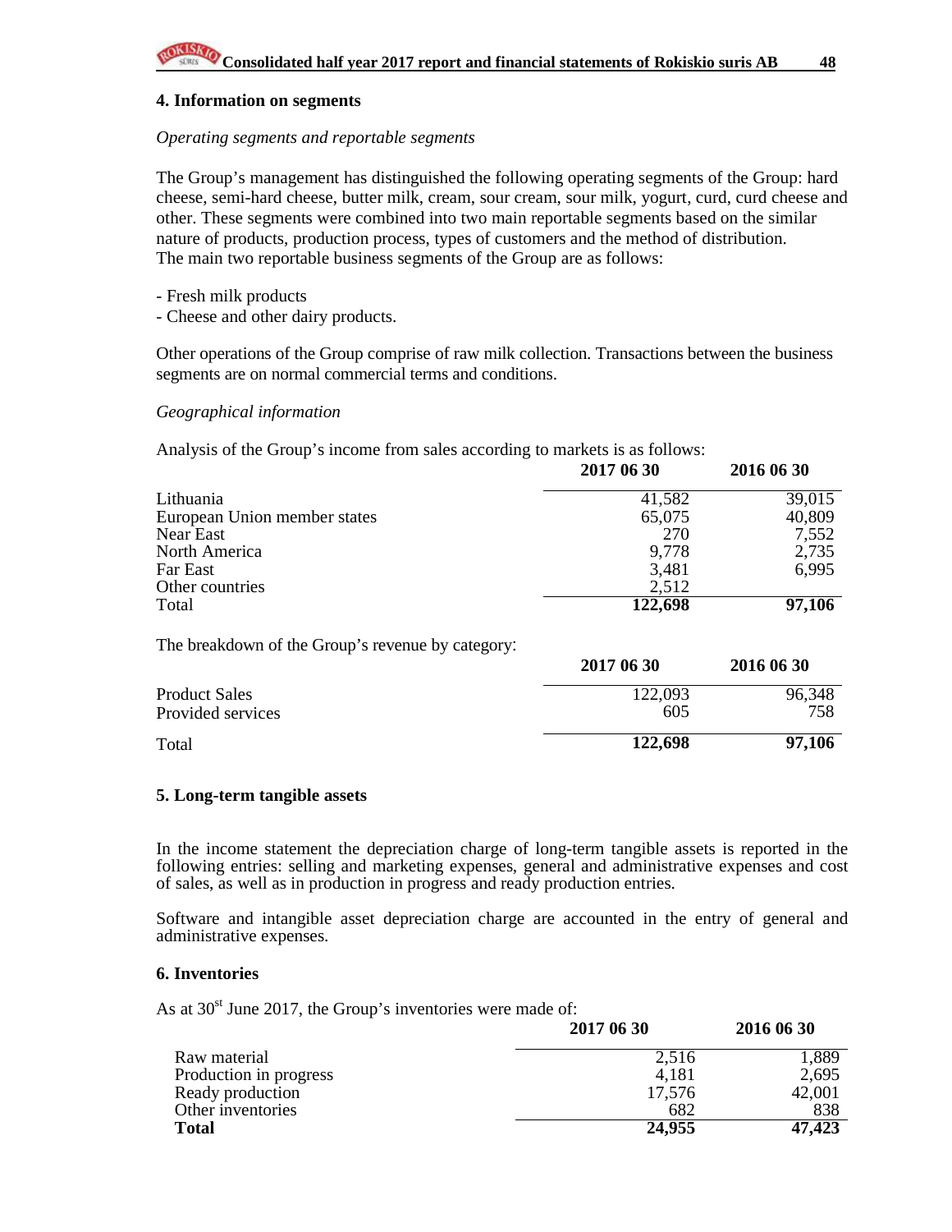## 4. Information on segments

*Operating segments and reportable segments*

The Group's management has distinguished the following operating segments of the Group: hard cheese, semi-hard cheese, butter milk, cream, sour cream, sour milk, yogurt, curd, curd cheese and other. These segments were combined into two main reportable segments based on the similar nature of products, production process, types of customers and the method of distribution. The main two reportable business segments of the Group are as follows:

- Fresh milk products
- Cheese and other dairy products.

Other operations of the Group comprise of raw milk collection. Transactions between the business segments are on normal commercial terms and conditions.

*Geographical information*

Analysis of the Group's income from sales according to markets is as follows:

| | 2017 06 30 | 2016 06 30 |
|---|---|---|
| Lithuania | 41,582 | 39,015 |
| European Union member states | 65,075 | 40,809 |
| Near East | 270 | 7,552 |
| North America | 9,778 | 2,735 |
| Far East | 3,481 | 6,995 |
| Other countries | 2,512 | |
| Total | **122,698** | **97,106** |

The breakdown of the Group's revenue by category:

| | 2017 06 30 | 2016 06 30 |
|---|---|---|
| Product Sales | 122,093 | 96,348 |
| Provided services | 605 | 758 |
| Total | **122,698** | **97,106** |

## 5. Long-term tangible assets

In the income statement the depreciation charge of long-term tangible assets is reported in the following entries: selling and marketing expenses, general and administrative expenses and cost of sales, as well as in production in progress and ready production entries.

Software and intangible asset depreciation charge are accounted in the entry of general and administrative expenses.

## 6. Inventories

As at 30st June 2017, the Group's inventories were made of:

| | 2017 06 30 | 2016 06 30 |
|---|---|---|
| Raw material | 2,516 | 1,889 |
| Production in progress | 4,181 | 2,695 |
| Ready production | 17,576 | 42,001 |
| Other inventories | 682 | 838 |
| **Total** | **24,955** | **47,423** |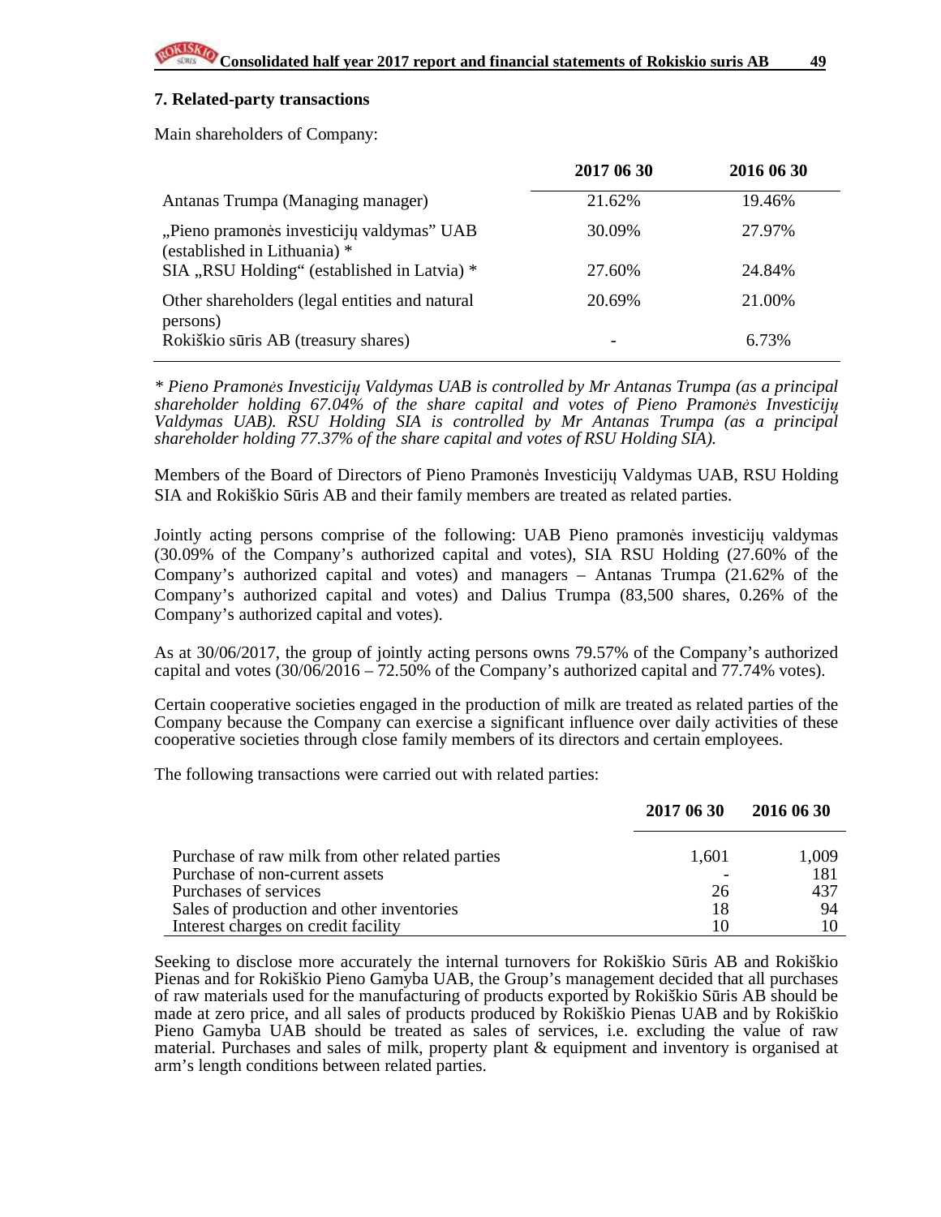## 7. Related-party transactions

Main shareholders of Company:

| | 2017 06 30 | 2016 06 30 |
|---|---|---|
| Antanas Trumpa (Managing manager) | 21.62% | 19.46% |
| „Pieno pramonės investicijų valdymas" UAB (established in Lithuania) * | 30.09% | 27.97% |
| SIA „RSU Holding" (established in Latvia) * | 27.60% | 24.84% |
| Other shareholders (legal entities and natural persons) | 20.69% | 21.00% |
| Rokiškio sūris AB (treasury shares) | - | 6.73% |

*\* Pieno Pramonės Investicijų Valdymas UAB is controlled by Mr Antanas Trumpa (as a principal shareholder holding 67.04% of the share capital and votes of Pieno Pramonės Investicijų Valdymas UAB). RSU Holding SIA is controlled by Mr Antanas Trumpa (as a principal shareholder holding 77.37% of the share capital and votes of RSU Holding SIA).*

Members of the Board of Directors of Pieno Pramonės Investicijų Valdymas UAB, RSU Holding SIA and Rokiškio Sūris AB and their family members are treated as related parties.

Jointly acting persons comprise of the following: UAB Pieno pramonės investicijų valdymas (30.09% of the Company's authorized capital and votes), SIA RSU Holding (27.60% of the Company's authorized capital and votes) and managers – Antanas Trumpa (21.62% of the Company's authorized capital and votes) and Dalius Trumpa (83,500 shares, 0.26% of the Company's authorized capital and votes).

As at 30/06/2017, the group of jointly acting persons owns 79.57% of the Company's authorized capital and votes (30/06/2016 – 72.50% of the Company's authorized capital and 77.74% votes).

Certain cooperative societies engaged in the production of milk are treated as related parties of the Company because the Company can exercise a significant influence over daily activities of these cooperative societies through close family members of its directors and certain employees.

The following transactions were carried out with related parties:

| | 2017 06 30 | 2016 06 30 |
|---|---|---|
| Purchase of raw milk from other related parties | 1,601 | 1,009 |
| Purchase of non-current assets | - | 181 |
| Purchases of services | 26 | 437 |
| Sales of production and other inventories | 18 | 94 |
| Interest charges on credit facility | 10 | 10 |

Seeking to disclose more accurately the internal turnovers for Rokiškio Sūris AB and Rokiškio Pienas and for Rokiškio Pieno Gamyba UAB, the Group's management decided that all purchases of raw materials used for the manufacturing of products exported by Rokiškio Sūris AB should be made at zero price, and all sales of products produced by Rokiškio Pienas UAB and by Rokiškio Pieno Gamyba UAB should be treated as sales of services, i.e. excluding the value of raw material. Purchases and sales of milk, property plant & equipment and inventory is organised at arm's length conditions between related parties.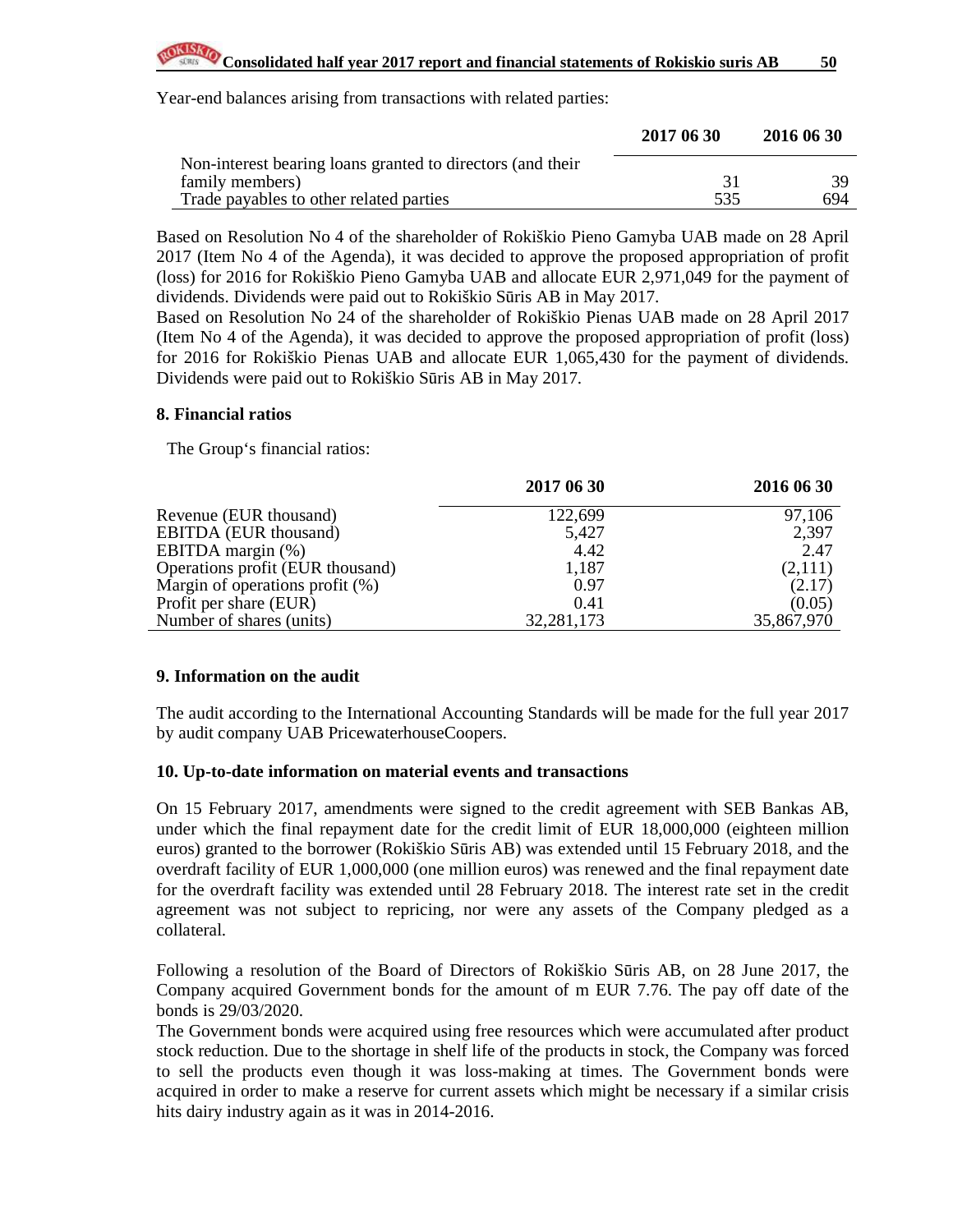Year-end balances arising from transactions with related parties:

| | 2017 06 30 | 2016 06 30 |
|---|---|---|
| Non-interest bearing loans granted to directors (and their family members) | 31 | 39 |
| Trade payables to other related parties | 535 | 694 |

Based on Resolution No 4 of the shareholder of Rokiškio Pieno Gamyba UAB made on 28 April 2017 (Item No 4 of the Agenda), it was decided to approve the proposed appropriation of profit (loss) for 2016 for Rokiškio Pieno Gamyba UAB and allocate EUR 2,971,049 for the payment of dividends. Dividends were paid out to Rokiškio Sūris AB in May 2017.
Based on Resolution No 24 of the shareholder of Rokiškio Pienas UAB made on 28 April 2017 (Item No 4 of the Agenda), it was decided to approve the proposed appropriation of profit (loss) for 2016 for Rokiškio Pienas UAB and allocate EUR 1,065,430 for the payment of dividends. Dividends were paid out to Rokiškio Sūris AB in May 2017.

## 8. Financial ratios

The Group's financial ratios:

| | 2017 06 30 | 2016 06 30 |
|---|---|---|
| Revenue (EUR thousand) | 122,699 | 97,106 |
| EBITDA (EUR thousand) | 5,427 | 2,397 |
| EBITDA margin (%) | 4.42 | 2.47 |
| Operations profit (EUR thousand) | 1,187 | (2,111) |
| Margin of operations profit (%) | 0.97 | (2.17) |
| Profit per share (EUR) | 0.41 | (0.05) |
| Number of shares (units) | 32,281,173 | 35,867,970 |

## 9. Information on the audit

The audit according to the International Accounting Standards will be made for the full year 2017 by audit company UAB PricewaterhouseCoopers.

## 10. Up-to-date information on material events and transactions

On 15 February 2017, amendments were signed to the credit agreement with SEB Bankas AB, under which the final repayment date for the credit limit of EUR 18,000,000 (eighteen million euros) granted to the borrower (Rokiškio Sūris AB) was extended until 15 February 2018, and the overdraft facility of EUR 1,000,000 (one million euros) was renewed and the final repayment date for the overdraft facility was extended until 28 February 2018. The interest rate set in the credit agreement was not subject to repricing, nor were any assets of the Company pledged as a collateral.

Following a resolution of the Board of Directors of Rokiškio Sūris AB, on 28 June 2017, the Company acquired Government bonds for the amount of m EUR 7.76. The pay off date of the bonds is 29/03/2020.
The Government bonds were acquired using free resources which were accumulated after product stock reduction. Due to the shortage in shelf life of the products in stock, the Company was forced to sell the products even though it was loss-making at times. The Government bonds were acquired in order to make a reserve for current assets which might be necessary if a similar crisis hits dairy industry again as it was in 2014-2016.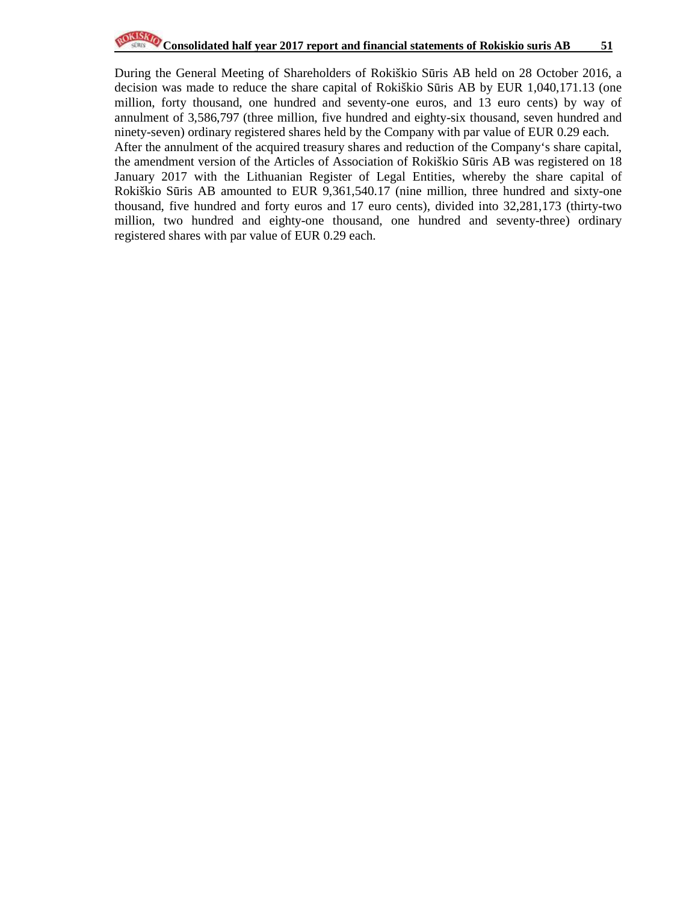During the General Meeting of Shareholders of Rokiškio Sūris AB held on 28 October 2016, a decision was made to reduce the share capital of Rokiškio Sūris AB by EUR 1,040,171.13 (one million, forty thousand, one hundred and seventy-one euros, and 13 euro cents) by way of annulment of 3,586,797 (three million, five hundred and eighty-six thousand, seven hundred and ninety-seven) ordinary registered shares held by the Company with par value of EUR 0.29 each.
After the annulment of the acquired treasury shares and reduction of the Company's share capital, the amendment version of the Articles of Association of Rokiškio Sūris AB was registered on 18 January 2017 with the Lithuanian Register of Legal Entities, whereby the share capital of Rokiškio Sūris AB amounted to EUR 9,361,540.17 (nine million, three hundred and sixty-one thousand, five hundred and forty euros and 17 euro cents), divided into 32,281,173 (thirty-two million, two hundred and eighty-one thousand, one hundred and seventy-three) ordinary registered shares with par value of EUR 0.29 each.